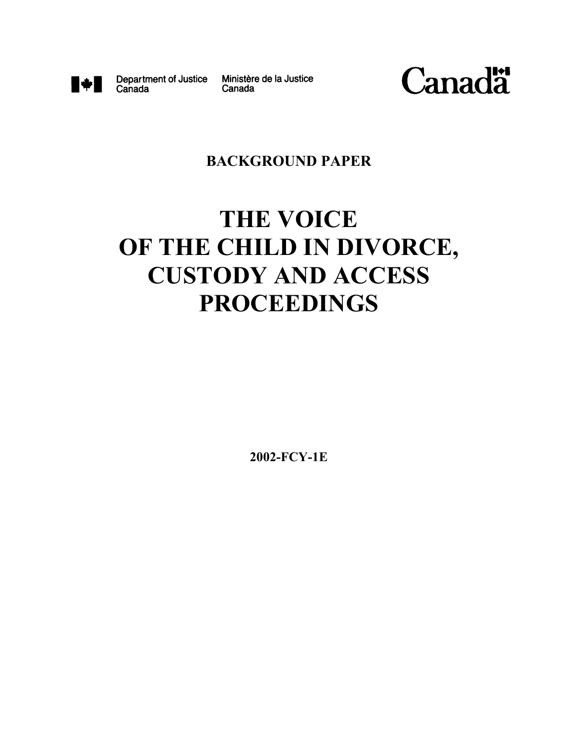Department of Justice Canada | Ministère de la Justice Canada

Canada

**BACKGROUND PAPER**

# THE VOICE OF THE CHILD IN DIVORCE, CUSTODY AND ACCESS PROCEEDINGS

**2002-FCY-1E**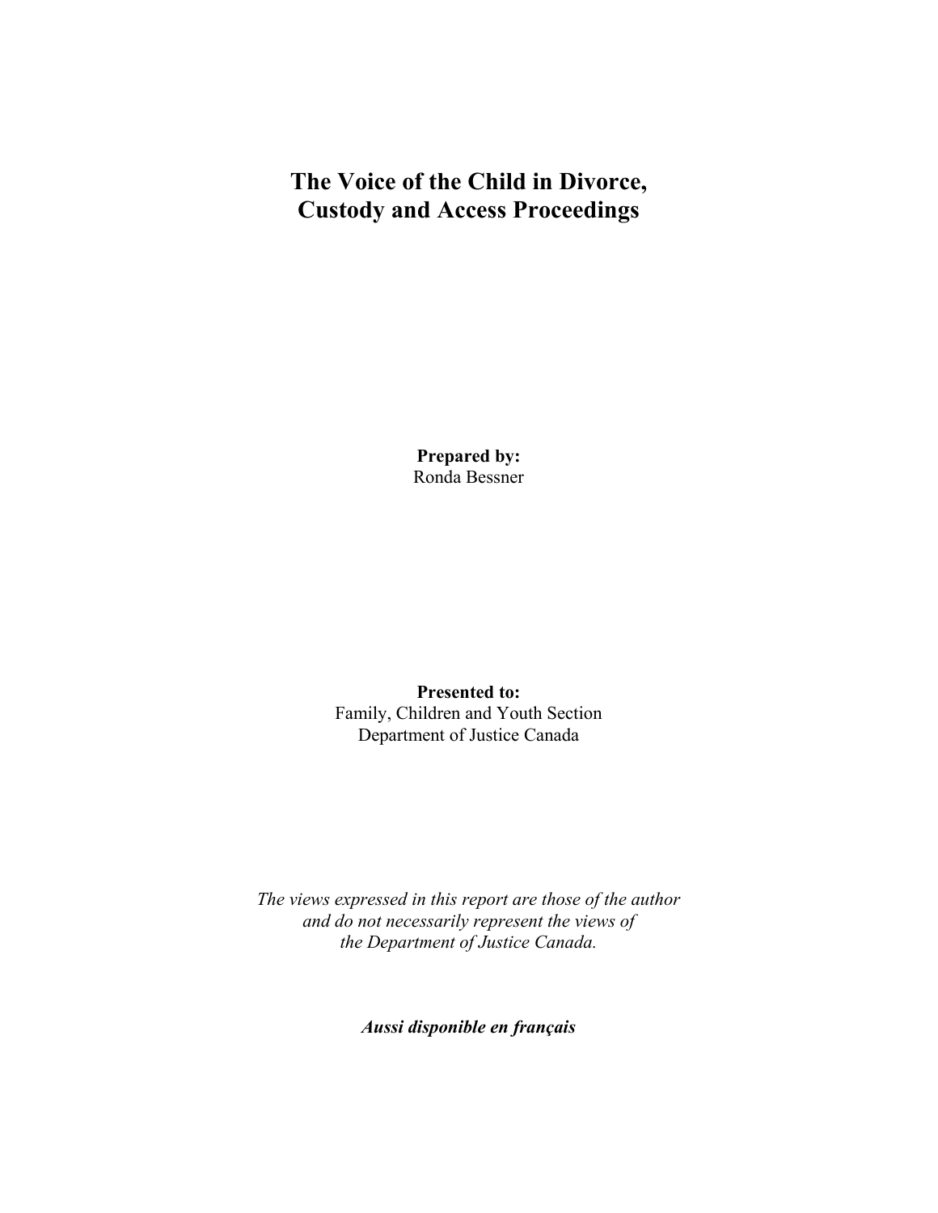# The Voice of the Child in Divorce, Custody and Access Proceedings

**Prepared by:**
Ronda Bessner

**Presented to:**
Family, Children and Youth Section
Department of Justice Canada

*The views expressed in this report are those of the author and do not necessarily represent the views of the Department of Justice Canada.*

***Aussi disponible en français***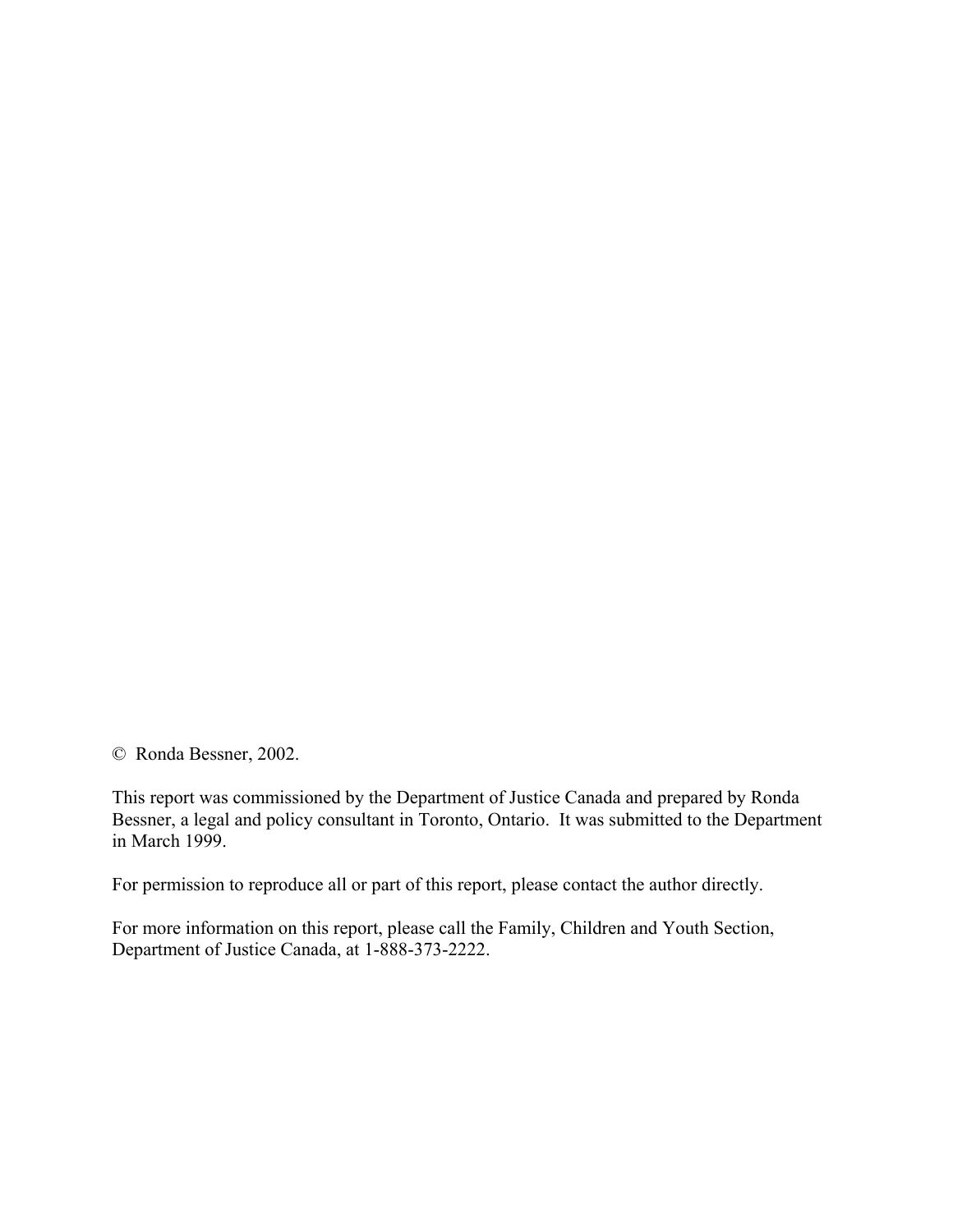© Ronda Bessner, 2002.

This report was commissioned by the Department of Justice Canada and prepared by Ronda Bessner, a legal and policy consultant in Toronto, Ontario. It was submitted to the Department in March 1999.

For permission to reproduce all or part of this report, please contact the author directly.

For more information on this report, please call the Family, Children and Youth Section, Department of Justice Canada, at 1-888-373-2222.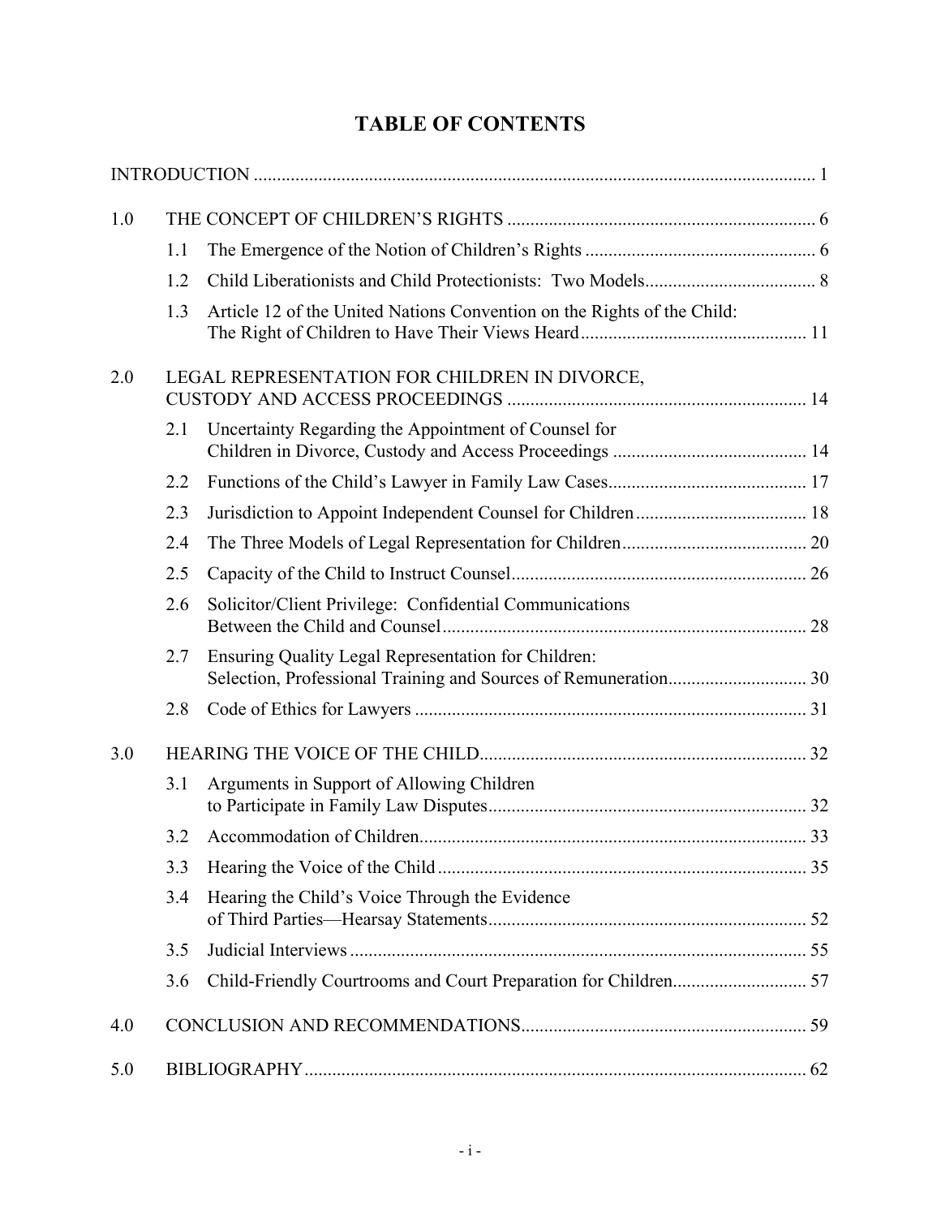# TABLE OF CONTENTS

INTRODUCTION ..... 1

1.0 THE CONCEPT OF CHILDREN'S RIGHTS ..... 6

- 1.1 The Emergence of the Notion of Children's Rights ..... 6
- 1.2 Child Liberationists and Child Protectionists: Two Models ..... 8
- 1.3 Article 12 of the United Nations Convention on the Rights of the Child: The Right of Children to Have Their Views Heard ..... 11

2.0 LEGAL REPRESENTATION FOR CHILDREN IN DIVORCE, CUSTODY AND ACCESS PROCEEDINGS ..... 14

- 2.1 Uncertainty Regarding the Appointment of Counsel for Children in Divorce, Custody and Access Proceedings ..... 14
- 2.2 Functions of the Child's Lawyer in Family Law Cases ..... 17
- 2.3 Jurisdiction to Appoint Independent Counsel for Children ..... 18
- 2.4 The Three Models of Legal Representation for Children ..... 20
- 2.5 Capacity of the Child to Instruct Counsel ..... 26
- 2.6 Solicitor/Client Privilege: Confidential Communications Between the Child and Counsel ..... 28
- 2.7 Ensuring Quality Legal Representation for Children: Selection, Professional Training and Sources of Remuneration ..... 30
- 2.8 Code of Ethics for Lawyers ..... 31

3.0 HEARING THE VOICE OF THE CHILD ..... 32

- 3.1 Arguments in Support of Allowing Children to Participate in Family Law Disputes ..... 32
- 3.2 Accommodation of Children ..... 33
- 3.3 Hearing the Voice of the Child ..... 35
- 3.4 Hearing the Child's Voice Through the Evidence of Third Parties—Hearsay Statements ..... 52
- 3.5 Judicial Interviews ..... 55
- 3.6 Child-Friendly Courtrooms and Court Preparation for Children ..... 57

4.0 CONCLUSION AND RECOMMENDATIONS ..... 59

5.0 BIBLIOGRAPHY ..... 62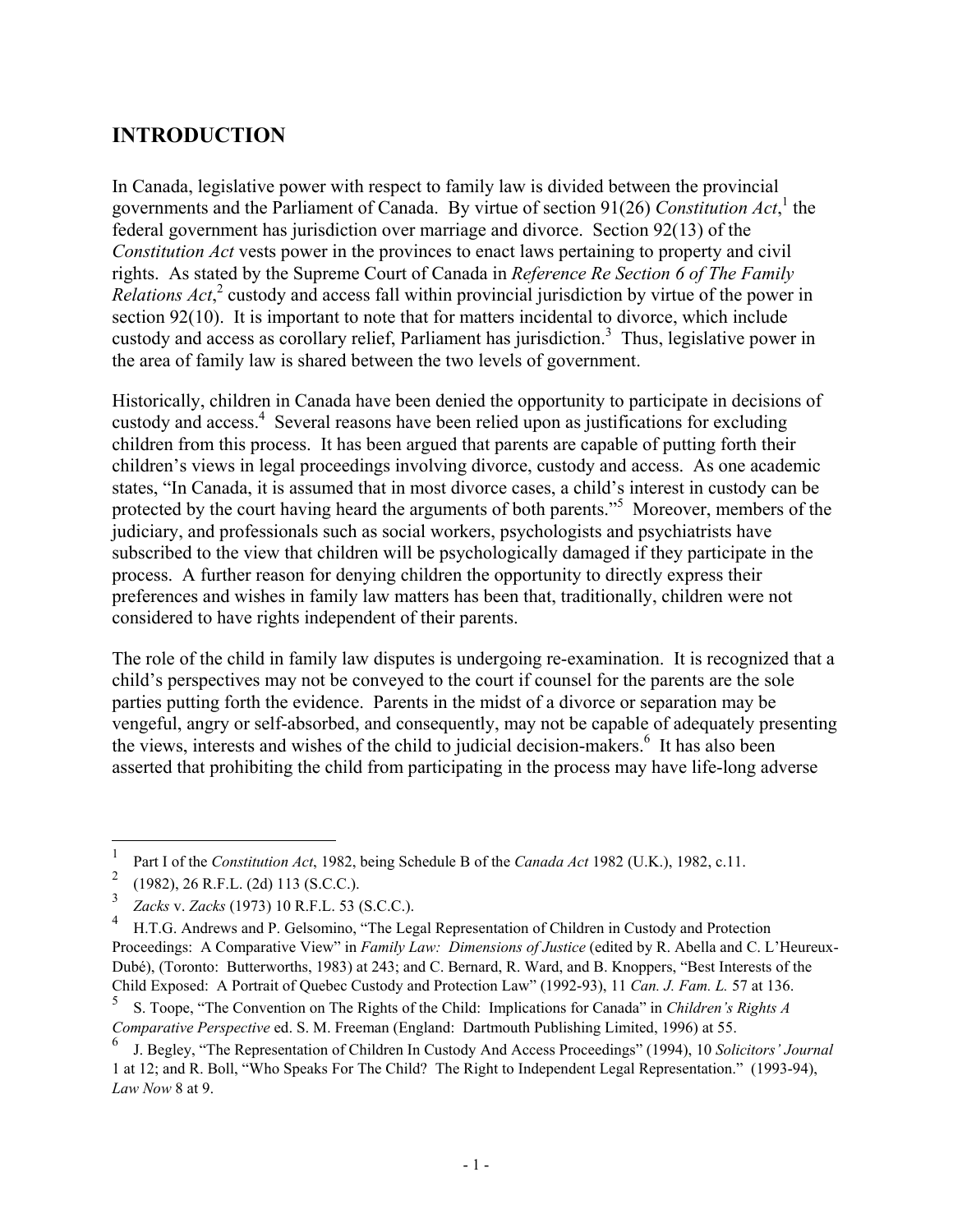## INTRODUCTION

In Canada, legislative power with respect to family law is divided between the provincial governments and the Parliament of Canada. By virtue of section 91(26) *Constitution Act*,[1] the federal government has jurisdiction over marriage and divorce. Section 92(13) of the *Constitution Act* vests power in the provinces to enact laws pertaining to property and civil rights. As stated by the Supreme Court of Canada in *Reference Re Section 6 of The Family Relations Act*,[2] custody and access fall within provincial jurisdiction by virtue of the power in section 92(10). It is important to note that for matters incidental to divorce, which include custody and access as corollary relief, Parliament has jurisdiction.[3] Thus, legislative power in the area of family law is shared between the two levels of government.

Historically, children in Canada have been denied the opportunity to participate in decisions of custody and access.[4] Several reasons have been relied upon as justifications for excluding children from this process. It has been argued that parents are capable of putting forth their children's views in legal proceedings involving divorce, custody and access. As one academic states, "In Canada, it is assumed that in most divorce cases, a child's interest in custody can be protected by the court having heard the arguments of both parents."[5] Moreover, members of the judiciary, and professionals such as social workers, psychologists and psychiatrists have subscribed to the view that children will be psychologically damaged if they participate in the process. A further reason for denying children the opportunity to directly express their preferences and wishes in family law matters has been that, traditionally, children were not considered to have rights independent of their parents.

The role of the child in family law disputes is undergoing re-examination. It is recognized that a child's perspectives may not be conveyed to the court if counsel for the parents are the sole parties putting forth the evidence. Parents in the midst of a divorce or separation may be vengeful, angry or self-absorbed, and consequently, may not be capable of adequately presenting the views, interests and wishes of the child to judicial decision-makers.[6] It has also been asserted that prohibiting the child from participating in the process may have life-long adverse

---

[1] Part I of the *Constitution Act*, 1982, being Schedule B of the *Canada Act* 1982 (U.K.), 1982, c.11.

[2] (1982), 26 R.F.L. (2d) 113 (S.C.C.).

[3] *Zacks* v. *Zacks* (1973) 10 R.F.L. 53 (S.C.C.).

[4] H.T.G. Andrews and P. Gelsomino, "The Legal Representation of Children in Custody and Protection Proceedings: A Comparative View" in *Family Law: Dimensions of Justice* (edited by R. Abella and C. L'Heureux-Dubé), (Toronto: Butterworths, 1983) at 243; and C. Bernard, R. Ward, and B. Knoppers, "Best Interests of the Child Exposed: A Portrait of Quebec Custody and Protection Law" (1992-93), 11 *Can. J. Fam. L.* 57 at 136.

[5] S. Toope, "The Convention on The Rights of the Child: Implications for Canada" in *Children's Rights A Comparative Perspective* ed. S. M. Freeman (England: Dartmouth Publishing Limited, 1996) at 55.

[6] J. Begley, "The Representation of Children In Custody And Access Proceedings" (1994), 10 *Solicitors' Journal* 1 at 12; and R. Boll, "Who Speaks For The Child? The Right to Independent Legal Representation." (1993-94), *Law Now* 8 at 9.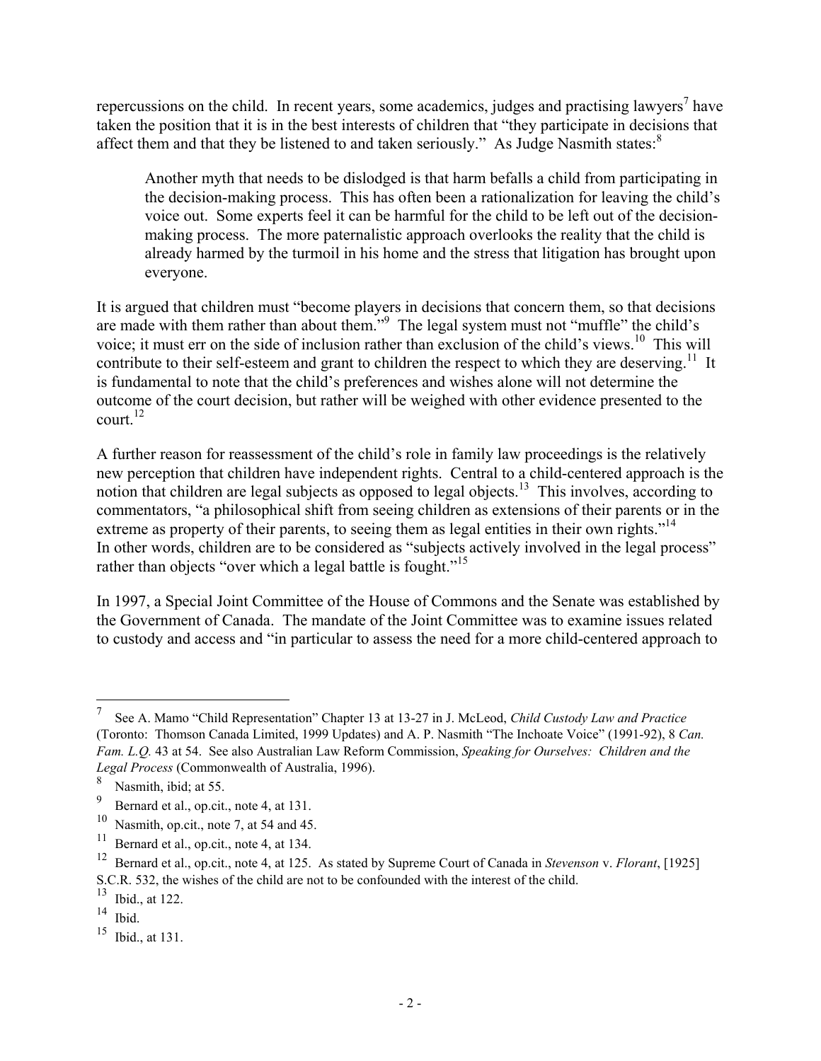repercussions on the child. In recent years, some academics, judges and practising lawyers[7] have taken the position that it is in the best interests of children that "they participate in decisions that affect them and that they be listened to and taken seriously." As Judge Nasmith states:[8]

> Another myth that needs to be dislodged is that harm befalls a child from participating in the decision-making process. This has often been a rationalization for leaving the child's voice out. Some experts feel it can be harmful for the child to be left out of the decision-making process. The more paternalistic approach overlooks the reality that the child is already harmed by the turmoil in his home and the stress that litigation has brought upon everyone.

It is argued that children must "become players in decisions that concern them, so that decisions are made with them rather than about them."[9] The legal system must not "muffle" the child's voice; it must err on the side of inclusion rather than exclusion of the child's views.[10] This will contribute to their self-esteem and grant to children the respect to which they are deserving.[11] It is fundamental to note that the child's preferences and wishes alone will not determine the outcome of the court decision, but rather will be weighed with other evidence presented to the court.[12]

A further reason for reassessment of the child's role in family law proceedings is the relatively new perception that children have independent rights. Central to a child-centered approach is the notion that children are legal subjects as opposed to legal objects.[13] This involves, according to commentators, "a philosophical shift from seeing children as extensions of their parents or in the extreme as property of their parents, to seeing them as legal entities in their own rights."[14] In other words, children are to be considered as "subjects actively involved in the legal process" rather than objects "over which a legal battle is fought."[15]

In 1997, a Special Joint Committee of the House of Commons and the Senate was established by the Government of Canada. The mandate of the Joint Committee was to examine issues related to custody and access and "in particular to assess the need for a more child-centered approach to

---

[7] See A. Mamo "Child Representation" Chapter 13 at 13-27 in J. McLeod, *Child Custody Law and Practice* (Toronto: Thomson Canada Limited, 1999 Updates) and A. P. Nasmith "The Inchoate Voice" (1991-92), 8 *Can. Fam. L.Q.* 43 at 54. See also Australian Law Reform Commission, *Speaking for Ourselves: Children and the Legal Process* (Commonwealth of Australia, 1996).

[8] Nasmith, ibid; at 55.

[9] Bernard et al., op.cit., note 4, at 131.

[10] Nasmith, op.cit., note 7, at 54 and 45.

[11] Bernard et al., op.cit., note 4, at 134.

[12] Bernard et al., op.cit., note 4, at 125. As stated by Supreme Court of Canada in *Stevenson* v. *Florant*, [1925] S.C.R. 532, the wishes of the child are not to be confounded with the interest of the child.

[13] Ibid., at 122.

[14] Ibid.

[15] Ibid., at 131.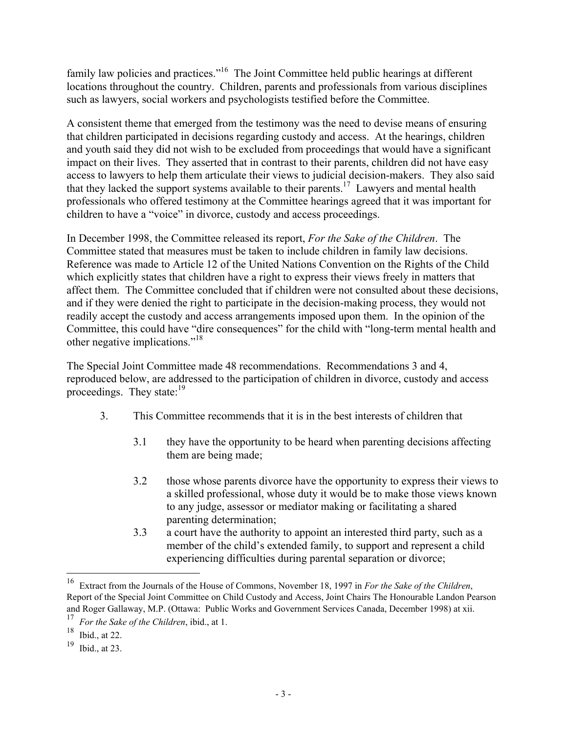family law policies and practices."[16] The Joint Committee held public hearings at different locations throughout the country. Children, parents and professionals from various disciplines such as lawyers, social workers and psychologists testified before the Committee.

A consistent theme that emerged from the testimony was the need to devise means of ensuring that children participated in decisions regarding custody and access. At the hearings, children and youth said they did not wish to be excluded from proceedings that would have a significant impact on their lives. They asserted that in contrast to their parents, children did not have easy access to lawyers to help them articulate their views to judicial decision-makers. They also said that they lacked the support systems available to their parents.[17] Lawyers and mental health professionals who offered testimony at the Committee hearings agreed that it was important for children to have a "voice" in divorce, custody and access proceedings.

In December 1998, the Committee released its report, *For the Sake of the Children*. The Committee stated that measures must be taken to include children in family law decisions. Reference was made to Article 12 of the United Nations Convention on the Rights of the Child which explicitly states that children have a right to express their views freely in matters that affect them. The Committee concluded that if children were not consulted about these decisions, and if they were denied the right to participate in the decision-making process, they would not readily accept the custody and access arrangements imposed upon them. In the opinion of the Committee, this could have "dire consequences" for the child with "long-term mental health and other negative implications."[18]

The Special Joint Committee made 48 recommendations. Recommendations 3 and 4, reproduced below, are addressed to the participation of children in divorce, custody and access proceedings. They state:[19]

3. This Committee recommends that it is in the best interests of children that

   3.1 they have the opportunity to be heard when parenting decisions affecting them are being made;

   3.2 those whose parents divorce have the opportunity to express their views to a skilled professional, whose duty it would be to make those views known to any judge, assessor or mediator making or facilitating a shared parenting determination;

   3.3 a court have the authority to appoint an interested third party, such as a member of the child's extended family, to support and represent a child experiencing difficulties during parental separation or divorce;

---

[16] Extract from the Journals of the House of Commons, November 18, 1997 in *For the Sake of the Children*, Report of the Special Joint Committee on Child Custody and Access, Joint Chairs The Honourable Landon Pearson and Roger Gallaway, M.P. (Ottawa: Public Works and Government Services Canada, December 1998) at xii.

[17] *For the Sake of the Children*, ibid., at 1.

[18] Ibid., at 22.

[19] Ibid., at 23.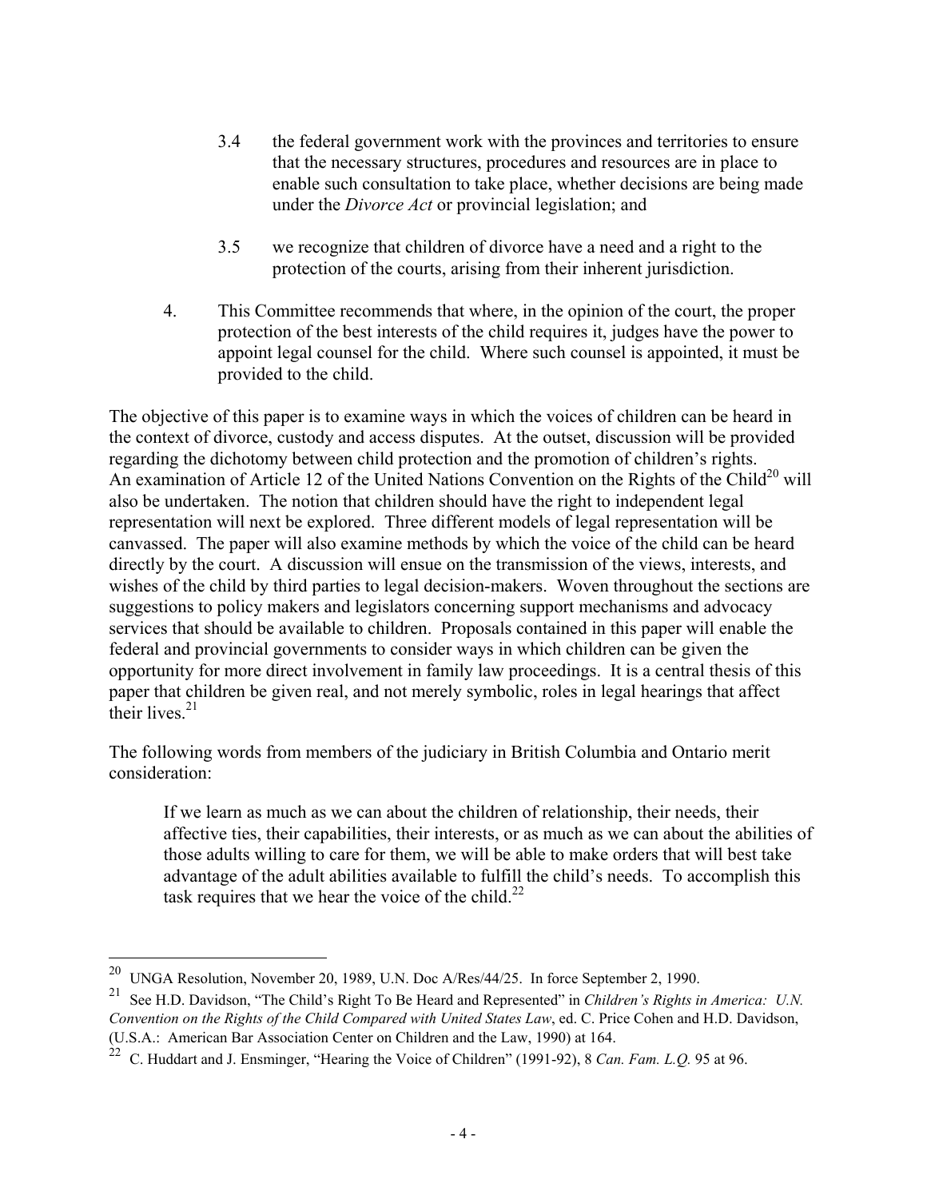3.4 the federal government work with the provinces and territories to ensure that the necessary structures, procedures and resources are in place to enable such consultation to take place, whether decisions are being made under the *Divorce Act* or provincial legislation; and

3.5 we recognize that children of divorce have a need and a right to the protection of the courts, arising from their inherent jurisdiction.

4. This Committee recommends that where, in the opinion of the court, the proper protection of the best interests of the child requires it, judges have the power to appoint legal counsel for the child. Where such counsel is appointed, it must be provided to the child.

The objective of this paper is to examine ways in which the voices of children can be heard in the context of divorce, custody and access disputes. At the outset, discussion will be provided regarding the dichotomy between child protection and the promotion of children's rights. An examination of Article 12 of the United Nations Convention on the Rights of the Child[20] will also be undertaken. The notion that children should have the right to independent legal representation will next be explored. Three different models of legal representation will be canvassed. The paper will also examine methods by which the voice of the child can be heard directly by the court. A discussion will ensue on the transmission of the views, interests, and wishes of the child by third parties to legal decision-makers. Woven throughout the sections are suggestions to policy makers and legislators concerning support mechanisms and advocacy services that should be available to children. Proposals contained in this paper will enable the federal and provincial governments to consider ways in which children can be given the opportunity for more direct involvement in family law proceedings. It is a central thesis of this paper that children be given real, and not merely symbolic, roles in legal hearings that affect their lives.[21]

The following words from members of the judiciary in British Columbia and Ontario merit consideration:

> If we learn as much as we can about the children of relationship, their needs, their affective ties, their capabilities, their interests, or as much as we can about the abilities of those adults willing to care for them, we will be able to make orders that will best take advantage of the adult abilities available to fulfill the child's needs. To accomplish this task requires that we hear the voice of the child.[22]

---

[20] UNGA Resolution, November 20, 1989, U.N. Doc A/Res/44/25. In force September 2, 1990.

[21] See H.D. Davidson, "The Child's Right To Be Heard and Represented" in *Children's Rights in America: U.N. Convention on the Rights of the Child Compared with United States Law*, ed. C. Price Cohen and H.D. Davidson, (U.S.A.: American Bar Association Center on Children and the Law, 1990) at 164.

[22] C. Huddart and J. Ensminger, "Hearing the Voice of Children" (1991-92), 8 *Can. Fam. L.Q.* 95 at 96.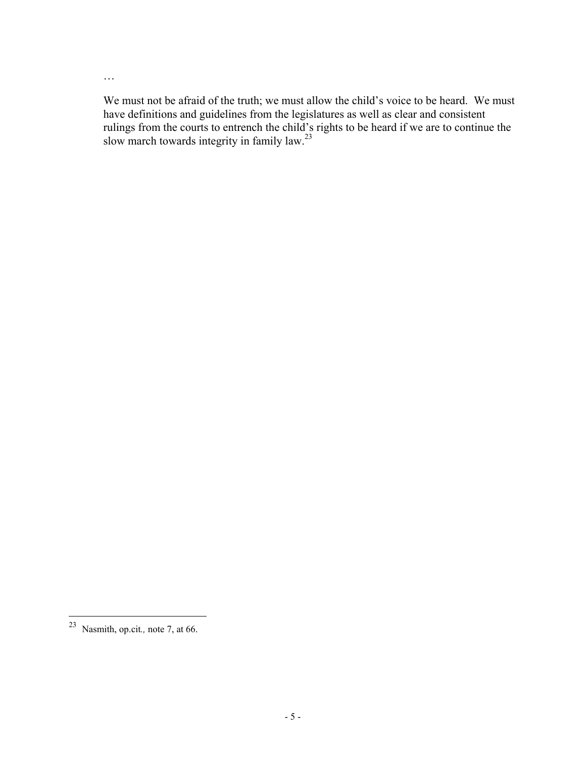…

> We must not be afraid of the truth; we must allow the child's voice to be heard. We must have definitions and guidelines from the legislatures as well as clear and consistent rulings from the courts to entrench the child's rights to be heard if we are to continue the slow march towards integrity in family law.[23]

---

[23] Nasmith, op.cit*.,* note 7, at 66.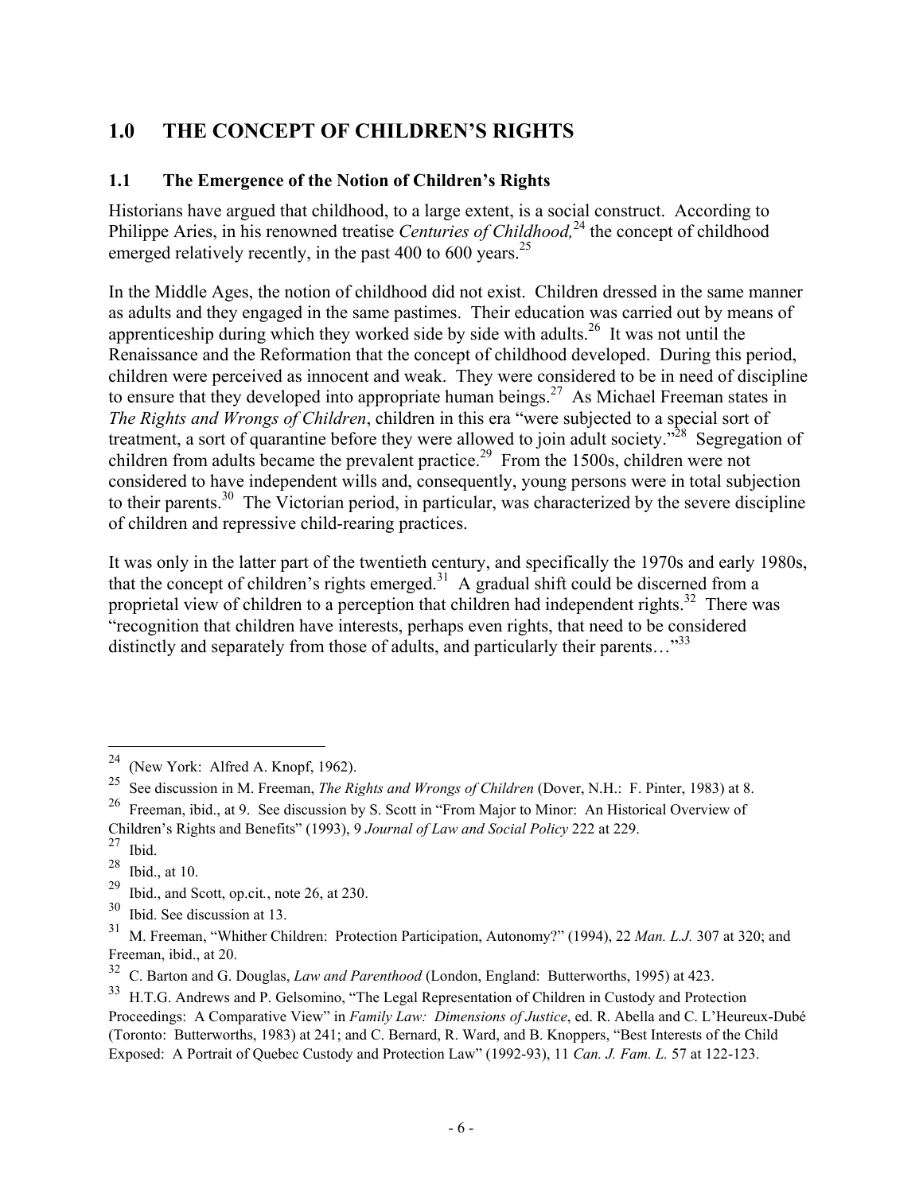## 1.0 THE CONCEPT OF CHILDREN'S RIGHTS

### 1.1 The Emergence of the Notion of Children's Rights

Historians have argued that childhood, to a large extent, is a social construct. According to Philippe Aries, in his renowned treatise *Centuries of Childhood,*[24] the concept of childhood emerged relatively recently, in the past 400 to 600 years.[25]

In the Middle Ages, the notion of childhood did not exist. Children dressed in the same manner as adults and they engaged in the same pastimes. Their education was carried out by means of apprenticeship during which they worked side by side with adults.[26] It was not until the Renaissance and the Reformation that the concept of childhood developed. During this period, children were perceived as innocent and weak. They were considered to be in need of discipline to ensure that they developed into appropriate human beings.[27] As Michael Freeman states in *The Rights and Wrongs of Children*, children in this era "were subjected to a special sort of treatment, a sort of quarantine before they were allowed to join adult society."[28] Segregation of children from adults became the prevalent practice.[29] From the 1500s, children were not considered to have independent wills and, consequently, young persons were in total subjection to their parents.[30] The Victorian period, in particular, was characterized by the severe discipline of children and repressive child-rearing practices.

It was only in the latter part of the twentieth century, and specifically the 1970s and early 1980s, that the concept of children's rights emerged.[31] A gradual shift could be discerned from a proprietal view of children to a perception that children had independent rights.[32] There was "recognition that children have interests, perhaps even rights, that need to be considered distinctly and separately from those of adults, and particularly their parents…"[33]

---

[24] (New York: Alfred A. Knopf, 1962).

[25] See discussion in M. Freeman, *The Rights and Wrongs of Children* (Dover, N.H.: F. Pinter, 1983) at 8.

[26] Freeman, ibid., at 9. See discussion by S. Scott in "From Major to Minor: An Historical Overview of Children's Rights and Benefits" (1993), 9 *Journal of Law and Social Policy* 222 at 229.

[27] Ibid.

[28] Ibid., at 10.

[29] Ibid., and Scott, op.cit., note 26, at 230.

[30] Ibid. See discussion at 13.

[31] M. Freeman, "Whither Children: Protection Participation, Autonomy?" (1994), 22 *Man. L.J.* 307 at 320; and Freeman, ibid., at 20.

[32] C. Barton and G. Douglas, *Law and Parenthood* (London, England: Butterworths, 1995) at 423.

[33] H.T.G. Andrews and P. Gelsomino, "The Legal Representation of Children in Custody and Protection Proceedings: A Comparative View" in *Family Law: Dimensions of Justice*, ed. R. Abella and C. L'Heureux-Dubé (Toronto: Butterworths, 1983) at 241; and C. Bernard, R. Ward, and B. Knoppers, "Best Interests of the Child Exposed: A Portrait of Quebec Custody and Protection Law" (1992-93), 11 *Can. J. Fam. L.* 57 at 122-123.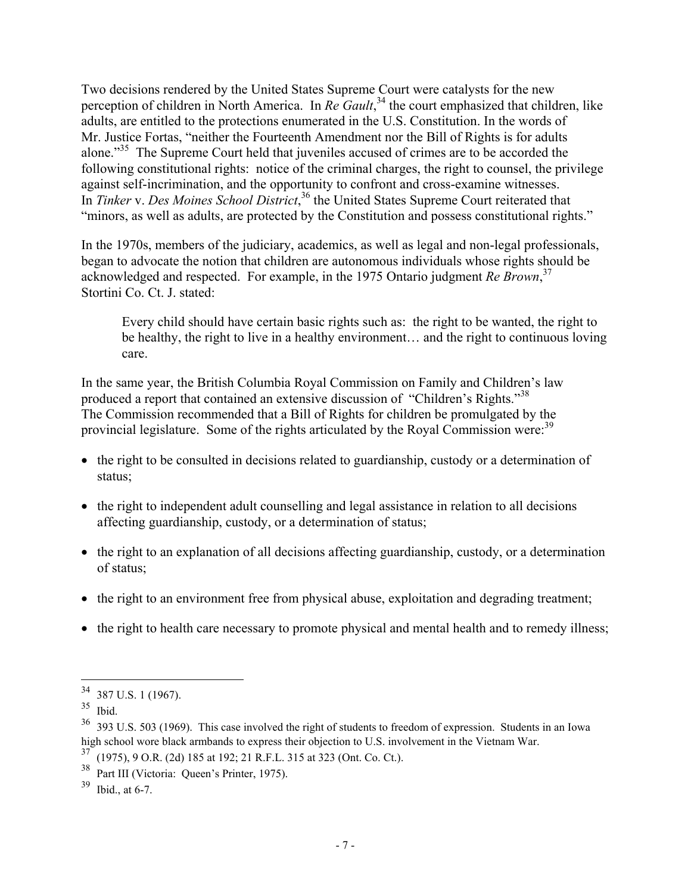Two decisions rendered by the United States Supreme Court were catalysts for the new perception of children in North America. In *Re Gault*,[34] the court emphasized that children, like adults, are entitled to the protections enumerated in the U.S. Constitution. In the words of Mr. Justice Fortas, "neither the Fourteenth Amendment nor the Bill of Rights is for adults alone."[35] The Supreme Court held that juveniles accused of crimes are to be accorded the following constitutional rights: notice of the criminal charges, the right to counsel, the privilege against self-incrimination, and the opportunity to confront and cross-examine witnesses. In *Tinker* v. *Des Moines School District*,[36] the United States Supreme Court reiterated that "minors, as well as adults, are protected by the Constitution and possess constitutional rights."

In the 1970s, members of the judiciary, academics, as well as legal and non-legal professionals, began to advocate the notion that children are autonomous individuals whose rights should be acknowledged and respected. For example, in the 1975 Ontario judgment *Re Brown*,[37] Stortini Co. Ct. J. stated:

> Every child should have certain basic rights such as: the right to be wanted, the right to be healthy, the right to live in a healthy environment… and the right to continuous loving care.

In the same year, the British Columbia Royal Commission on Family and Children's law produced a report that contained an extensive discussion of "Children's Rights."[38] The Commission recommended that a Bill of Rights for children be promulgated by the provincial legislature. Some of the rights articulated by the Royal Commission were:[39]

- the right to be consulted in decisions related to guardianship, custody or a determination of status;
- the right to independent adult counselling and legal assistance in relation to all decisions affecting guardianship, custody, or a determination of status;
- the right to an explanation of all decisions affecting guardianship, custody, or a determination of status;
- the right to an environment free from physical abuse, exploitation and degrading treatment;
- the right to health care necessary to promote physical and mental health and to remedy illness;

---

[34] 387 U.S. 1 (1967).

[35] Ibid.

[36] 393 U.S. 503 (1969). This case involved the right of students to freedom of expression. Students in an Iowa high school wore black armbands to express their objection to U.S. involvement in the Vietnam War.

[37] (1975), 9 O.R. (2d) 185 at 192; 21 R.F.L. 315 at 323 (Ont. Co. Ct.).

[38] Part III (Victoria: Queen's Printer, 1975).

[39] Ibid., at 6-7.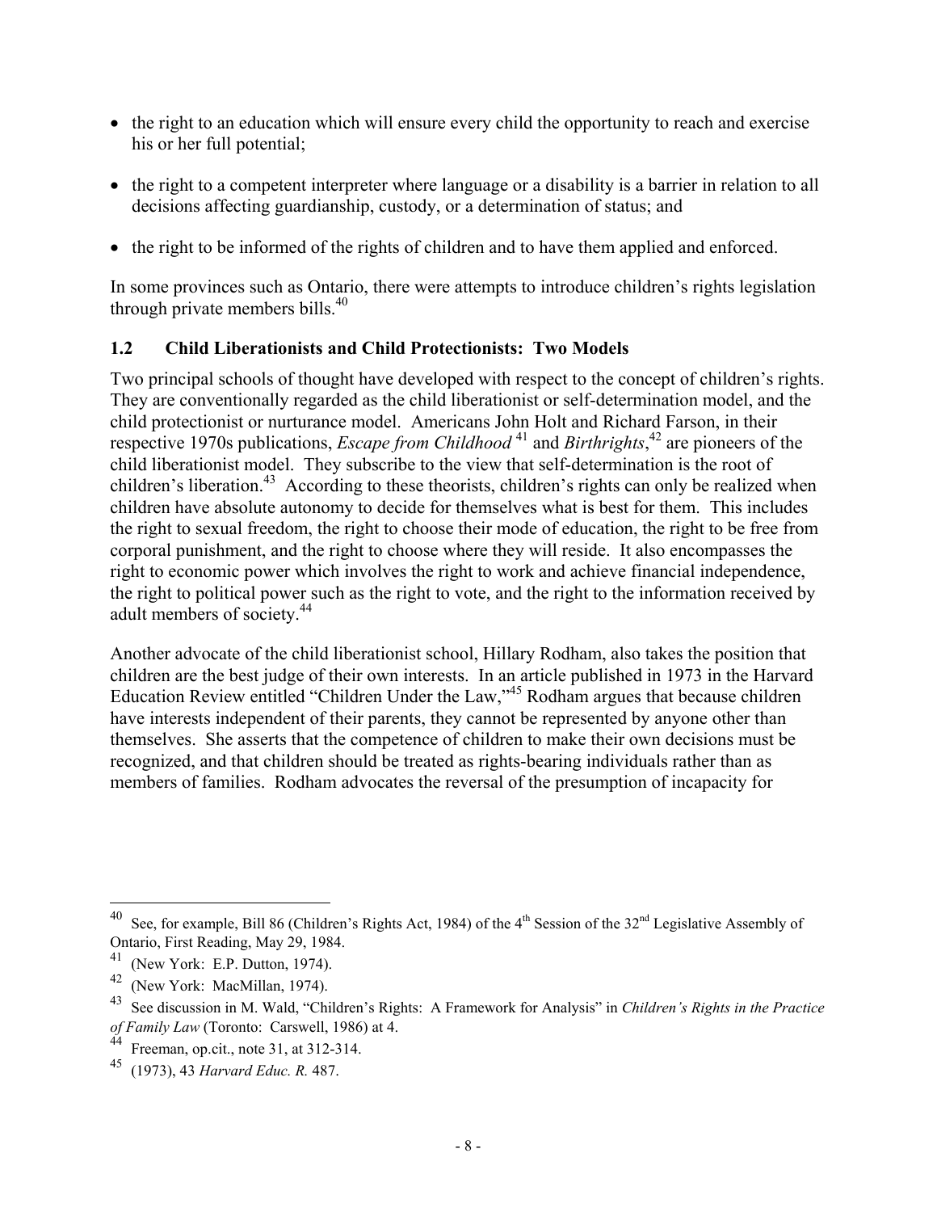- the right to an education which will ensure every child the opportunity to reach and exercise his or her full potential;
- the right to a competent interpreter where language or a disability is a barrier in relation to all decisions affecting guardianship, custody, or a determination of status; and
- the right to be informed of the rights of children and to have them applied and enforced.

In some provinces such as Ontario, there were attempts to introduce children's rights legislation through private members bills.[40]

## 1.2 Child Liberationists and Child Protectionists: Two Models

Two principal schools of thought have developed with respect to the concept of children's rights. They are conventionally regarded as the child liberationist or self-determination model, and the child protectionist or nurturance model. Americans John Holt and Richard Farson, in their respective 1970s publications, *Escape from Childhood*[41] and *Birthrights*,[42] are pioneers of the child liberationist model. They subscribe to the view that self-determination is the root of children's liberation.[43] According to these theorists, children's rights can only be realized when children have absolute autonomy to decide for themselves what is best for them. This includes the right to sexual freedom, the right to choose their mode of education, the right to be free from corporal punishment, and the right to choose where they will reside. It also encompasses the right to economic power which involves the right to work and achieve financial independence, the right to political power such as the right to vote, and the right to the information received by adult members of society.[44]

Another advocate of the child liberationist school, Hillary Rodham, also takes the position that children are the best judge of their own interests. In an article published in 1973 in the Harvard Education Review entitled "Children Under the Law,"[45] Rodham argues that because children have interests independent of their parents, they cannot be represented by anyone other than themselves. She asserts that the competence of children to make their own decisions must be recognized, and that children should be treated as rights-bearing individuals rather than as members of families. Rodham advocates the reversal of the presumption of incapacity for

---

[40] See, for example, Bill 86 (Children's Rights Act, 1984) of the 4th Session of the 32nd Legislative Assembly of Ontario, First Reading, May 29, 1984.

[41] (New York: E.P. Dutton, 1974).

[42] (New York: MacMillan, 1974).

[43] See discussion in M. Wald, "Children's Rights: A Framework for Analysis" in *Children's Rights in the Practice of Family Law* (Toronto: Carswell, 1986) at 4.

[44] Freeman, op.cit., note 31, at 312-314.

[45] (1973), 43 *Harvard Educ. R.* 487.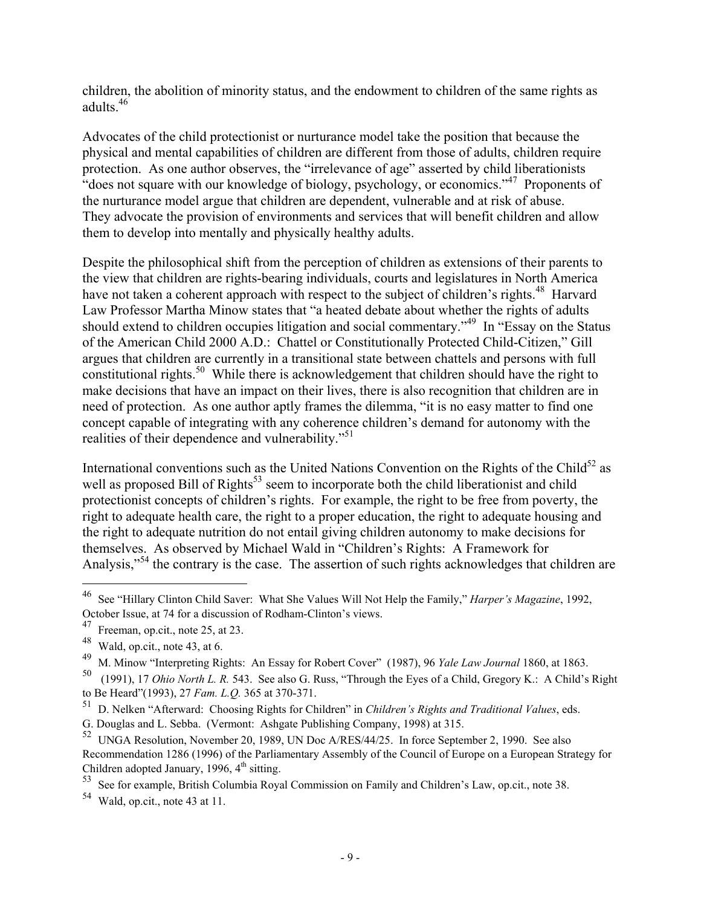children, the abolition of minority status, and the endowment to children of the same rights as adults.[46]

Advocates of the child protectionist or nurturance model take the position that because the physical and mental capabilities of children are different from those of adults, children require protection. As one author observes, the "irrelevance of age" asserted by child liberationists "does not square with our knowledge of biology, psychology, or economics."[47] Proponents of the nurturance model argue that children are dependent, vulnerable and at risk of abuse. They advocate the provision of environments and services that will benefit children and allow them to develop into mentally and physically healthy adults.

Despite the philosophical shift from the perception of children as extensions of their parents to the view that children are rights-bearing individuals, courts and legislatures in North America have not taken a coherent approach with respect to the subject of children's rights.[48] Harvard Law Professor Martha Minow states that "a heated debate about whether the rights of adults should extend to children occupies litigation and social commentary."[49] In "Essay on the Status of the American Child 2000 A.D.: Chattel or Constitutionally Protected Child-Citizen," Gill argues that children are currently in a transitional state between chattels and persons with full constitutional rights.[50] While there is acknowledgement that children should have the right to make decisions that have an impact on their lives, there is also recognition that children are in need of protection. As one author aptly frames the dilemma, "it is no easy matter to find one concept capable of integrating with any coherence children's demand for autonomy with the realities of their dependence and vulnerability."[51]

International conventions such as the United Nations Convention on the Rights of the Child[52] as well as proposed Bill of Rights[53] seem to incorporate both the child liberationist and child protectionist concepts of children's rights. For example, the right to be free from poverty, the right to adequate health care, the right to a proper education, the right to adequate housing and the right to adequate nutrition do not entail giving children autonomy to make decisions for themselves. As observed by Michael Wald in "Children's Rights: A Framework for Analysis,"[54] the contrary is the case. The assertion of such rights acknowledges that children are

---

[46] See "Hillary Clinton Child Saver: What She Values Will Not Help the Family," *Harper's Magazine*, 1992, October Issue, at 74 for a discussion of Rodham-Clinton's views.

[47] Freeman, op.cit., note 25, at 23.

[48] Wald, op.cit., note 43, at 6.

[49] M. Minow "Interpreting Rights: An Essay for Robert Cover" (1987), 96 *Yale Law Journal* 1860, at 1863.

[50] (1991), 17 *Ohio North L. R.* 543. See also G. Russ, "Through the Eyes of a Child, Gregory K.: A Child's Right to Be Heard"(1993), 27 *Fam. L.Q.* 365 at 370-371.

[51] D. Nelken "Afterward: Choosing Rights for Children" in *Children's Rights and Traditional Values*, eds. G. Douglas and L. Sebba. (Vermont: Ashgate Publishing Company, 1998) at 315.

[52] UNGA Resolution, November 20, 1989, UN Doc A/RES/44/25. In force September 2, 1990. See also Recommendation 1286 (1996) of the Parliamentary Assembly of the Council of Europe on a European Strategy for Children adopted January, 1996, 4th sitting.

[53] See for example, British Columbia Royal Commission on Family and Children's Law, op.cit., note 38.

[54] Wald, op.cit., note 43 at 11.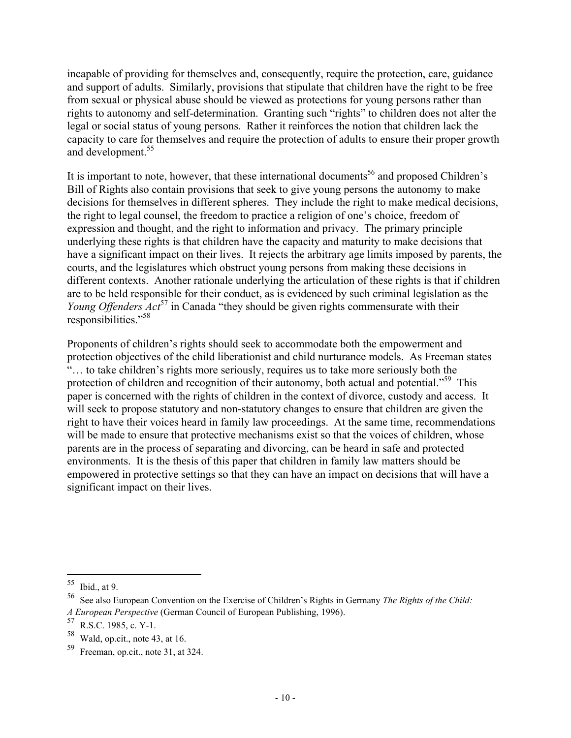incapable of providing for themselves and, consequently, require the protection, care, guidance and support of adults. Similarly, provisions that stipulate that children have the right to be free from sexual or physical abuse should be viewed as protections for young persons rather than rights to autonomy and self-determination. Granting such "rights" to children does not alter the legal or social status of young persons. Rather it reinforces the notion that children lack the capacity to care for themselves and require the protection of adults to ensure their proper growth and development.[55]

It is important to note, however, that these international documents[56] and proposed Children's Bill of Rights also contain provisions that seek to give young persons the autonomy to make decisions for themselves in different spheres. They include the right to make medical decisions, the right to legal counsel, the freedom to practice a religion of one's choice, freedom of expression and thought, and the right to information and privacy. The primary principle underlying these rights is that children have the capacity and maturity to make decisions that have a significant impact on their lives. It rejects the arbitrary age limits imposed by parents, the courts, and the legislatures which obstruct young persons from making these decisions in different contexts. Another rationale underlying the articulation of these rights is that if children are to be held responsible for their conduct, as is evidenced by such criminal legislation as the *Young Offenders Act*[57] in Canada "they should be given rights commensurate with their responsibilities."[58]

Proponents of children's rights should seek to accommodate both the empowerment and protection objectives of the child liberationist and child nurturance models. As Freeman states "… to take children's rights more seriously, requires us to take more seriously both the protection of children and recognition of their autonomy, both actual and potential."[59] This paper is concerned with the rights of children in the context of divorce, custody and access. It will seek to propose statutory and non-statutory changes to ensure that children are given the right to have their voices heard in family law proceedings. At the same time, recommendations will be made to ensure that protective mechanisms exist so that the voices of children, whose parents are in the process of separating and divorcing, can be heard in safe and protected environments. It is the thesis of this paper that children in family law matters should be empowered in protective settings so that they can have an impact on decisions that will have a significant impact on their lives.

---

[55] Ibid., at 9.

[56] See also European Convention on the Exercise of Children's Rights in Germany *The Rights of the Child: A European Perspective* (German Council of European Publishing, 1996).

[57] R.S.C. 1985, c. Y-1.

[58] Wald, op.cit., note 43, at 16.

[59] Freeman, op.cit., note 31, at 324.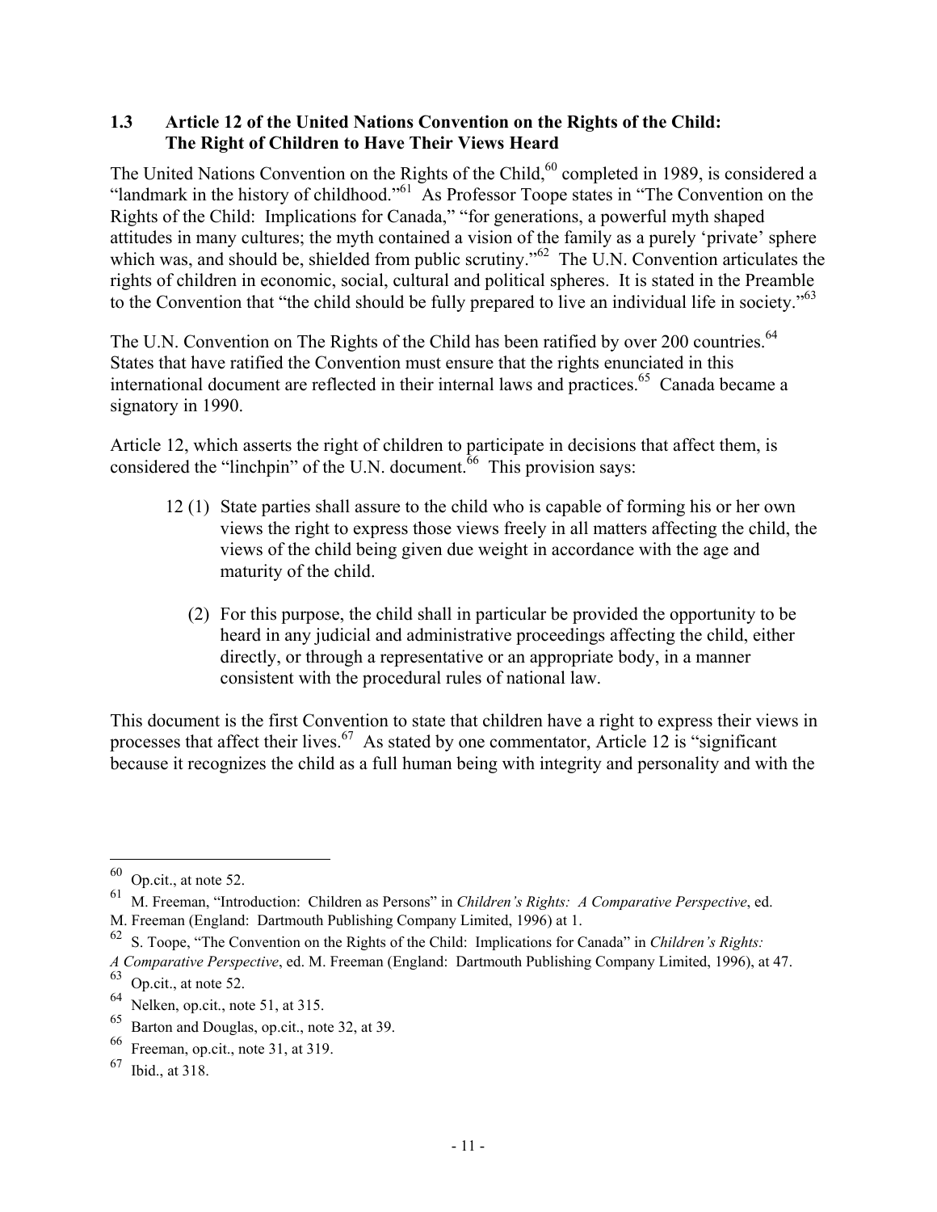### 1.3 Article 12 of the United Nations Convention on the Rights of the Child: The Right of Children to Have Their Views Heard

The United Nations Convention on the Rights of the Child,[60] completed in 1989, is considered a "landmark in the history of childhood."[61] As Professor Toope states in "The Convention on the Rights of the Child: Implications for Canada," "for generations, a powerful myth shaped attitudes in many cultures; the myth contained a vision of the family as a purely 'private' sphere which was, and should be, shielded from public scrutiny."[62] The U.N. Convention articulates the rights of children in economic, social, cultural and political spheres. It is stated in the Preamble to the Convention that "the child should be fully prepared to live an individual life in society."[63]

The U.N. Convention on The Rights of the Child has been ratified by over 200 countries.[64] States that have ratified the Convention must ensure that the rights enunciated in this international document are reflected in their internal laws and practices.[65] Canada became a signatory in 1990.

Article 12, which asserts the right of children to participate in decisions that affect them, is considered the "linchpin" of the U.N. document.[66] This provision says:

> 12 (1) State parties shall assure to the child who is capable of forming his or her own views the right to express those views freely in all matters affecting the child, the views of the child being given due weight in accordance with the age and maturity of the child.
>
> (2) For this purpose, the child shall in particular be provided the opportunity to be heard in any judicial and administrative proceedings affecting the child, either directly, or through a representative or an appropriate body, in a manner consistent with the procedural rules of national law.

This document is the first Convention to state that children have a right to express their views in processes that affect their lives.[67] As stated by one commentator, Article 12 is "significant because it recognizes the child as a full human being with integrity and personality and with the

---

[60] Op.cit., at note 52.

[61] M. Freeman, "Introduction: Children as Persons" in *Children's Rights: A Comparative Perspective*, ed. M. Freeman (England: Dartmouth Publishing Company Limited, 1996) at 1.

[62] S. Toope, "The Convention on the Rights of the Child: Implications for Canada" in *Children's Rights: A Comparative Perspective*, ed. M. Freeman (England: Dartmouth Publishing Company Limited, 1996), at 47.

[63] Op.cit., at note 52.

[64] Nelken, op.cit., note 51, at 315.

[65] Barton and Douglas, op.cit., note 32, at 39.

[66] Freeman, op.cit., note 31, at 319.

[67] Ibid., at 318.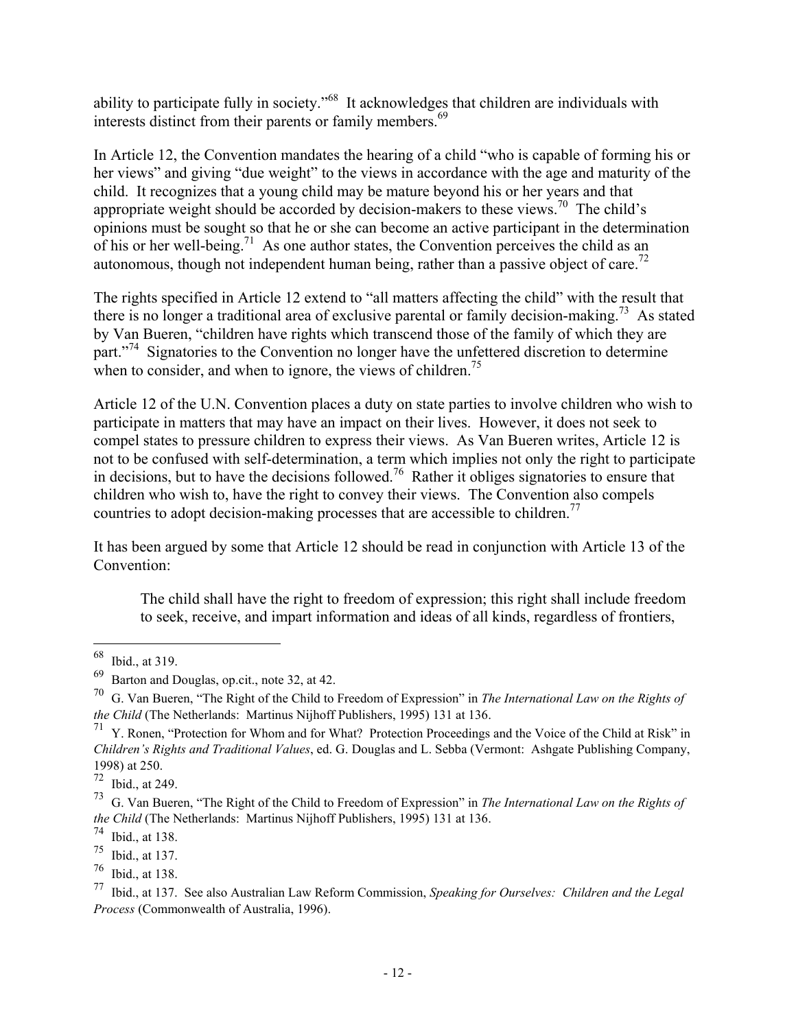ability to participate fully in society."[68] It acknowledges that children are individuals with interests distinct from their parents or family members.[69]

In Article 12, the Convention mandates the hearing of a child "who is capable of forming his or her views" and giving "due weight" to the views in accordance with the age and maturity of the child. It recognizes that a young child may be mature beyond his or her years and that appropriate weight should be accorded by decision-makers to these views.[70] The child's opinions must be sought so that he or she can become an active participant in the determination of his or her well-being.[71] As one author states, the Convention perceives the child as an autonomous, though not independent human being, rather than a passive object of care.[72]

The rights specified in Article 12 extend to "all matters affecting the child" with the result that there is no longer a traditional area of exclusive parental or family decision-making.[73] As stated by Van Bueren, "children have rights which transcend those of the family of which they are part."[74] Signatories to the Convention no longer have the unfettered discretion to determine when to consider, and when to ignore, the views of children.[75]

Article 12 of the U.N. Convention places a duty on state parties to involve children who wish to participate in matters that may have an impact on their lives. However, it does not seek to compel states to pressure children to express their views. As Van Bueren writes, Article 12 is not to be confused with self-determination, a term which implies not only the right to participate in decisions, but to have the decisions followed.[76] Rather it obliges signatories to ensure that children who wish to, have the right to convey their views. The Convention also compels countries to adopt decision-making processes that are accessible to children.[77]

It has been argued by some that Article 12 should be read in conjunction with Article 13 of the Convention:

> The child shall have the right to freedom of expression; this right shall include freedom to seek, receive, and impart information and ideas of all kinds, regardless of frontiers,

---

[68] Ibid., at 319.

[69] Barton and Douglas, op.cit., note 32, at 42.

[70] G. Van Bueren, "The Right of the Child to Freedom of Expression" in *The International Law on the Rights of the Child* (The Netherlands: Martinus Nijhoff Publishers, 1995) 131 at 136.

[71] Y. Ronen, "Protection for Whom and for What? Protection Proceedings and the Voice of the Child at Risk" in *Children's Rights and Traditional Values*, ed. G. Douglas and L. Sebba (Vermont: Ashgate Publishing Company, 1998) at 250.

[72] Ibid., at 249.

[73] G. Van Bueren, "The Right of the Child to Freedom of Expression" in *The International Law on the Rights of the Child* (The Netherlands: Martinus Nijhoff Publishers, 1995) 131 at 136.

[74] Ibid., at 138.

[75] Ibid., at 137.

[76] Ibid., at 138.

[77] Ibid., at 137. See also Australian Law Reform Commission, *Speaking for Ourselves: Children and the Legal Process* (Commonwealth of Australia, 1996).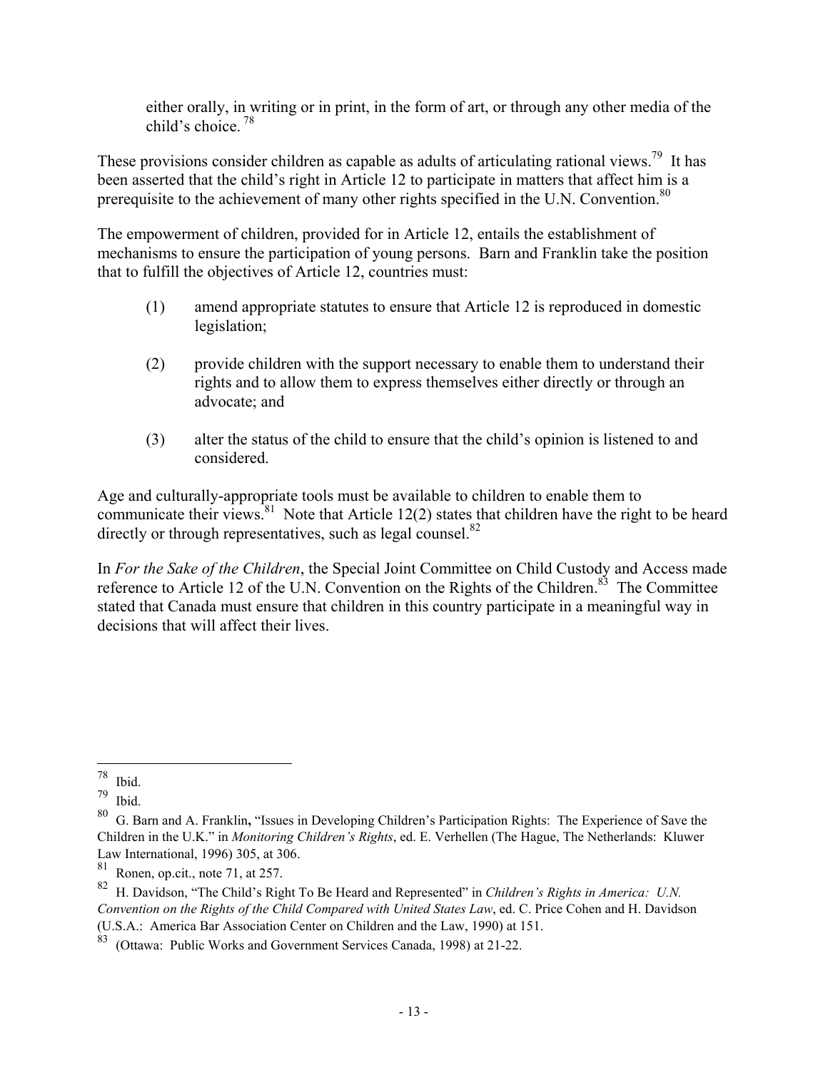either orally, in writing or in print, in the form of art, or through any other media of the child's choice.[78]

These provisions consider children as capable as adults of articulating rational views.[79] It has been asserted that the child's right in Article 12 to participate in matters that affect him is a prerequisite to the achievement of many other rights specified in the U.N. Convention.[80]

The empowerment of children, provided for in Article 12, entails the establishment of mechanisms to ensure the participation of young persons. Barn and Franklin take the position that to fulfill the objectives of Article 12, countries must:

(1) amend appropriate statutes to ensure that Article 12 is reproduced in domestic legislation;

(2) provide children with the support necessary to enable them to understand their rights and to allow them to express themselves either directly or through an advocate; and

(3) alter the status of the child to ensure that the child's opinion is listened to and considered.

Age and culturally-appropriate tools must be available to children to enable them to communicate their views.[81] Note that Article 12(2) states that children have the right to be heard directly or through representatives, such as legal counsel.[82]

In *For the Sake of the Children*, the Special Joint Committee on Child Custody and Access made reference to Article 12 of the U.N. Convention on the Rights of the Children.[83] The Committee stated that Canada must ensure that children in this country participate in a meaningful way in decisions that will affect their lives.

---

[78] Ibid.

[79] Ibid.

[80] G. Barn and A. Franklin, "Issues in Developing Children's Participation Rights: The Experience of Save the Children in the U.K." in *Monitoring Children's Rights*, ed. E. Verhellen (The Hague, The Netherlands: Kluwer Law International, 1996) 305, at 306.

[81] Ronen, op.cit., note 71, at 257.

[82] H. Davidson, "The Child's Right To Be Heard and Represented" in *Children's Rights in America: U.N. Convention on the Rights of the Child Compared with United States Law*, ed. C. Price Cohen and H. Davidson (U.S.A.: America Bar Association Center on Children and the Law, 1990) at 151.

[83] (Ottawa: Public Works and Government Services Canada, 1998) at 21-22.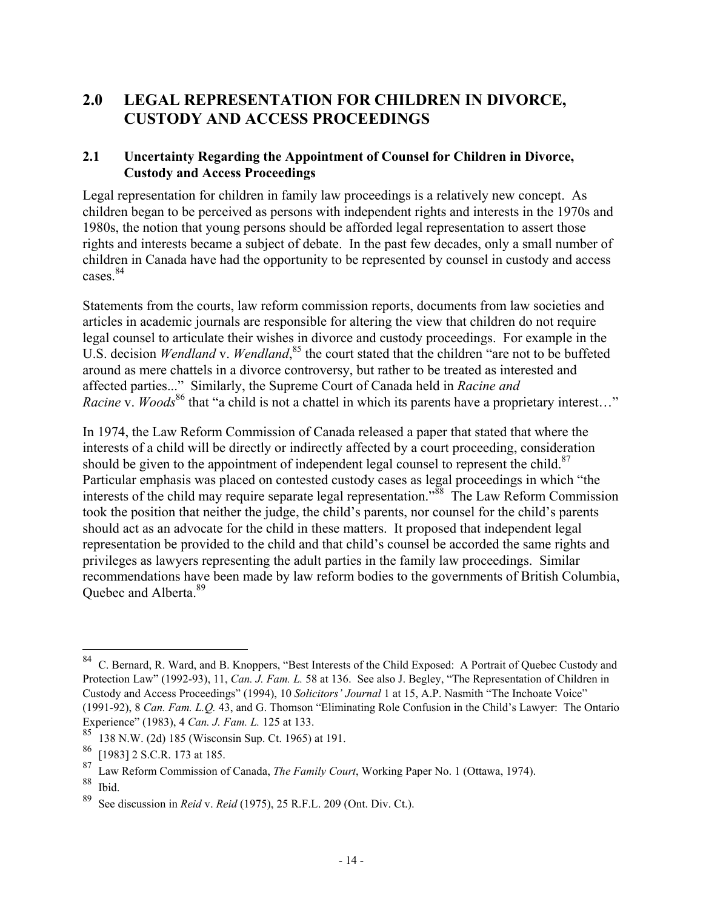# 2.0 LEGAL REPRESENTATION FOR CHILDREN IN DIVORCE, CUSTODY AND ACCESS PROCEEDINGS

## 2.1 Uncertainty Regarding the Appointment of Counsel for Children in Divorce, Custody and Access Proceedings

Legal representation for children in family law proceedings is a relatively new concept. As children began to be perceived as persons with independent rights and interests in the 1970s and 1980s, the notion that young persons should be afforded legal representation to assert those rights and interests became a subject of debate. In the past few decades, only a small number of children in Canada have had the opportunity to be represented by counsel in custody and access cases.[84]

Statements from the courts, law reform commission reports, documents from law societies and articles in academic journals are responsible for altering the view that children do not require legal counsel to articulate their wishes in divorce and custody proceedings. For example in the U.S. decision *Wendland* v. *Wendland*,[85] the court stated that the children "are not to be buffeted around as mere chattels in a divorce controversy, but rather to be treated as interested and affected parties..." Similarly, the Supreme Court of Canada held in *Racine and Racine* v. *Woods*[86] that "a child is not a chattel in which its parents have a proprietary interest…"

In 1974, the Law Reform Commission of Canada released a paper that stated that where the interests of a child will be directly or indirectly affected by a court proceeding, consideration should be given to the appointment of independent legal counsel to represent the child.[87] Particular emphasis was placed on contested custody cases as legal proceedings in which "the interests of the child may require separate legal representation."[88] The Law Reform Commission took the position that neither the judge, the child's parents, nor counsel for the child's parents should act as an advocate for the child in these matters. It proposed that independent legal representation be provided to the child and that child's counsel be accorded the same rights and privileges as lawyers representing the adult parties in the family law proceedings. Similar recommendations have been made by law reform bodies to the governments of British Columbia, Quebec and Alberta.[89]

---

[84] C. Bernard, R. Ward, and B. Knoppers, "Best Interests of the Child Exposed: A Portrait of Quebec Custody and Protection Law" (1992-93), 11, *Can. J. Fam. L.* 58 at 136. See also J. Begley, "The Representation of Children in Custody and Access Proceedings" (1994), 10 *Solicitors' Journal* 1 at 15, A.P. Nasmith "The Inchoate Voice" (1991-92), 8 *Can. Fam. L.Q.* 43, and G. Thomson "Eliminating Role Confusion in the Child's Lawyer: The Ontario Experience" (1983), 4 *Can. J. Fam. L.* 125 at 133.

[85] 138 N.W. (2d) 185 (Wisconsin Sup. Ct. 1965) at 191.

[86] [1983] 2 S.C.R. 173 at 185.

[87] Law Reform Commission of Canada, *The Family Court*, Working Paper No. 1 (Ottawa, 1974).

[88] Ibid.

[89] See discussion in *Reid* v. *Reid* (1975), 25 R.F.L. 209 (Ont. Div. Ct.).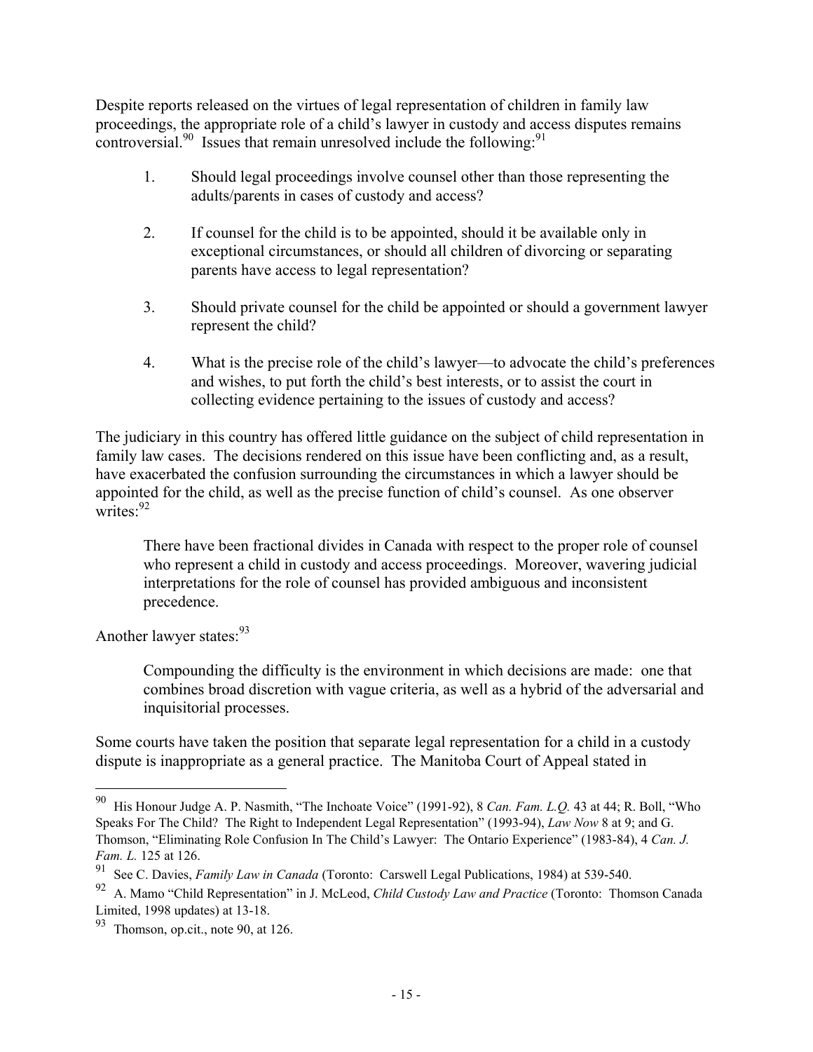Despite reports released on the virtues of legal representation of children in family law proceedings, the appropriate role of a child's lawyer in custody and access disputes remains controversial.[90] Issues that remain unresolved include the following:[91]

1. Should legal proceedings involve counsel other than those representing the adults/parents in cases of custody and access?

2. If counsel for the child is to be appointed, should it be available only in exceptional circumstances, or should all children of divorcing or separating parents have access to legal representation?

3. Should private counsel for the child be appointed or should a government lawyer represent the child?

4. What is the precise role of the child's lawyer—to advocate the child's preferences and wishes, to put forth the child's best interests, or to assist the court in collecting evidence pertaining to the issues of custody and access?

The judiciary in this country has offered little guidance on the subject of child representation in family law cases. The decisions rendered on this issue have been conflicting and, as a result, have exacerbated the confusion surrounding the circumstances in which a lawyer should be appointed for the child, as well as the precise function of child's counsel. As one observer writes:[92]

> There have been fractional divides in Canada with respect to the proper role of counsel who represent a child in custody and access proceedings. Moreover, wavering judicial interpretations for the role of counsel has provided ambiguous and inconsistent precedence.

Another lawyer states:[93]

> Compounding the difficulty is the environment in which decisions are made: one that combines broad discretion with vague criteria, as well as a hybrid of the adversarial and inquisitorial processes.

Some courts have taken the position that separate legal representation for a child in a custody dispute is inappropriate as a general practice. The Manitoba Court of Appeal stated in

---

[90] His Honour Judge A. P. Nasmith, "The Inchoate Voice" (1991-92), 8 *Can. Fam. L.Q.* 43 at 44; R. Boll, "Who Speaks For The Child? The Right to Independent Legal Representation" (1993-94), *Law Now* 8 at 9; and G. Thomson, "Eliminating Role Confusion In The Child's Lawyer: The Ontario Experience" (1983-84), 4 *Can. J. Fam. L.* 125 at 126.

[91] See C. Davies, *Family Law in Canada* (Toronto: Carswell Legal Publications, 1984) at 539-540.

[92] A. Mamo "Child Representation" in J. McLeod, *Child Custody Law and Practice* (Toronto: Thomson Canada Limited, 1998 updates) at 13-18.

[93] Thomson, op.cit., note 90, at 126.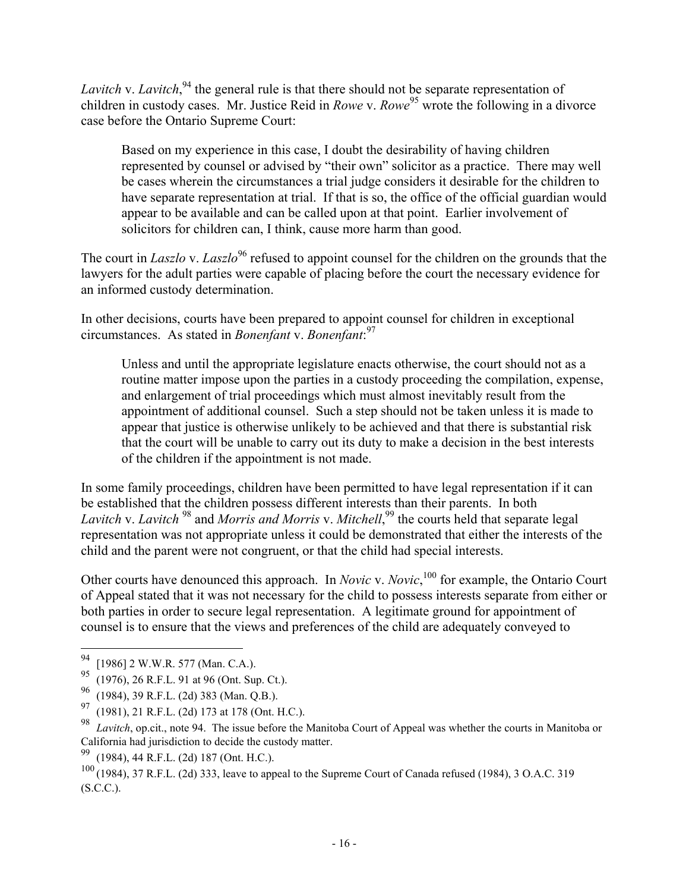*Lavitch* v. *Lavitch*,[94] the general rule is that there should not be separate representation of children in custody cases. Mr. Justice Reid in *Rowe* v. *Rowe*[95] wrote the following in a divorce case before the Ontario Supreme Court:

> Based on my experience in this case, I doubt the desirability of having children represented by counsel or advised by "their own" solicitor as a practice. There may well be cases wherein the circumstances a trial judge considers it desirable for the children to have separate representation at trial. If that is so, the office of the official guardian would appear to be available and can be called upon at that point. Earlier involvement of solicitors for children can, I think, cause more harm than good.

The court in *Laszlo* v. *Laszlo*[96] refused to appoint counsel for the children on the grounds that the lawyers for the adult parties were capable of placing before the court the necessary evidence for an informed custody determination.

In other decisions, courts have been prepared to appoint counsel for children in exceptional circumstances. As stated in *Bonenfant* v. *Bonenfant*:[97]

> Unless and until the appropriate legislature enacts otherwise, the court should not as a routine matter impose upon the parties in a custody proceeding the compilation, expense, and enlargement of trial proceedings which must almost inevitably result from the appointment of additional counsel. Such a step should not be taken unless it is made to appear that justice is otherwise unlikely to be achieved and that there is substantial risk that the court will be unable to carry out its duty to make a decision in the best interests of the children if the appointment is not made.

In some family proceedings, children have been permitted to have legal representation if it can be established that the children possess different interests than their parents. In both *Lavitch* v. *Lavitch* [98] and *Morris and Morris* v. *Mitchell*,[99] the courts held that separate legal representation was not appropriate unless it could be demonstrated that either the interests of the child and the parent were not congruent, or that the child had special interests.

Other courts have denounced this approach. In *Novic* v. *Novic*,[100] for example, the Ontario Court of Appeal stated that it was not necessary for the child to possess interests separate from either or both parties in order to secure legal representation. A legitimate ground for appointment of counsel is to ensure that the views and preferences of the child are adequately conveyed to

---

[94] [1986] 2 W.W.R. 577 (Man. C.A.).

[95] (1976), 26 R.F.L. 91 at 96 (Ont. Sup. Ct.).

[96] (1984), 39 R.F.L. (2d) 383 (Man. Q.B.).

[97] (1981), 21 R.F.L. (2d) 173 at 178 (Ont. H.C.).

[98] *Lavitch*, op.cit., note 94. The issue before the Manitoba Court of Appeal was whether the courts in Manitoba or California had jurisdiction to decide the custody matter.

[99] (1984), 44 R.F.L. (2d) 187 (Ont. H.C.).

[100] (1984), 37 R.F.L. (2d) 333, leave to appeal to the Supreme Court of Canada refused (1984), 3 O.A.C. 319 (S.C.C.).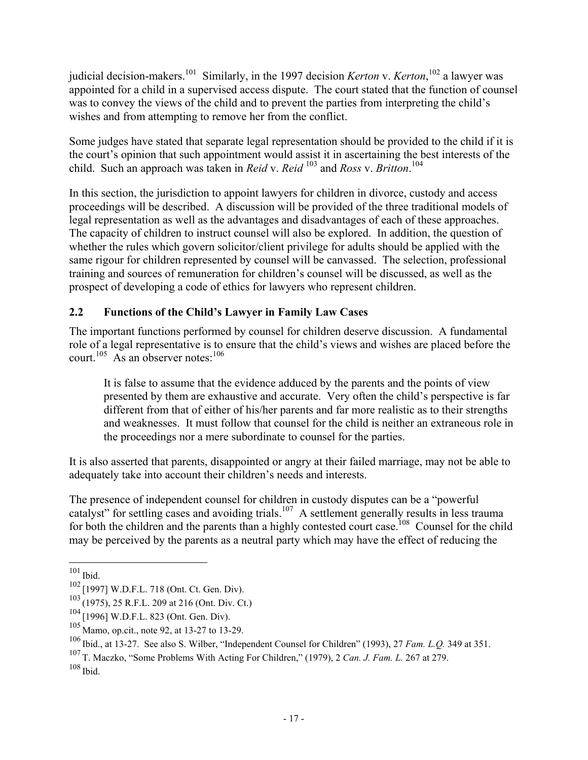judicial decision-makers.[101] Similarly, in the 1997 decision *Kerton* v. *Kerton*,[102] a lawyer was appointed for a child in a supervised access dispute. The court stated that the function of counsel was to convey the views of the child and to prevent the parties from interpreting the child's wishes and from attempting to remove her from the conflict.

Some judges have stated that separate legal representation should be provided to the child if it is the court's opinion that such appointment would assist it in ascertaining the best interests of the child. Such an approach was taken in *Reid* v. *Reid* [103] and *Ross* v. *Britton*.[104]

In this section, the jurisdiction to appoint lawyers for children in divorce, custody and access proceedings will be described. A discussion will be provided of the three traditional models of legal representation as well as the advantages and disadvantages of each of these approaches. The capacity of children to instruct counsel will also be explored. In addition, the question of whether the rules which govern solicitor/client privilege for adults should be applied with the same rigour for children represented by counsel will be canvassed. The selection, professional training and sources of remuneration for children's counsel will be discussed, as well as the prospect of developing a code of ethics for lawyers who represent children.

## 2.2 Functions of the Child's Lawyer in Family Law Cases

The important functions performed by counsel for children deserve discussion. A fundamental role of a legal representative is to ensure that the child's views and wishes are placed before the court.[105] As an observer notes:[106]

> It is false to assume that the evidence adduced by the parents and the points of view presented by them are exhaustive and accurate. Very often the child's perspective is far different from that of either of his/her parents and far more realistic as to their strengths and weaknesses. It must follow that counsel for the child is neither an extraneous role in the proceedings nor a mere subordinate to counsel for the parties.

It is also asserted that parents, disappointed or angry at their failed marriage, may not be able to adequately take into account their children's needs and interests.

The presence of independent counsel for children in custody disputes can be a "powerful catalyst" for settling cases and avoiding trials.[107] A settlement generally results in less trauma for both the children and the parents than a highly contested court case.[108] Counsel for the child may be perceived by the parents as a neutral party which may have the effect of reducing the

---

[101] Ibid.

[102] [1997] W.D.F.L. 718 (Ont. Ct. Gen. Div).

[103] (1975), 25 R.F.L. 209 at 216 (Ont. Div. Ct.)

[104] [1996] W.D.F.L. 823 (Ont. Gen. Div).

[105] Mamo, op.cit., note 92, at 13-27 to 13-29.

[106] Ibid., at 13-27. See also S. Wilber, "Independent Counsel for Children" (1993), 27 *Fam. L.Q.* 349 at 351.

[107] T. Maczko, "Some Problems With Acting For Children," (1979), 2 *Can. J. Fam. L.* 267 at 279.

[108] Ibid.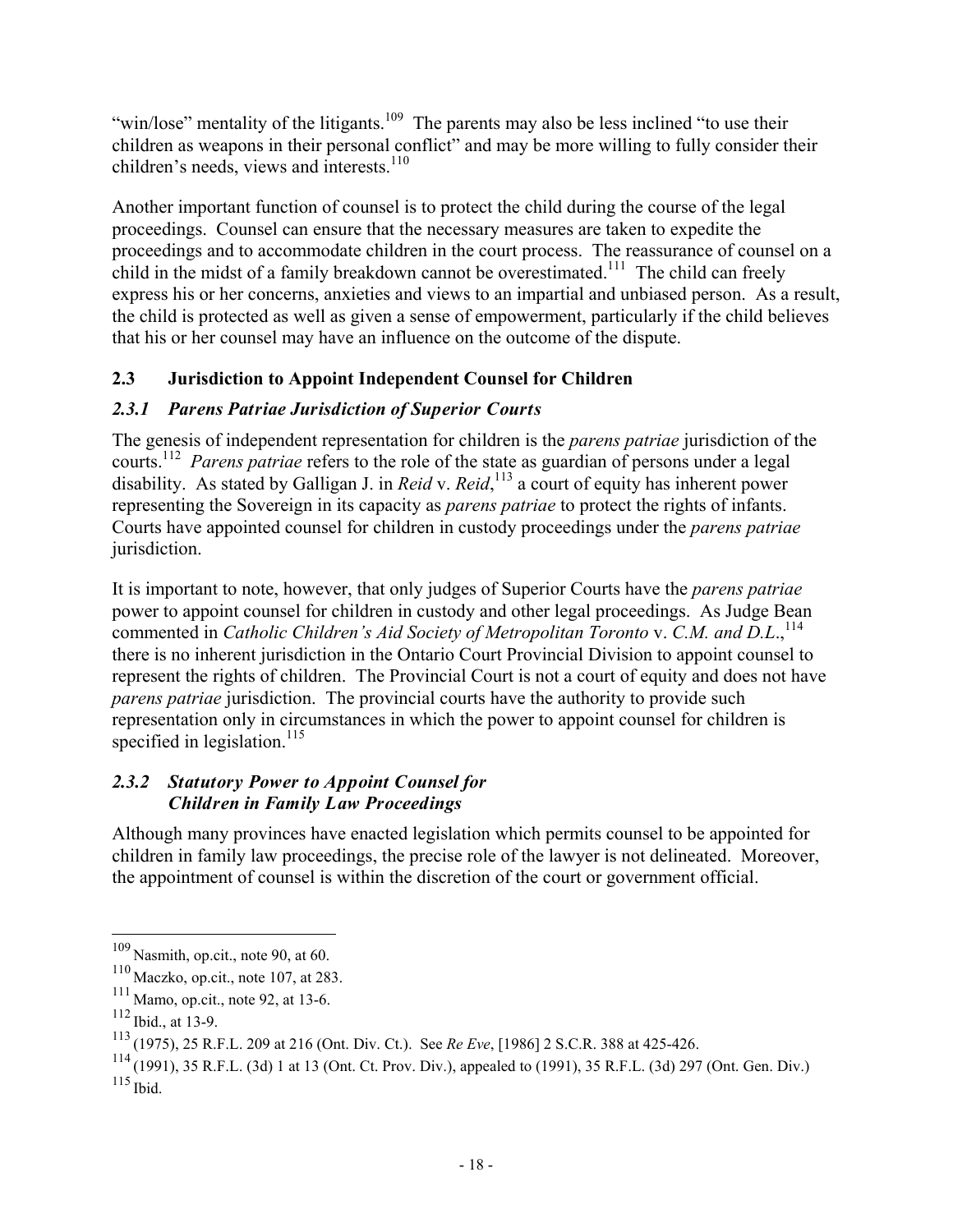"win/lose" mentality of the litigants.[109] The parents may also be less inclined "to use their children as weapons in their personal conflict" and may be more willing to fully consider their children's needs, views and interests.[110]

Another important function of counsel is to protect the child during the course of the legal proceedings. Counsel can ensure that the necessary measures are taken to expedite the proceedings and to accommodate children in the court process. The reassurance of counsel on a child in the midst of a family breakdown cannot be overestimated.[111] The child can freely express his or her concerns, anxieties and views to an impartial and unbiased person. As a result, the child is protected as well as given a sense of empowerment, particularly if the child believes that his or her counsel may have an influence on the outcome of the dispute.

## 2.3 Jurisdiction to Appoint Independent Counsel for Children

### *2.3.1 Parens Patriae Jurisdiction of Superior Courts*

The genesis of independent representation for children is the *parens patriae* jurisdiction of the courts.[112] *Parens patriae* refers to the role of the state as guardian of persons under a legal disability. As stated by Galligan J. in *Reid* v. *Reid*,[113] a court of equity has inherent power representing the Sovereign in its capacity as *parens patriae* to protect the rights of infants. Courts have appointed counsel for children in custody proceedings under the *parens patriae* jurisdiction.

It is important to note, however, that only judges of Superior Courts have the *parens patriae* power to appoint counsel for children in custody and other legal proceedings. As Judge Bean commented in *Catholic Children's Aid Society of Metropolitan Toronto* v. *C.M. and D.L.*,[114] there is no inherent jurisdiction in the Ontario Court Provincial Division to appoint counsel to represent the rights of children. The Provincial Court is not a court of equity and does not have *parens patriae* jurisdiction. The provincial courts have the authority to provide such representation only in circumstances in which the power to appoint counsel for children is specified in legislation.[115]

### *2.3.2 Statutory Power to Appoint Counsel for Children in Family Law Proceedings*

Although many provinces have enacted legislation which permits counsel to be appointed for children in family law proceedings, the precise role of the lawyer is not delineated. Moreover, the appointment of counsel is within the discretion of the court or government official.

---

[109] Nasmith, op.cit., note 90, at 60.

[110] Maczko, op.cit., note 107, at 283.

[111] Mamo, op.cit., note 92, at 13-6.

[112] Ibid., at 13-9.

[113] (1975), 25 R.F.L. 209 at 216 (Ont. Div. Ct.). See *Re Eve*, [1986] 2 S.C.R. 388 at 425-426.

[114] (1991), 35 R.F.L. (3d) 1 at 13 (Ont. Ct. Prov. Div.), appealed to (1991), 35 R.F.L. (3d) 297 (Ont. Gen. Div.)

[115] Ibid.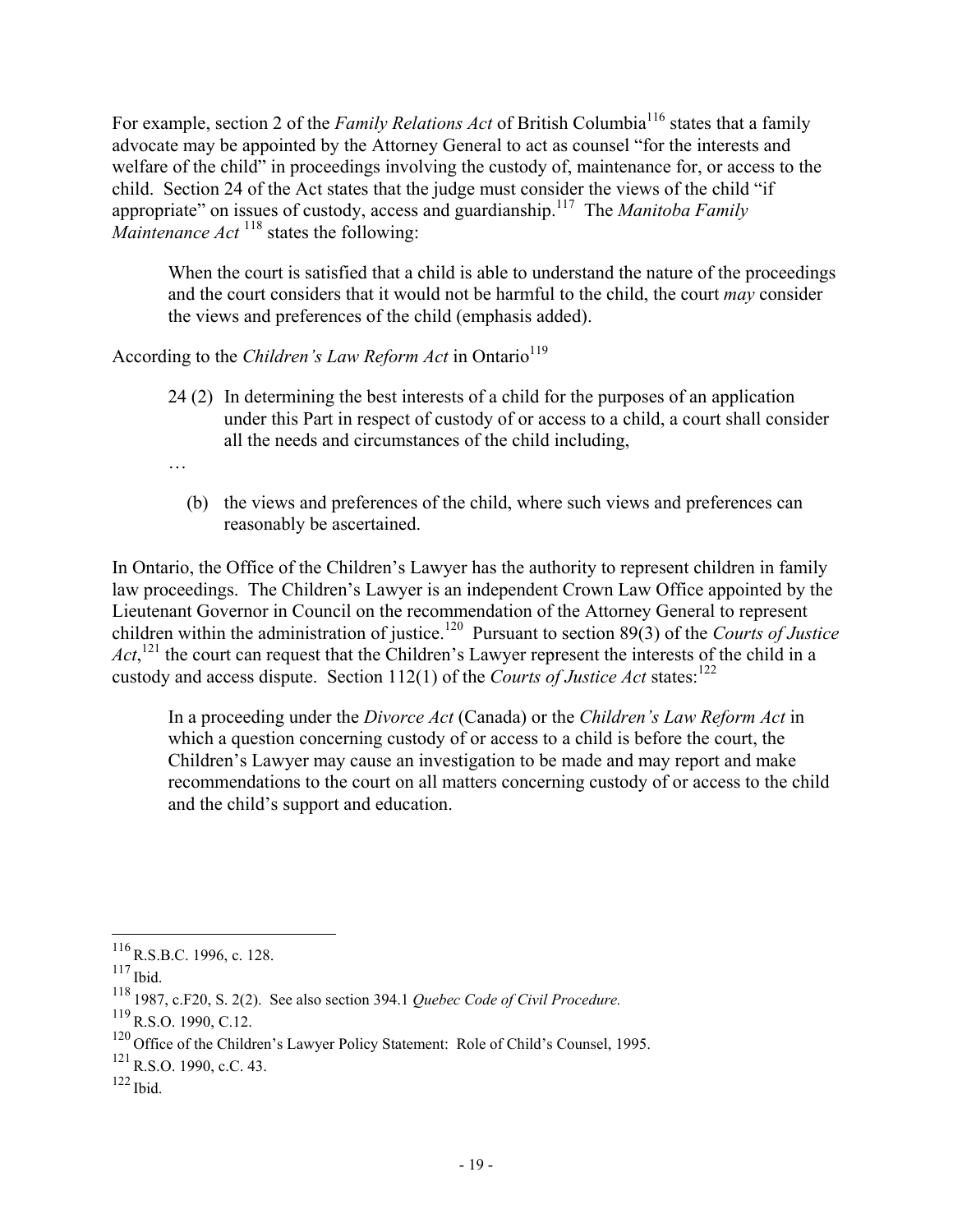For example, section 2 of the *Family Relations Act* of British Columbia[116] states that a family advocate may be appointed by the Attorney General to act as counsel "for the interests and welfare of the child" in proceedings involving the custody of, maintenance for, or access to the child. Section 24 of the Act states that the judge must consider the views of the child "if appropriate" on issues of custody, access and guardianship.[117] The *Manitoba Family Maintenance Act*[118] states the following:

> When the court is satisfied that a child is able to understand the nature of the proceedings and the court considers that it would not be harmful to the child, the court *may* consider the views and preferences of the child (emphasis added).

According to the *Children's Law Reform Act* in Ontario[119]

> 24 (2) In determining the best interests of a child for the purposes of an application under this Part in respect of custody of or access to a child, a court shall consider all the needs and circumstances of the child including,
>
> …
>
> (b) the views and preferences of the child, where such views and preferences can reasonably be ascertained.

In Ontario, the Office of the Children's Lawyer has the authority to represent children in family law proceedings. The Children's Lawyer is an independent Crown Law Office appointed by the Lieutenant Governor in Council on the recommendation of the Attorney General to represent children within the administration of justice.[120] Pursuant to section 89(3) of the *Courts of Justice Act*,[121] the court can request that the Children's Lawyer represent the interests of the child in a custody and access dispute. Section 112(1) of the *Courts of Justice Act* states:[122]

> In a proceeding under the *Divorce Act* (Canada) or the *Children's Law Reform Act* in which a question concerning custody of or access to a child is before the court, the Children's Lawyer may cause an investigation to be made and may report and make recommendations to the court on all matters concerning custody of or access to the child and the child's support and education.

---

[116] R.S.B.C. 1996, c. 128.

[117] Ibid.

[118] 1987, c.F20, S. 2(2). See also section 394.1 *Quebec Code of Civil Procedure.*

[119] R.S.O. 1990, C.12.

[120] Office of the Children's Lawyer Policy Statement: Role of Child's Counsel, 1995.

[121] R.S.O. 1990, c.C. 43.

[122] Ibid.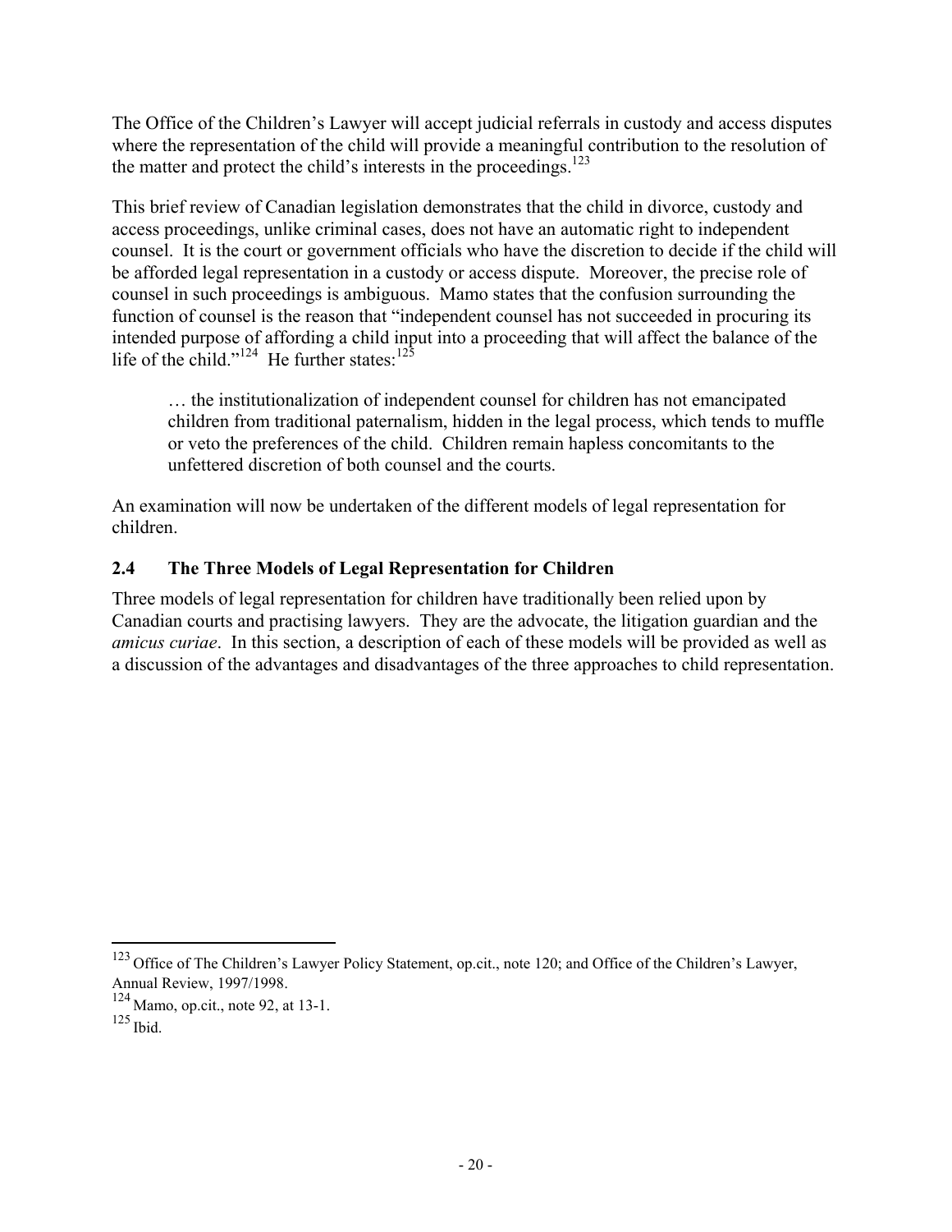The Office of the Children's Lawyer will accept judicial referrals in custody and access disputes where the representation of the child will provide a meaningful contribution to the resolution of the matter and protect the child's interests in the proceedings.[123]

This brief review of Canadian legislation demonstrates that the child in divorce, custody and access proceedings, unlike criminal cases, does not have an automatic right to independent counsel. It is the court or government officials who have the discretion to decide if the child will be afforded legal representation in a custody or access dispute. Moreover, the precise role of counsel in such proceedings is ambiguous. Mamo states that the confusion surrounding the function of counsel is the reason that "independent counsel has not succeeded in procuring its intended purpose of affording a child input into a proceeding that will affect the balance of the life of the child."[124] He further states:[125]

> … the institutionalization of independent counsel for children has not emancipated children from traditional paternalism, hidden in the legal process, which tends to muffle or veto the preferences of the child. Children remain hapless concomitants to the unfettered discretion of both counsel and the courts.

An examination will now be undertaken of the different models of legal representation for children.

## 2.4 The Three Models of Legal Representation for Children

Three models of legal representation for children have traditionally been relied upon by Canadian courts and practising lawyers. They are the advocate, the litigation guardian and the *amicus curiae*. In this section, a description of each of these models will be provided as well as a discussion of the advantages and disadvantages of the three approaches to child representation.

---

[123] Office of The Children's Lawyer Policy Statement, op.cit., note 120; and Office of the Children's Lawyer, Annual Review, 1997/1998.

[124] Mamo, op.cit., note 92, at 13-1.

[125] Ibid.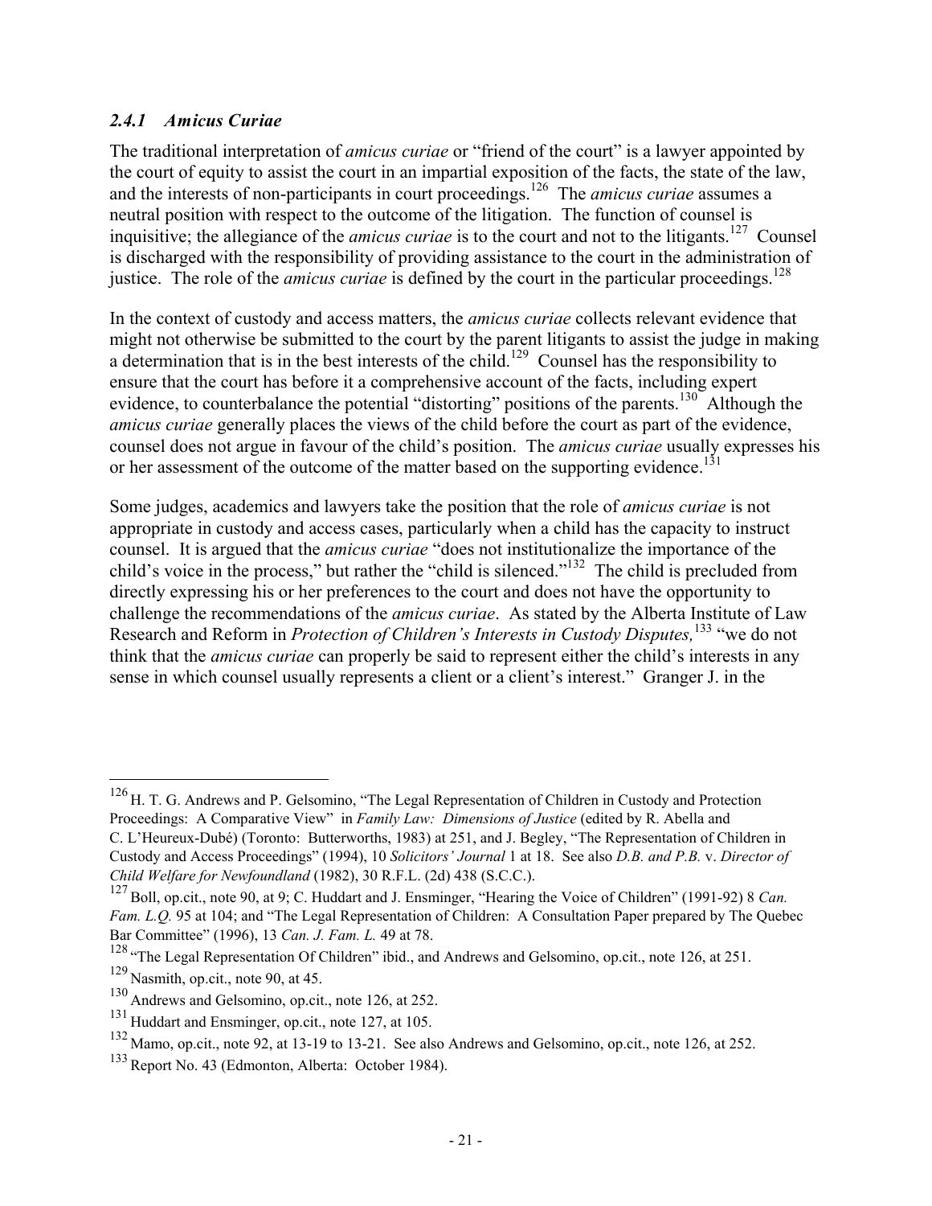### *2.4.1 Amicus Curiae*

The traditional interpretation of *amicus curiae* or "friend of the court" is a lawyer appointed by the court of equity to assist the court in an impartial exposition of the facts, the state of the law, and the interests of non-participants in court proceedings.[126] The *amicus curiae* assumes a neutral position with respect to the outcome of the litigation. The function of counsel is inquisitive; the allegiance of the *amicus curiae* is to the court and not to the litigants.[127] Counsel is discharged with the responsibility of providing assistance to the court in the administration of justice. The role of the *amicus curiae* is defined by the court in the particular proceedings.[128]

In the context of custody and access matters, the *amicus curiae* collects relevant evidence that might not otherwise be submitted to the court by the parent litigants to assist the judge in making a determination that is in the best interests of the child.[129] Counsel has the responsibility to ensure that the court has before it a comprehensive account of the facts, including expert evidence, to counterbalance the potential "distorting" positions of the parents.[130] Although the *amicus curiae* generally places the views of the child before the court as part of the evidence, counsel does not argue in favour of the child's position. The *amicus curiae* usually expresses his or her assessment of the outcome of the matter based on the supporting evidence.[131]

Some judges, academics and lawyers take the position that the role of *amicus curiae* is not appropriate in custody and access cases, particularly when a child has the capacity to instruct counsel. It is argued that the *amicus curiae* "does not institutionalize the importance of the child's voice in the process," but rather the "child is silenced."[132] The child is precluded from directly expressing his or her preferences to the court and does not have the opportunity to challenge the recommendations of the *amicus curiae*. As stated by the Alberta Institute of Law Research and Reform in *Protection of Children's Interests in Custody Disputes,*[133] "we do not think that the *amicus curiae* can properly be said to represent either the child's interests in any sense in which counsel usually represents a client or a client's interest." Granger J. in the

---

[126] H. T. G. Andrews and P. Gelsomino, "The Legal Representation of Children in Custody and Protection Proceedings: A Comparative View" in *Family Law: Dimensions of Justice* (edited by R. Abella and C. L'Heureux-Dubé) (Toronto: Butterworths, 1983) at 251, and J. Begley, "The Representation of Children in Custody and Access Proceedings" (1994), 10 *Solicitors' Journal* 1 at 18. See also *D.B. and P.B.* v. *Director of Child Welfare for Newfoundland* (1982), 30 R.F.L. (2d) 438 (S.C.C.).

[127] Boll, op.cit., note 90, at 9; C. Huddart and J. Ensminger, "Hearing the Voice of Children" (1991-92) 8 *Can. Fam. L.Q.* 95 at 104; and "The Legal Representation of Children: A Consultation Paper prepared by The Quebec Bar Committee" (1996), 13 *Can. J. Fam. L.* 49 at 78.

[128] "The Legal Representation Of Children" ibid., and Andrews and Gelsomino, op.cit., note 126, at 251.

[129] Nasmith, op.cit., note 90, at 45.

[130] Andrews and Gelsomino, op.cit., note 126, at 252.

[131] Huddart and Ensminger, op.cit., note 127, at 105.

[132] Mamo, op.cit., note 92, at 13-19 to 13-21. See also Andrews and Gelsomino, op.cit., note 126, at 252.

[133] Report No. 43 (Edmonton, Alberta: October 1984).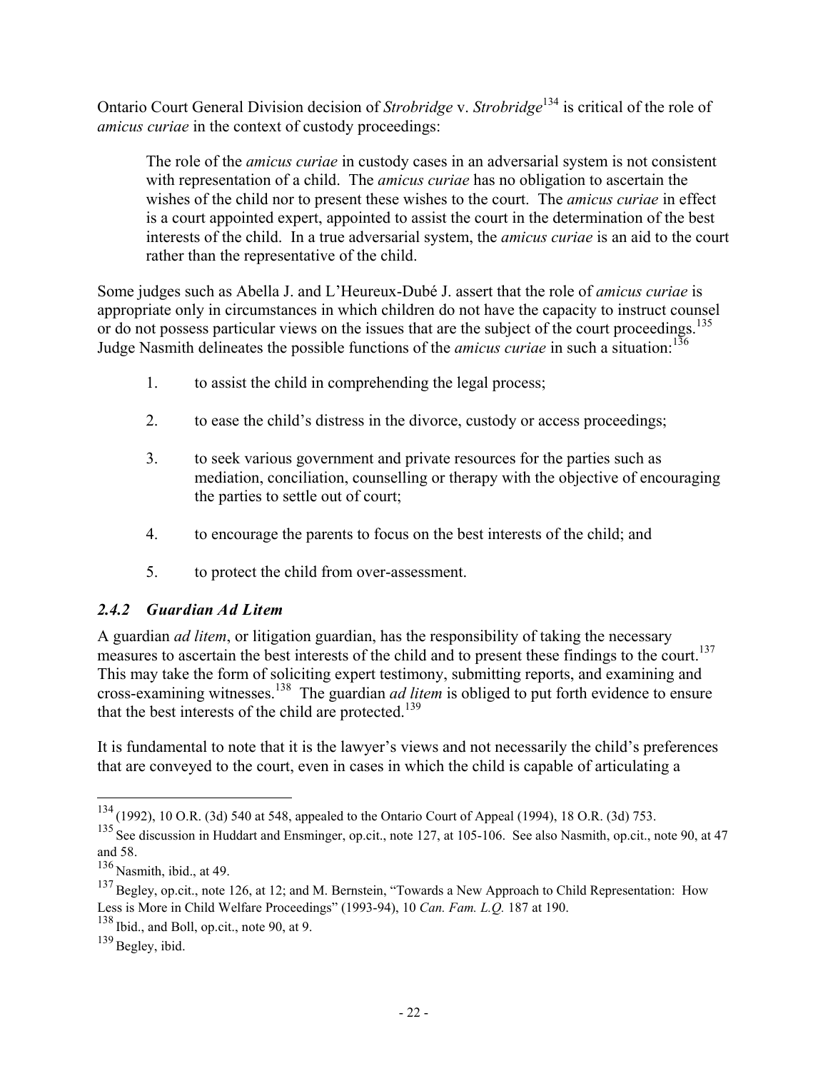Ontario Court General Division decision of *Strobridge* v. *Strobridge*[134] is critical of the role of *amicus curiae* in the context of custody proceedings:

> The role of the *amicus curiae* in custody cases in an adversarial system is not consistent with representation of a child. The *amicus curiae* has no obligation to ascertain the wishes of the child nor to present these wishes to the court. The *amicus curiae* in effect is a court appointed expert, appointed to assist the court in the determination of the best interests of the child. In a true adversarial system, the *amicus curiae* is an aid to the court rather than the representative of the child.

Some judges such as Abella J. and L'Heureux-Dubé J. assert that the role of *amicus curiae* is appropriate only in circumstances in which children do not have the capacity to instruct counsel or do not possess particular views on the issues that are the subject of the court proceedings.[135] Judge Nasmith delineates the possible functions of the *amicus curiae* in such a situation:[136]

1. to assist the child in comprehending the legal process;
2. to ease the child's distress in the divorce, custody or access proceedings;
3. to seek various government and private resources for the parties such as mediation, conciliation, counselling or therapy with the objective of encouraging the parties to settle out of court;
4. to encourage the parents to focus on the best interests of the child; and
5. to protect the child from over-assessment.

### *2.4.2 Guardian Ad Litem*

A guardian *ad litem*, or litigation guardian, has the responsibility of taking the necessary measures to ascertain the best interests of the child and to present these findings to the court.[137] This may take the form of soliciting expert testimony, submitting reports, and examining and cross-examining witnesses.[138] The guardian *ad litem* is obliged to put forth evidence to ensure that the best interests of the child are protected.[139]

It is fundamental to note that it is the lawyer's views and not necessarily the child's preferences that are conveyed to the court, even in cases in which the child is capable of articulating a

---

[134] (1992), 10 O.R. (3d) 540 at 548, appealed to the Ontario Court of Appeal (1994), 18 O.R. (3d) 753.

[135] See discussion in Huddart and Ensminger, op.cit., note 127, at 105-106. See also Nasmith, op.cit., note 90, at 47 and 58.

[136] Nasmith, ibid., at 49.

[137] Begley, op.cit., note 126, at 12; and M. Bernstein, "Towards a New Approach to Child Representation: How Less is More in Child Welfare Proceedings" (1993-94), 10 *Can. Fam. L.Q.* 187 at 190.

[138] Ibid., and Boll, op.cit., note 90, at 9.

[139] Begley, ibid.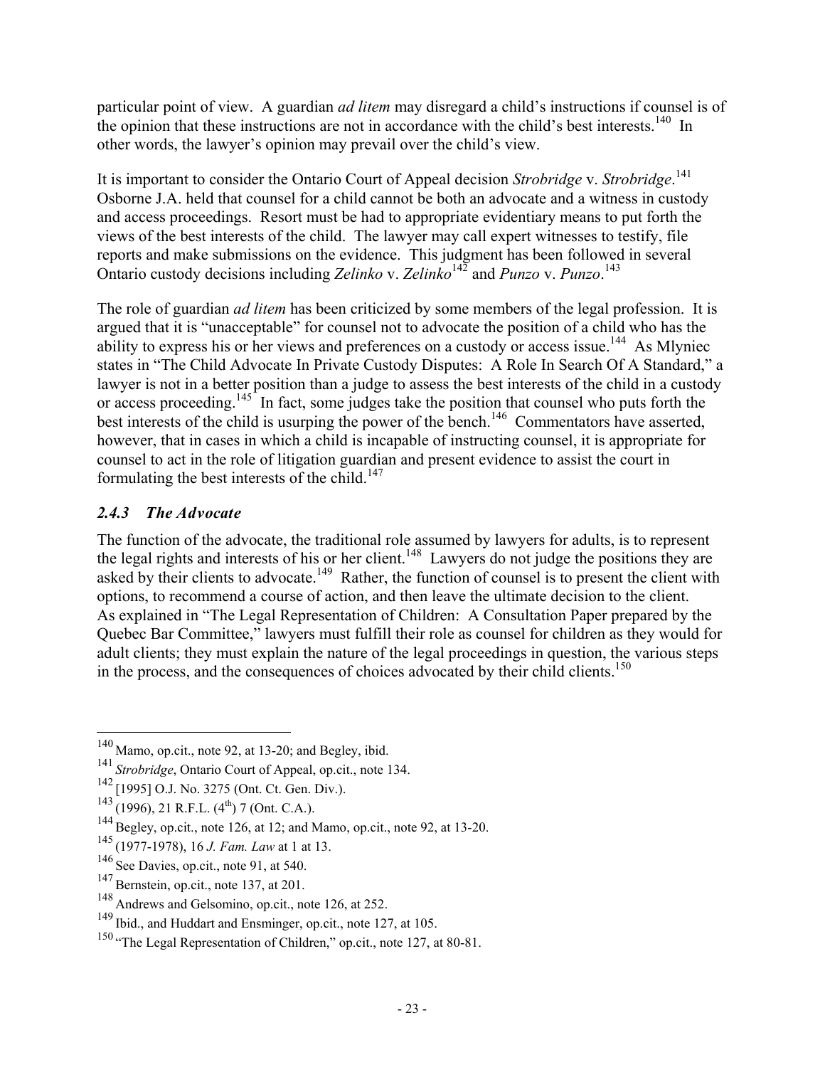particular point of view. A guardian *ad litem* may disregard a child's instructions if counsel is of the opinion that these instructions are not in accordance with the child's best interests.[140] In other words, the lawyer's opinion may prevail over the child's view.

It is important to consider the Ontario Court of Appeal decision *Strobridge* v. *Strobridge*.[141] Osborne J.A. held that counsel for a child cannot be both an advocate and a witness in custody and access proceedings. Resort must be had to appropriate evidentiary means to put forth the views of the best interests of the child. The lawyer may call expert witnesses to testify, file reports and make submissions on the evidence. This judgment has been followed in several Ontario custody decisions including *Zelinko* v. *Zelinko*[142] and *Punzo* v. *Punzo*.[143]

The role of guardian *ad litem* has been criticized by some members of the legal profession. It is argued that it is "unacceptable" for counsel not to advocate the position of a child who has the ability to express his or her views and preferences on a custody or access issue.[144] As Mlyniec states in "The Child Advocate In Private Custody Disputes: A Role In Search Of A Standard," a lawyer is not in a better position than a judge to assess the best interests of the child in a custody or access proceeding.[145] In fact, some judges take the position that counsel who puts forth the best interests of the child is usurping the power of the bench.[146] Commentators have asserted, however, that in cases in which a child is incapable of instructing counsel, it is appropriate for counsel to act in the role of litigation guardian and present evidence to assist the court in formulating the best interests of the child.[147]

### *2.4.3 The Advocate*

The function of the advocate, the traditional role assumed by lawyers for adults, is to represent the legal rights and interests of his or her client.[148] Lawyers do not judge the positions they are asked by their clients to advocate.[149] Rather, the function of counsel is to present the client with options, to recommend a course of action, and then leave the ultimate decision to the client. As explained in "The Legal Representation of Children: A Consultation Paper prepared by the Quebec Bar Committee," lawyers must fulfill their role as counsel for children as they would for adult clients; they must explain the nature of the legal proceedings in question, the various steps in the process, and the consequences of choices advocated by their child clients.[150]

---

[140] Mamo, op.cit., note 92, at 13-20; and Begley, ibid.

[141] *Strobridge*, Ontario Court of Appeal, op.cit., note 134.

[142] [1995] O.J. No. 3275 (Ont. Ct. Gen. Div.).

[143] (1996), 21 R.F.L. (4th) 7 (Ont. C.A.).

[144] Begley, op.cit., note 126, at 12; and Mamo, op.cit., note 92, at 13-20.

[145] (1977-1978), 16 *J. Fam. Law* at 1 at 13.

[146] See Davies, op.cit., note 91, at 540.

[147] Bernstein, op.cit., note 137, at 201.

[148] Andrews and Gelsomino, op.cit., note 126, at 252.

[149] Ibid., and Huddart and Ensminger, op.cit., note 127, at 105.

[150] "The Legal Representation of Children," op.cit., note 127, at 80-81.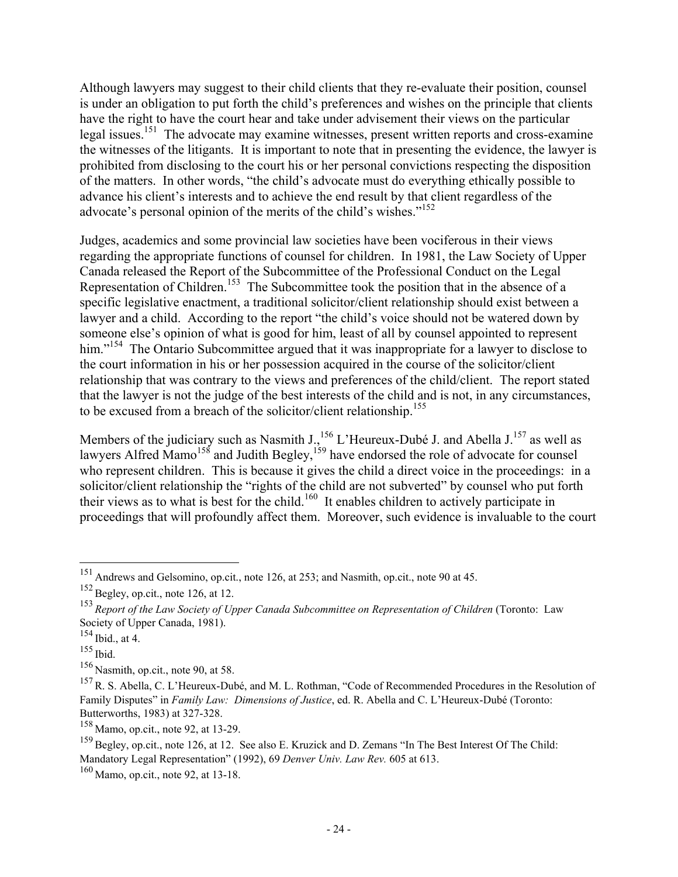Although lawyers may suggest to their child clients that they re-evaluate their position, counsel is under an obligation to put forth the child's preferences and wishes on the principle that clients have the right to have the court hear and take under advisement their views on the particular legal issues.[151] The advocate may examine witnesses, present written reports and cross-examine the witnesses of the litigants. It is important to note that in presenting the evidence, the lawyer is prohibited from disclosing to the court his or her personal convictions respecting the disposition of the matters. In other words, "the child's advocate must do everything ethically possible to advance his client's interests and to achieve the end result by that client regardless of the advocate's personal opinion of the merits of the child's wishes."[152]

Judges, academics and some provincial law societies have been vociferous in their views regarding the appropriate functions of counsel for children. In 1981, the Law Society of Upper Canada released the Report of the Subcommittee of the Professional Conduct on the Legal Representation of Children.[153] The Subcommittee took the position that in the absence of a specific legislative enactment, a traditional solicitor/client relationship should exist between a lawyer and a child. According to the report "the child's voice should not be watered down by someone else's opinion of what is good for him, least of all by counsel appointed to represent him."[154] The Ontario Subcommittee argued that it was inappropriate for a lawyer to disclose to the court information in his or her possession acquired in the course of the solicitor/client relationship that was contrary to the views and preferences of the child/client. The report stated that the lawyer is not the judge of the best interests of the child and is not, in any circumstances, to be excused from a breach of the solicitor/client relationship.[155]

Members of the judiciary such as Nasmith J.,[156] L'Heureux-Dubé J. and Abella J.[157] as well as lawyers Alfred Mamo[158] and Judith Begley,[159] have endorsed the role of advocate for counsel who represent children. This is because it gives the child a direct voice in the proceedings: in a solicitor/client relationship the "rights of the child are not subverted" by counsel who put forth their views as to what is best for the child.[160] It enables children to actively participate in proceedings that will profoundly affect them. Moreover, such evidence is invaluable to the court

---

[151] Andrews and Gelsomino, op.cit., note 126, at 253; and Nasmith, op.cit., note 90 at 45.

[152] Begley, op.cit., note 126, at 12.

[153] *Report of the Law Society of Upper Canada Subcommittee on Representation of Children* (Toronto: Law Society of Upper Canada, 1981).

[154] Ibid., at 4.

[155] Ibid.

[156] Nasmith, op.cit., note 90, at 58.

[157] R. S. Abella, C. L'Heureux-Dubé, and M. L. Rothman, "Code of Recommended Procedures in the Resolution of Family Disputes" in *Family Law: Dimensions of Justice*, ed. R. Abella and C. L'Heureux-Dubé (Toronto: Butterworths, 1983) at 327-328.

[158] Mamo, op.cit., note 92, at 13-29.

[159] Begley, op.cit., note 126, at 12. See also E. Kruzick and D. Zemans "In The Best Interest Of The Child: Mandatory Legal Representation" (1992), 69 *Denver Univ. Law Rev.* 605 at 613.

[160] Mamo, op.cit., note 92, at 13-18.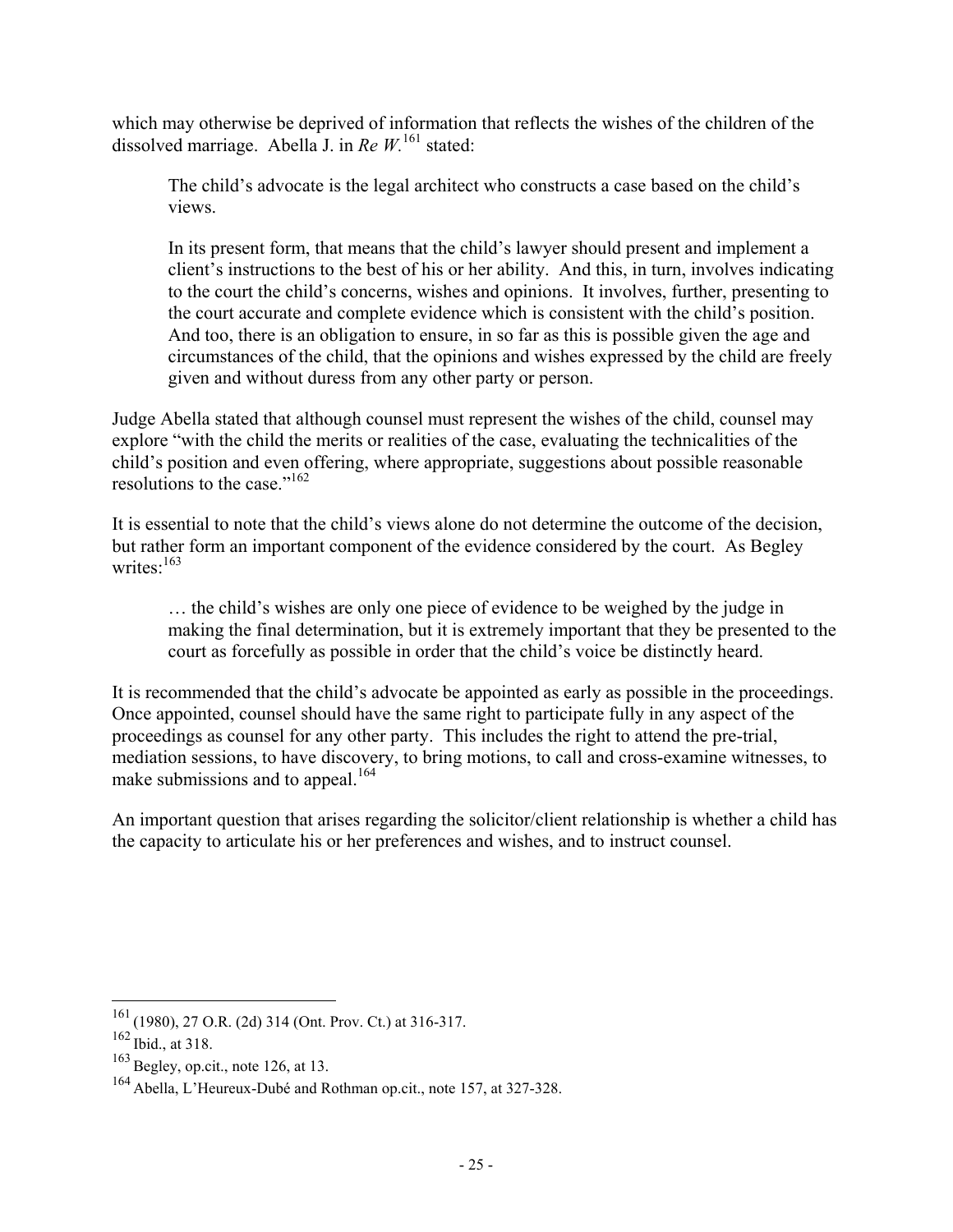which may otherwise be deprived of information that reflects the wishes of the children of the dissolved marriage. Abella J. in *Re W.*[161] stated:

> The child's advocate is the legal architect who constructs a case based on the child's views.
>
> In its present form, that means that the child's lawyer should present and implement a client's instructions to the best of his or her ability. And this, in turn, involves indicating to the court the child's concerns, wishes and opinions. It involves, further, presenting to the court accurate and complete evidence which is consistent with the child's position. And too, there is an obligation to ensure, in so far as this is possible given the age and circumstances of the child, that the opinions and wishes expressed by the child are freely given and without duress from any other party or person.

Judge Abella stated that although counsel must represent the wishes of the child, counsel may explore "with the child the merits or realities of the case, evaluating the technicalities of the child's position and even offering, where appropriate, suggestions about possible reasonable resolutions to the case."[162]

It is essential to note that the child's views alone do not determine the outcome of the decision, but rather form an important component of the evidence considered by the court. As Begley writes:[163]

> … the child's wishes are only one piece of evidence to be weighed by the judge in making the final determination, but it is extremely important that they be presented to the court as forcefully as possible in order that the child's voice be distinctly heard.

It is recommended that the child's advocate be appointed as early as possible in the proceedings. Once appointed, counsel should have the same right to participate fully in any aspect of the proceedings as counsel for any other party. This includes the right to attend the pre-trial, mediation sessions, to have discovery, to bring motions, to call and cross-examine witnesses, to make submissions and to appeal.[164]

An important question that arises regarding the solicitor/client relationship is whether a child has the capacity to articulate his or her preferences and wishes, and to instruct counsel.

---

[161] (1980), 27 O.R. (2d) 314 (Ont. Prov. Ct.) at 316-317.

[162] Ibid., at 318.

[163] Begley, op.cit., note 126, at 13.

[164] Abella, L'Heureux-Dubé and Rothman op.cit., note 157, at 327-328.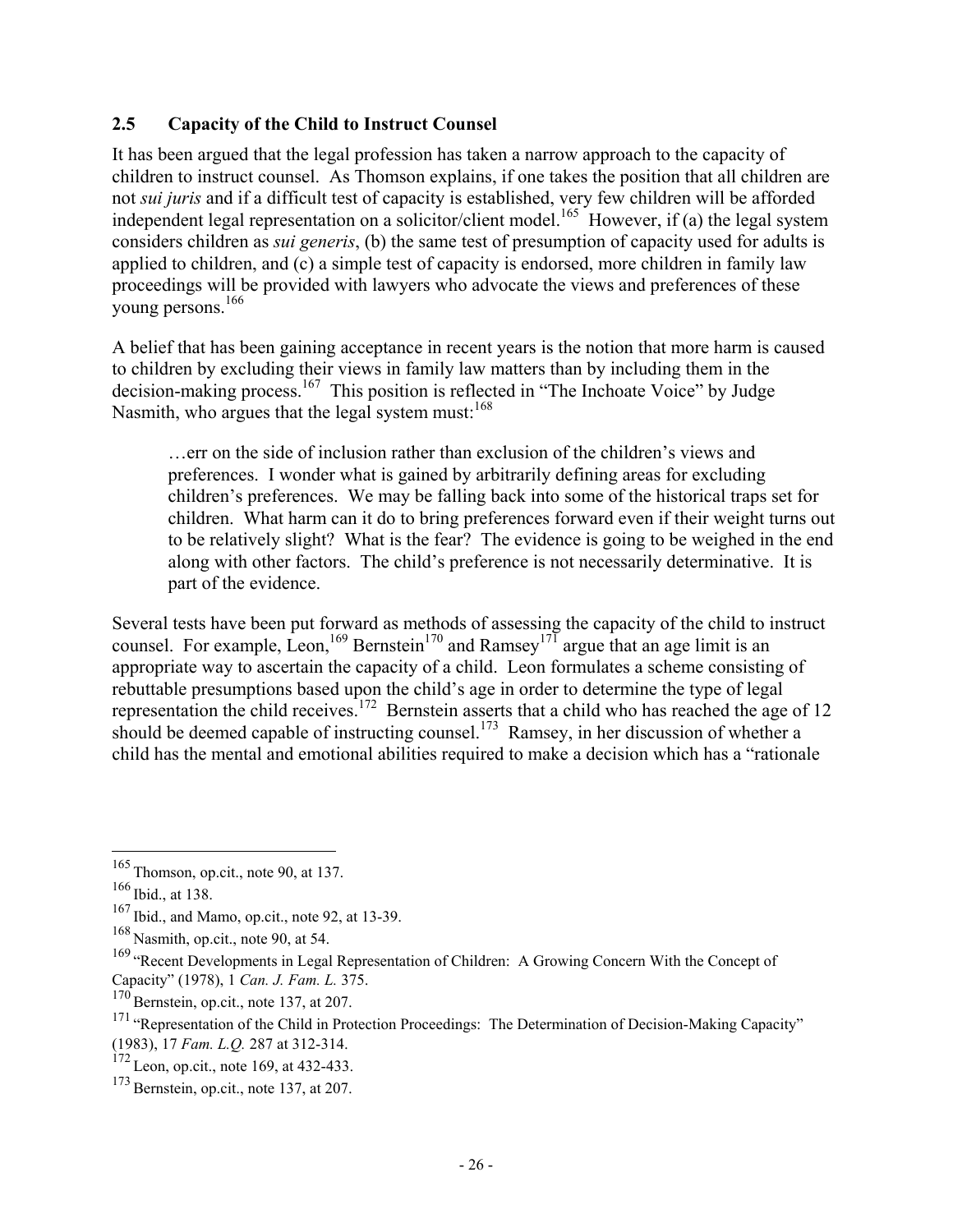## 2.5 Capacity of the Child to Instruct Counsel

It has been argued that the legal profession has taken a narrow approach to the capacity of children to instruct counsel. As Thomson explains, if one takes the position that all children are not *sui juris* and if a difficult test of capacity is established, very few children will be afforded independent legal representation on a solicitor/client model.[165] However, if (a) the legal system considers children as *sui generis*, (b) the same test of presumption of capacity used for adults is applied to children, and (c) a simple test of capacity is endorsed, more children in family law proceedings will be provided with lawyers who advocate the views and preferences of these young persons.[166]

A belief that has been gaining acceptance in recent years is the notion that more harm is caused to children by excluding their views in family law matters than by including them in the decision-making process.[167] This position is reflected in "The Inchoate Voice" by Judge Nasmith, who argues that the legal system must:[168]

> …err on the side of inclusion rather than exclusion of the children's views and preferences. I wonder what is gained by arbitrarily defining areas for excluding children's preferences. We may be falling back into some of the historical traps set for children. What harm can it do to bring preferences forward even if their weight turns out to be relatively slight? What is the fear? The evidence is going to be weighed in the end along with other factors. The child's preference is not necessarily determinative. It is part of the evidence.

Several tests have been put forward as methods of assessing the capacity of the child to instruct counsel. For example, Leon,[169] Bernstein[170] and Ramsey[171] argue that an age limit is an appropriate way to ascertain the capacity of a child. Leon formulates a scheme consisting of rebuttable presumptions based upon the child's age in order to determine the type of legal representation the child receives.[172] Bernstein asserts that a child who has reached the age of 12 should be deemed capable of instructing counsel.[173] Ramsey, in her discussion of whether a child has the mental and emotional abilities required to make a decision which has a "rationale

---

[165] Thomson, op.cit., note 90, at 137.

[166] Ibid., at 138.

[167] Ibid., and Mamo, op.cit., note 92, at 13-39.

[168] Nasmith, op.cit., note 90, at 54.

[169] "Recent Developments in Legal Representation of Children: A Growing Concern With the Concept of Capacity" (1978), 1 *Can. J. Fam. L.* 375.

[170] Bernstein, op.cit., note 137, at 207.

[171] "Representation of the Child in Protection Proceedings: The Determination of Decision-Making Capacity" (1983), 17 *Fam. L.Q.* 287 at 312-314.

[172] Leon, op.cit., note 169, at 432-433.

[173] Bernstein, op.cit., note 137, at 207.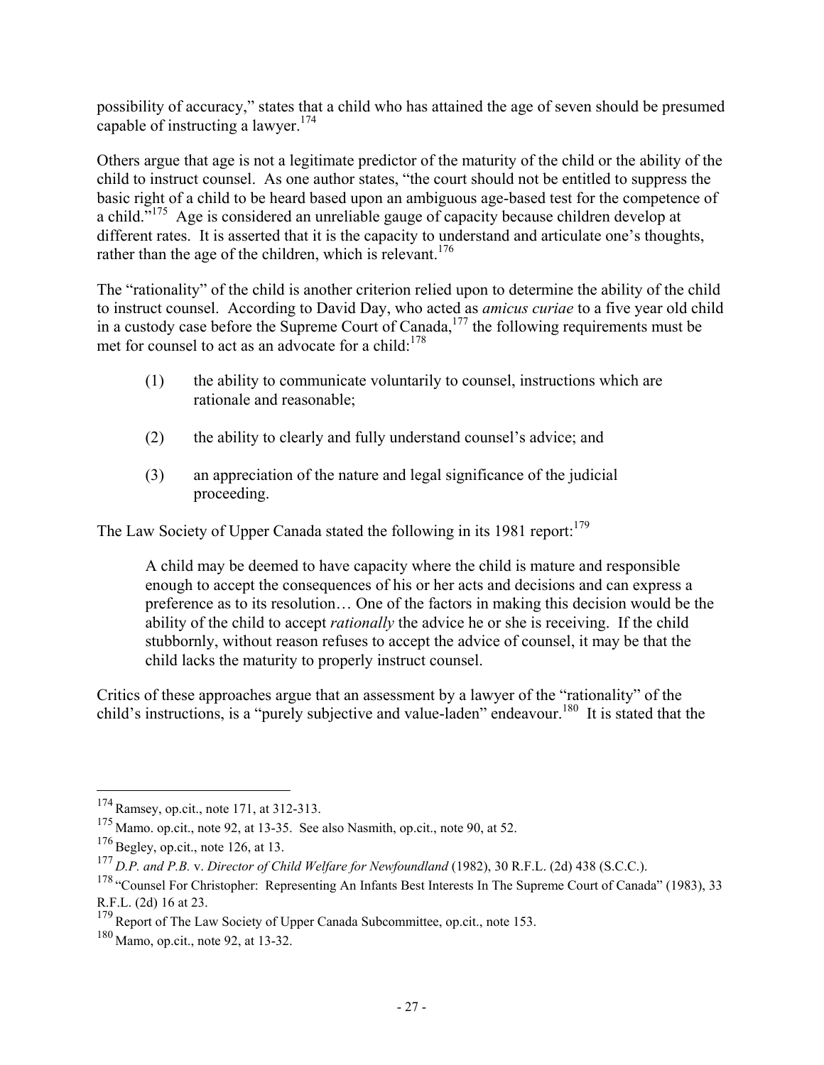possibility of accuracy," states that a child who has attained the age of seven should be presumed capable of instructing a lawyer.[174]

Others argue that age is not a legitimate predictor of the maturity of the child or the ability of the child to instruct counsel. As one author states, "the court should not be entitled to suppress the basic right of a child to be heard based upon an ambiguous age-based test for the competence of a child."[175] Age is considered an unreliable gauge of capacity because children develop at different rates. It is asserted that it is the capacity to understand and articulate one's thoughts, rather than the age of the children, which is relevant.[176]

The "rationality" of the child is another criterion relied upon to determine the ability of the child to instruct counsel. According to David Day, who acted as *amicus curiae* to a five year old child in a custody case before the Supreme Court of Canada,[177] the following requirements must be met for counsel to act as an advocate for a child:[178]

(1) the ability to communicate voluntarily to counsel, instructions which are rationale and reasonable;

(2) the ability to clearly and fully understand counsel's advice; and

(3) an appreciation of the nature and legal significance of the judicial proceeding.

The Law Society of Upper Canada stated the following in its 1981 report:[179]

> A child may be deemed to have capacity where the child is mature and responsible enough to accept the consequences of his or her acts and decisions and can express a preference as to its resolution… One of the factors in making this decision would be the ability of the child to accept *rationally* the advice he or she is receiving. If the child stubbornly, without reason refuses to accept the advice of counsel, it may be that the child lacks the maturity to properly instruct counsel.

Critics of these approaches argue that an assessment by a lawyer of the "rationality" of the child's instructions, is a "purely subjective and value-laden" endeavour.[180] It is stated that the

---

[174] Ramsey, op.cit., note 171, at 312-313.

[175] Mamo. op.cit., note 92, at 13-35. See also Nasmith, op.cit., note 90, at 52.

[176] Begley, op.cit., note 126, at 13.

[177] *D.P. and P.B.* v. *Director of Child Welfare for Newfoundland* (1982), 30 R.F.L. (2d) 438 (S.C.C.).

[178] "Counsel For Christopher: Representing An Infants Best Interests In The Supreme Court of Canada" (1983), 33 R.F.L. (2d) 16 at 23.

[179] Report of The Law Society of Upper Canada Subcommittee, op.cit., note 153.

[180] Mamo, op.cit., note 92, at 13-32.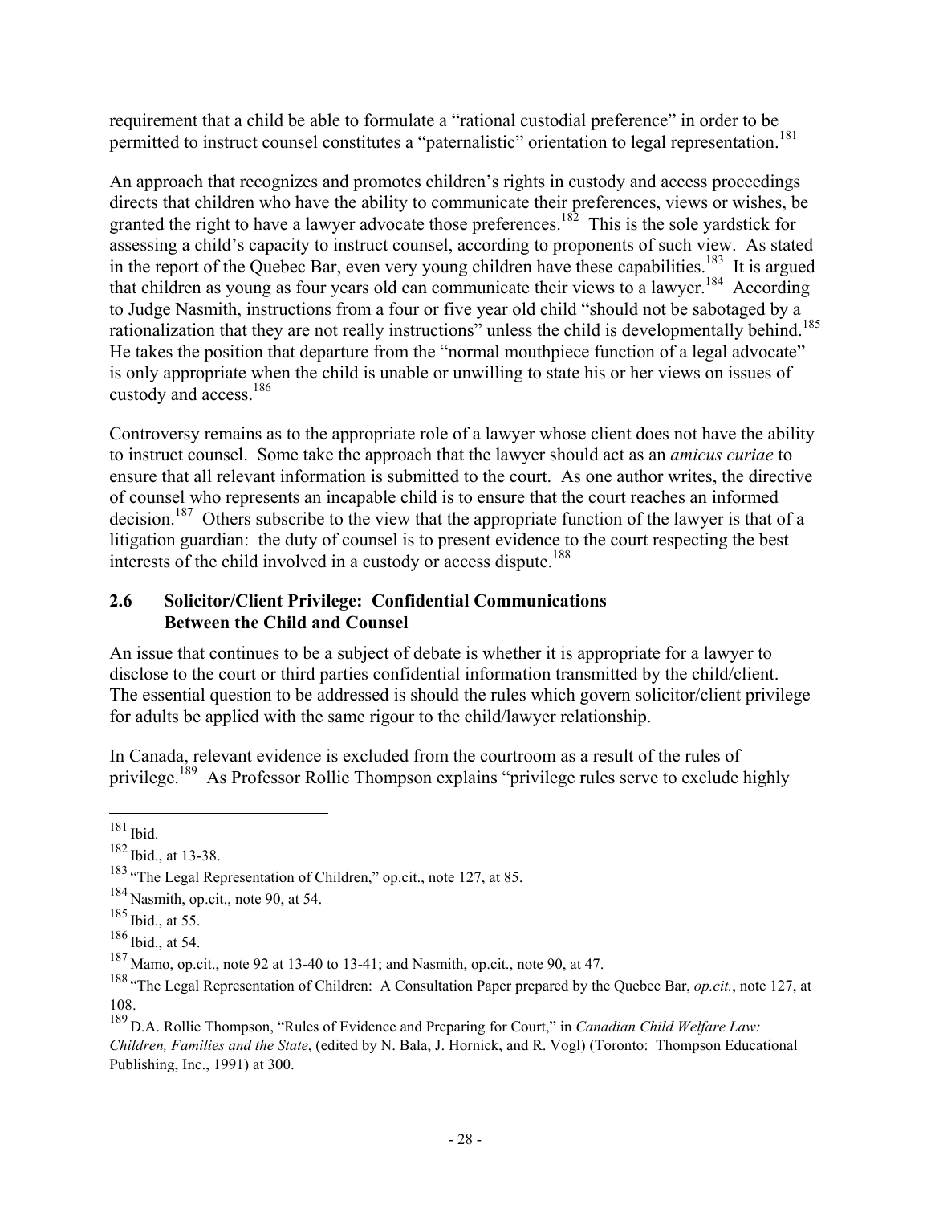requirement that a child be able to formulate a "rational custodial preference" in order to be permitted to instruct counsel constitutes a "paternalistic" orientation to legal representation.[181]

An approach that recognizes and promotes children's rights in custody and access proceedings directs that children who have the ability to communicate their preferences, views or wishes, be granted the right to have a lawyer advocate those preferences.[182] This is the sole yardstick for assessing a child's capacity to instruct counsel, according to proponents of such view. As stated in the report of the Quebec Bar, even very young children have these capabilities.[183] It is argued that children as young as four years old can communicate their views to a lawyer.[184] According to Judge Nasmith, instructions from a four or five year old child "should not be sabotaged by a rationalization that they are not really instructions" unless the child is developmentally behind.[185] He takes the position that departure from the "normal mouthpiece function of a legal advocate" is only appropriate when the child is unable or unwilling to state his or her views on issues of custody and access.[186]

Controversy remains as to the appropriate role of a lawyer whose client does not have the ability to instruct counsel. Some take the approach that the lawyer should act as an *amicus curiae* to ensure that all relevant information is submitted to the court. As one author writes, the directive of counsel who represents an incapable child is to ensure that the court reaches an informed decision.[187] Others subscribe to the view that the appropriate function of the lawyer is that of a litigation guardian: the duty of counsel is to present evidence to the court respecting the best interests of the child involved in a custody or access dispute.[188]

## 2.6 Solicitor/Client Privilege: Confidential Communications Between the Child and Counsel

An issue that continues to be a subject of debate is whether it is appropriate for a lawyer to disclose to the court or third parties confidential information transmitted by the child/client. The essential question to be addressed is should the rules which govern solicitor/client privilege for adults be applied with the same rigour to the child/lawyer relationship.

In Canada, relevant evidence is excluded from the courtroom as a result of the rules of privilege.[189] As Professor Rollie Thompson explains "privilege rules serve to exclude highly

---

[181] Ibid.

[182] Ibid., at 13-38.

[183] "The Legal Representation of Children," op.cit., note 127, at 85.

[184] Nasmith, op.cit., note 90, at 54.

[185] Ibid., at 55.

[186] Ibid., at 54.

[187] Mamo, op.cit., note 92 at 13-40 to 13-41; and Nasmith, op.cit., note 90, at 47.

[188] "The Legal Representation of Children: A Consultation Paper prepared by the Quebec Bar, *op.cit.*, note 127, at 108.

[189] D.A. Rollie Thompson, "Rules of Evidence and Preparing for Court," in *Canadian Child Welfare Law: Children, Families and the State*, (edited by N. Bala, J. Hornick, and R. Vogl) (Toronto: Thompson Educational Publishing, Inc., 1991) at 300.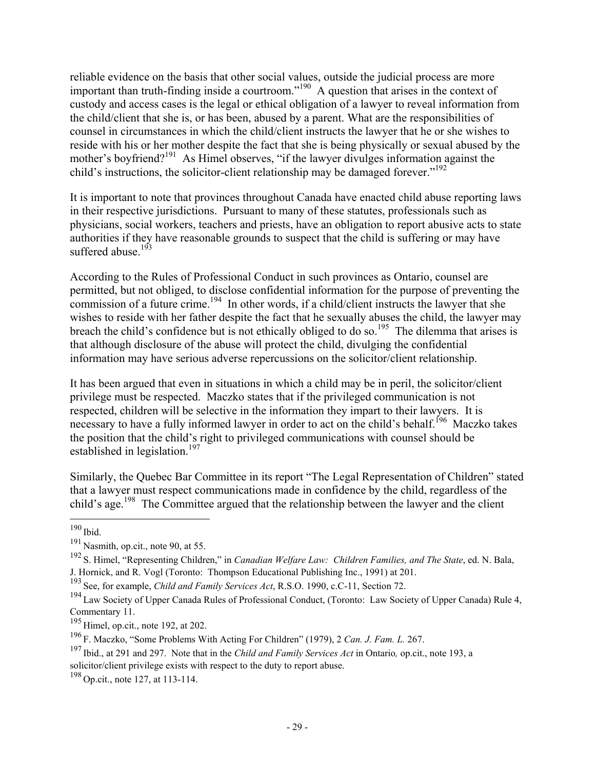reliable evidence on the basis that other social values, outside the judicial process are more important than truth-finding inside a courtroom."[190] A question that arises in the context of custody and access cases is the legal or ethical obligation of a lawyer to reveal information from the child/client that she is, or has been, abused by a parent. What are the responsibilities of counsel in circumstances in which the child/client instructs the lawyer that he or she wishes to reside with his or her mother despite the fact that she is being physically or sexual abused by the mother's boyfriend?[191] As Himel observes, "if the lawyer divulges information against the child's instructions, the solicitor-client relationship may be damaged forever."[192]

It is important to note that provinces throughout Canada have enacted child abuse reporting laws in their respective jurisdictions. Pursuant to many of these statutes, professionals such as physicians, social workers, teachers and priests, have an obligation to report abusive acts to state authorities if they have reasonable grounds to suspect that the child is suffering or may have suffered abuse.[193]

According to the Rules of Professional Conduct in such provinces as Ontario, counsel are permitted, but not obliged, to disclose confidential information for the purpose of preventing the commission of a future crime.[194] In other words, if a child/client instructs the lawyer that she wishes to reside with her father despite the fact that he sexually abuses the child, the lawyer may breach the child's confidence but is not ethically obliged to do so.[195] The dilemma that arises is that although disclosure of the abuse will protect the child, divulging the confidential information may have serious adverse repercussions on the solicitor/client relationship.

It has been argued that even in situations in which a child may be in peril, the solicitor/client privilege must be respected. Maczko states that if the privileged communication is not respected, children will be selective in the information they impart to their lawyers. It is necessary to have a fully informed lawyer in order to act on the child's behalf.[196] Maczko takes the position that the child's right to privileged communications with counsel should be established in legislation.[197]

Similarly, the Quebec Bar Committee in its report "The Legal Representation of Children" stated that a lawyer must respect communications made in confidence by the child, regardless of the child's age.[198] The Committee argued that the relationship between the lawyer and the client

---

[190] Ibid.

[191] Nasmith, op.cit., note 90, at 55.

[192] S. Himel, "Representing Children," in *Canadian Welfare Law: Children Families, and The State*, ed. N. Bala, J. Hornick, and R. Vogl (Toronto: Thompson Educational Publishing Inc., 1991) at 201.

[193] See, for example, *Child and Family Services Act*, R.S.O. 1990, c.C-11, Section 72.

[194] Law Society of Upper Canada Rules of Professional Conduct, (Toronto: Law Society of Upper Canada) Rule 4, Commentary 11.

[195] Himel, op.cit., note 192, at 202.

[196] F. Maczko, "Some Problems With Acting For Children" (1979), 2 *Can. J. Fam. L.* 267.

[197] Ibid., at 291 and 297. Note that in the *Child and Family Services Act* in Ontario*,* op.cit., note 193, a solicitor/client privilege exists with respect to the duty to report abuse.

[198] Op.cit., note 127, at 113-114.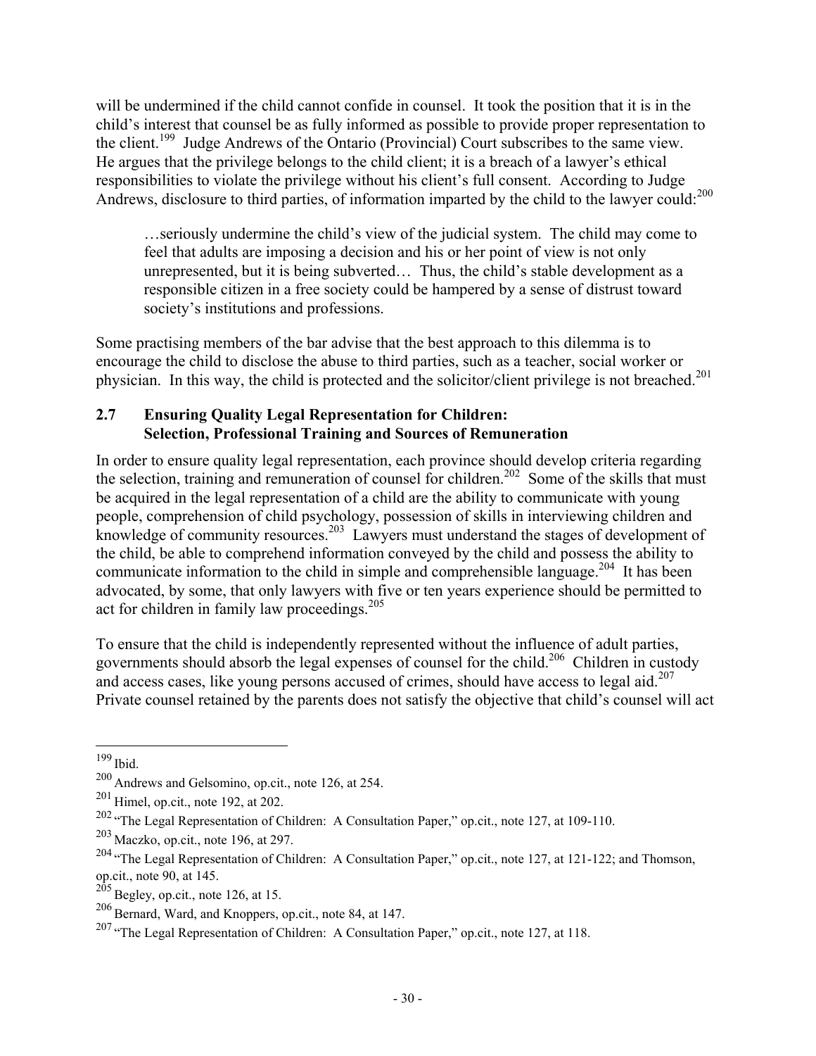will be undermined if the child cannot confide in counsel. It took the position that it is in the child's interest that counsel be as fully informed as possible to provide proper representation to the client.[199] Judge Andrews of the Ontario (Provincial) Court subscribes to the same view. He argues that the privilege belongs to the child client; it is a breach of a lawyer's ethical responsibilities to violate the privilege without his client's full consent. According to Judge Andrews, disclosure to third parties, of information imparted by the child to the lawyer could:[200]

> …seriously undermine the child's view of the judicial system. The child may come to feel that adults are imposing a decision and his or her point of view is not only unrepresented, but it is being subverted… Thus, the child's stable development as a responsible citizen in a free society could be hampered by a sense of distrust toward society's institutions and professions.

Some practising members of the bar advise that the best approach to this dilemma is to encourage the child to disclose the abuse to third parties, such as a teacher, social worker or physician. In this way, the child is protected and the solicitor/client privilege is not breached.[201]

## 2.7 Ensuring Quality Legal Representation for Children: Selection, Professional Training and Sources of Remuneration

In order to ensure quality legal representation, each province should develop criteria regarding the selection, training and remuneration of counsel for children.[202] Some of the skills that must be acquired in the legal representation of a child are the ability to communicate with young people, comprehension of child psychology, possession of skills in interviewing children and knowledge of community resources.[203] Lawyers must understand the stages of development of the child, be able to comprehend information conveyed by the child and possess the ability to communicate information to the child in simple and comprehensible language.[204] It has been advocated, by some, that only lawyers with five or ten years experience should be permitted to act for children in family law proceedings.[205]

To ensure that the child is independently represented without the influence of adult parties, governments should absorb the legal expenses of counsel for the child.[206] Children in custody and access cases, like young persons accused of crimes, should have access to legal aid.[207] Private counsel retained by the parents does not satisfy the objective that child's counsel will act

---

[199] Ibid.

[200] Andrews and Gelsomino, op.cit., note 126, at 254.

[201] Himel, op.cit., note 192, at 202.

[202] "The Legal Representation of Children: A Consultation Paper," op.cit., note 127, at 109-110.

[203] Maczko, op.cit., note 196, at 297.

[204] "The Legal Representation of Children: A Consultation Paper," op.cit., note 127, at 121-122; and Thomson, op.cit., note 90, at 145.

[205] Begley, op.cit., note 126, at 15.

[206] Bernard, Ward, and Knoppers, op.cit., note 84, at 147.

[207] "The Legal Representation of Children: A Consultation Paper," op.cit., note 127, at 118.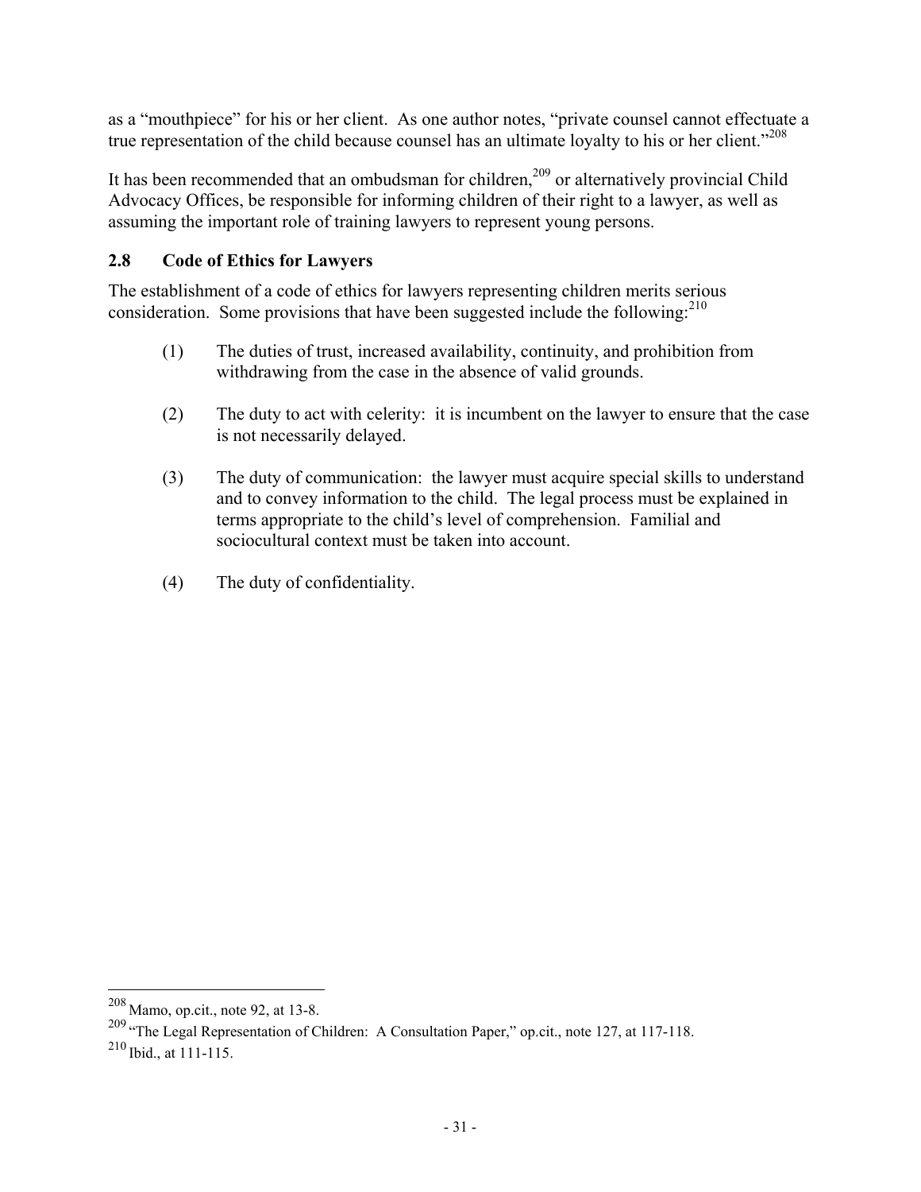as a "mouthpiece" for his or her client. As one author notes, "private counsel cannot effectuate a true representation of the child because counsel has an ultimate loyalty to his or her client."[208]

It has been recommended that an ombudsman for children,[209] or alternatively provincial Child Advocacy Offices, be responsible for informing children of their right to a lawyer, as well as assuming the important role of training lawyers to represent young persons.

## 2.8 Code of Ethics for Lawyers

The establishment of a code of ethics for lawyers representing children merits serious consideration. Some provisions that have been suggested include the following:[210]

(1) The duties of trust, increased availability, continuity, and prohibition from withdrawing from the case in the absence of valid grounds.

(2) The duty to act with celerity: it is incumbent on the lawyer to ensure that the case is not necessarily delayed.

(3) The duty of communication: the lawyer must acquire special skills to understand and to convey information to the child. The legal process must be explained in terms appropriate to the child's level of comprehension. Familial and sociocultural context must be taken into account.

(4) The duty of confidentiality.

---

[208] Mamo, op.cit., note 92, at 13-8.

[209] "The Legal Representation of Children: A Consultation Paper," op.cit., note 127, at 117-118.

[210] Ibid., at 111-115.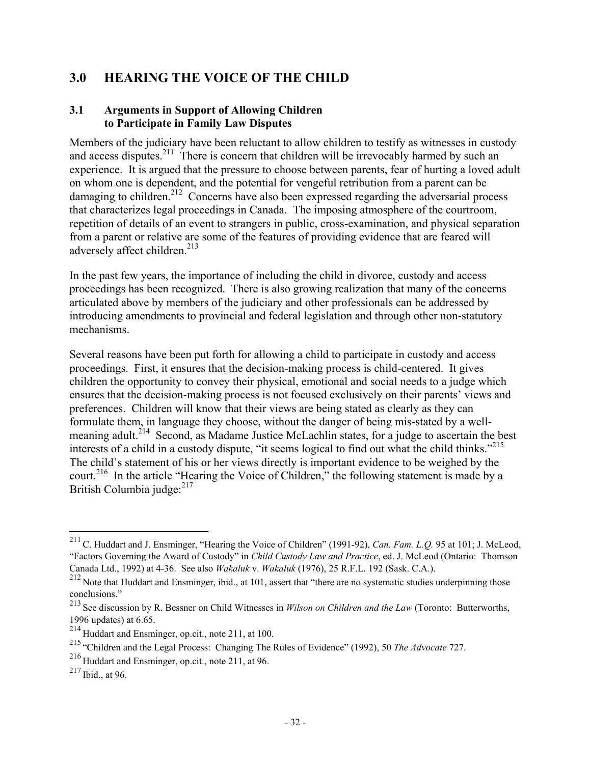# 3.0 HEARING THE VOICE OF THE CHILD

## 3.1 Arguments in Support of Allowing Children to Participate in Family Law Disputes

Members of the judiciary have been reluctant to allow children to testify as witnesses in custody and access disputes.[211] There is concern that children will be irrevocably harmed by such an experience. It is argued that the pressure to choose between parents, fear of hurting a loved adult on whom one is dependent, and the potential for vengeful retribution from a parent can be damaging to children.[212] Concerns have also been expressed regarding the adversarial process that characterizes legal proceedings in Canada. The imposing atmosphere of the courtroom, repetition of details of an event to strangers in public, cross-examination, and physical separation from a parent or relative are some of the features of providing evidence that are feared will adversely affect children.[213]

In the past few years, the importance of including the child in divorce, custody and access proceedings has been recognized. There is also growing realization that many of the concerns articulated above by members of the judiciary and other professionals can be addressed by introducing amendments to provincial and federal legislation and through other non-statutory mechanisms.

Several reasons have been put forth for allowing a child to participate in custody and access proceedings. First, it ensures that the decision-making process is child-centered. It gives children the opportunity to convey their physical, emotional and social needs to a judge which ensures that the decision-making process is not focused exclusively on their parents' views and preferences. Children will know that their views are being stated as clearly as they can formulate them, in language they choose, without the danger of being mis-stated by a well-meaning adult.[214] Second, as Madame Justice McLachlin states, for a judge to ascertain the best interests of a child in a custody dispute, "it seems logical to find out what the child thinks."[215] The child's statement of his or her views directly is important evidence to be weighed by the court.[216] In the article "Hearing the Voice of Children," the following statement is made by a British Columbia judge:[217]

---

[211] C. Huddart and J. Ensminger, "Hearing the Voice of Children" (1991-92), *Can. Fam. L.Q.* 95 at 101; J. McLeod, "Factors Governing the Award of Custody" in *Child Custody Law and Practice*, ed. J. McLeod (Ontario: Thomson Canada Ltd., 1992) at 4-36. See also *Wakaluk* v. *Wakaluk* (1976), 25 R.F.L. 192 (Sask. C.A.).

[212] Note that Huddart and Ensminger, ibid., at 101, assert that "there are no systematic studies underpinning those conclusions."

[213] See discussion by R. Bessner on Child Witnesses in *Wilson on Children and the Law* (Toronto: Butterworths, 1996 updates) at 6.65.

[214] Huddart and Ensminger, op.cit., note 211, at 100.

[215] "Children and the Legal Process: Changing The Rules of Evidence" (1992), 50 *The Advocate* 727.

[216] Huddart and Ensminger, op.cit., note 211, at 96.

[217] Ibid., at 96.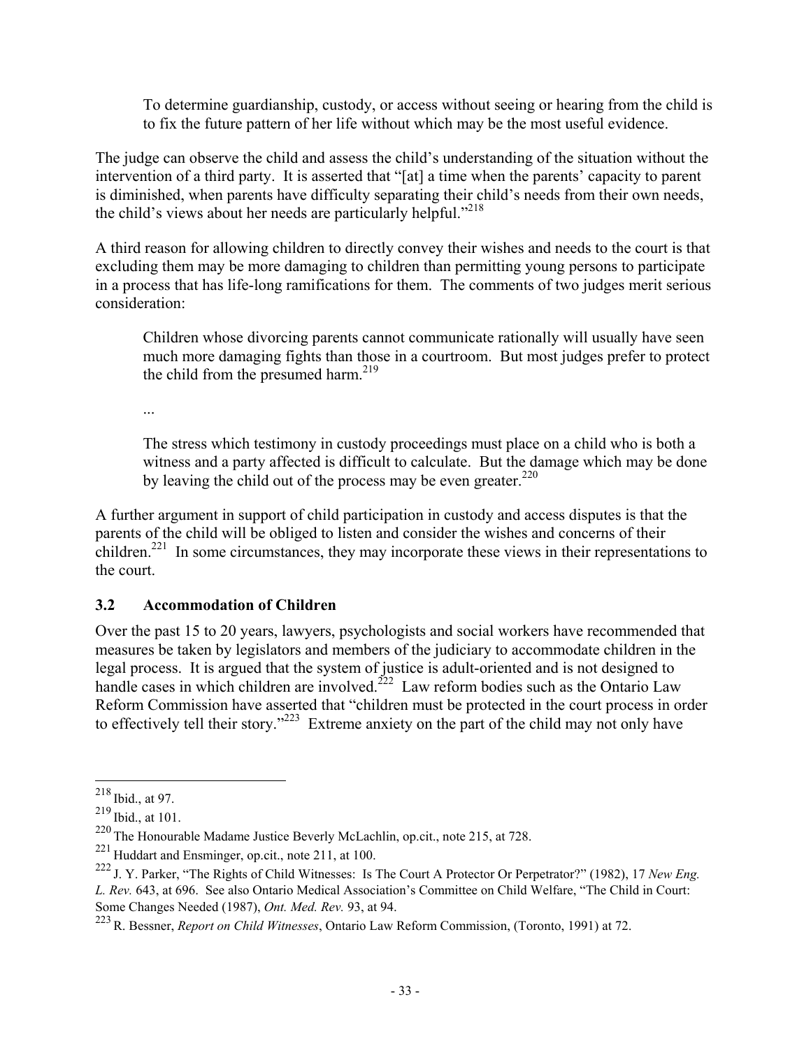> To determine guardianship, custody, or access without seeing or hearing from the child is to fix the future pattern of her life without which may be the most useful evidence.

The judge can observe the child and assess the child's understanding of the situation without the intervention of a third party. It is asserted that "[at] a time when the parents' capacity to parent is diminished, when parents have difficulty separating their child's needs from their own needs, the child's views about her needs are particularly helpful."[218]

A third reason for allowing children to directly convey their wishes and needs to the court is that excluding them may be more damaging to children than permitting young persons to participate in a process that has life-long ramifications for them. The comments of two judges merit serious consideration:

> Children whose divorcing parents cannot communicate rationally will usually have seen much more damaging fights than those in a courtroom. But most judges prefer to protect the child from the presumed harm.[219]
>
> ...
>
> The stress which testimony in custody proceedings must place on a child who is both a witness and a party affected is difficult to calculate. But the damage which may be done by leaving the child out of the process may be even greater.[220]

A further argument in support of child participation in custody and access disputes is that the parents of the child will be obliged to listen and consider the wishes and concerns of their children.[221] In some circumstances, they may incorporate these views in their representations to the court.

### 3.2 Accommodation of Children

Over the past 15 to 20 years, lawyers, psychologists and social workers have recommended that measures be taken by legislators and members of the judiciary to accommodate children in the legal process. It is argued that the system of justice is adult-oriented and is not designed to handle cases in which children are involved.[222] Law reform bodies such as the Ontario Law Reform Commission have asserted that "children must be protected in the court process in order to effectively tell their story."[223] Extreme anxiety on the part of the child may not only have

---

[218] Ibid., at 97.

[219] Ibid., at 101.

[220] The Honourable Madame Justice Beverly McLachlin, op.cit., note 215, at 728.

[221] Huddart and Ensminger, op.cit., note 211, at 100.

[222] J. Y. Parker, "The Rights of Child Witnesses: Is The Court A Protector Or Perpetrator?" (1982), 17 *New Eng. L. Rev.* 643, at 696. See also Ontario Medical Association's Committee on Child Welfare, "The Child in Court: Some Changes Needed (1987), *Ont. Med. Rev.* 93, at 94.

[223] R. Bessner, *Report on Child Witnesses*, Ontario Law Reform Commission, (Toronto, 1991) at 72.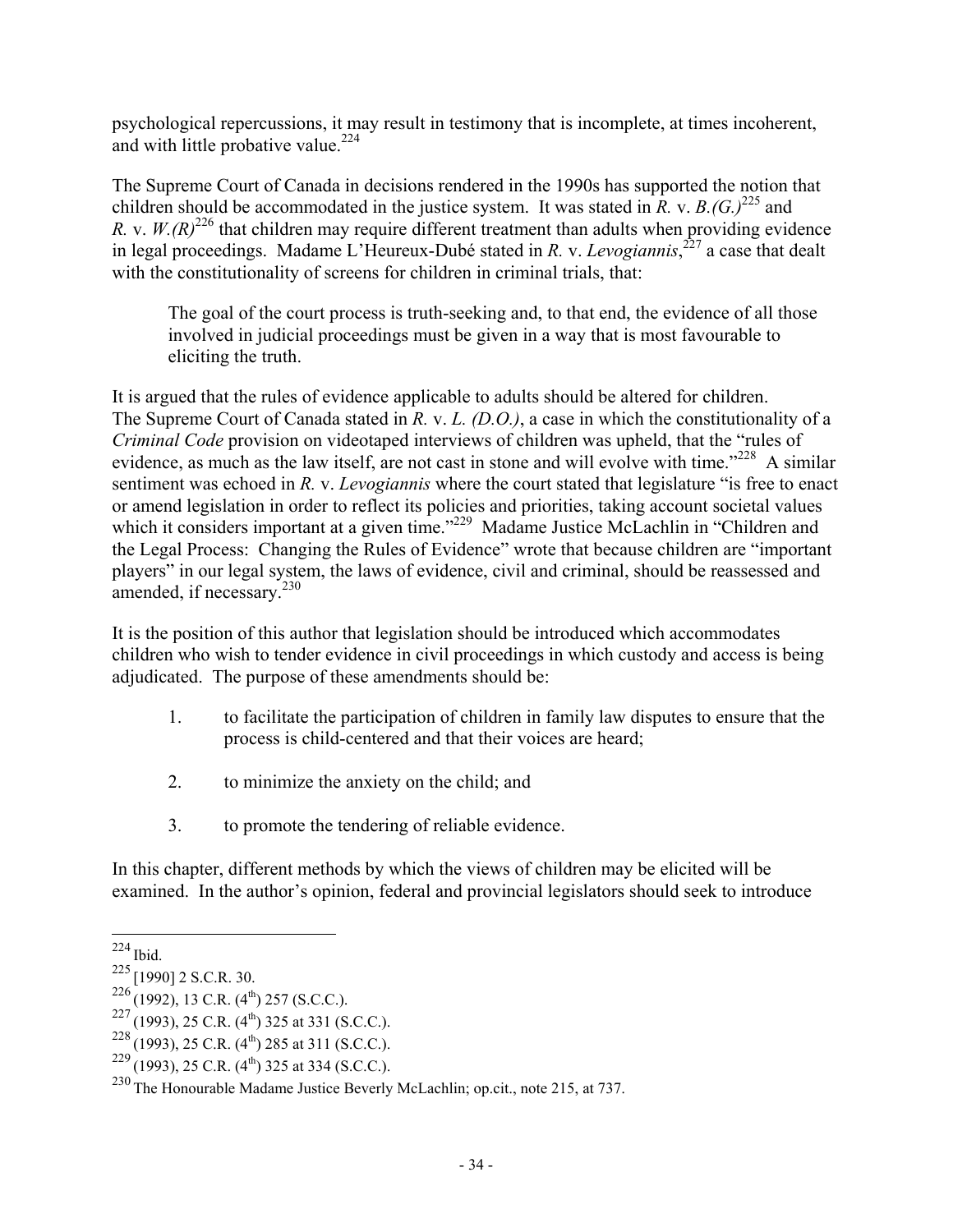psychological repercussions, it may result in testimony that is incomplete, at times incoherent, and with little probative value.[224]

The Supreme Court of Canada in decisions rendered in the 1990s has supported the notion that children should be accommodated in the justice system. It was stated in *R.* v. *B.(G.)*[225] and *R.* v. *W.(R)*[226] that children may require different treatment than adults when providing evidence in legal proceedings. Madame L'Heureux-Dubé stated in *R.* v. *Levogiannis*,[227] a case that dealt with the constitutionality of screens for children in criminal trials, that:

> The goal of the court process is truth-seeking and, to that end, the evidence of all those involved in judicial proceedings must be given in a way that is most favourable to eliciting the truth.

It is argued that the rules of evidence applicable to adults should be altered for children. The Supreme Court of Canada stated in *R.* v. *L. (D.O.)*, a case in which the constitutionality of a *Criminal Code* provision on videotaped interviews of children was upheld, that the "rules of evidence, as much as the law itself, are not cast in stone and will evolve with time."[228] A similar sentiment was echoed in *R.* v. *Levogiannis* where the court stated that legislature "is free to enact or amend legislation in order to reflect its policies and priorities, taking account societal values which it considers important at a given time."[229] Madame Justice McLachlin in "Children and the Legal Process: Changing the Rules of Evidence" wrote that because children are "important players" in our legal system, the laws of evidence, civil and criminal, should be reassessed and amended, if necessary.[230]

It is the position of this author that legislation should be introduced which accommodates children who wish to tender evidence in civil proceedings in which custody and access is being adjudicated. The purpose of these amendments should be:

1. to facilitate the participation of children in family law disputes to ensure that the process is child-centered and that their voices are heard;

2. to minimize the anxiety on the child; and

3. to promote the tendering of reliable evidence.

In this chapter, different methods by which the views of children may be elicited will be examined. In the author's opinion, federal and provincial legislators should seek to introduce

---

[224] Ibid.

[225] [1990] 2 S.C.R. 30.

[226] (1992), 13 C.R. (4th) 257 (S.C.C.).

[227] (1993), 25 C.R. (4th) 325 at 331 (S.C.C.).

[228] (1993), 25 C.R. (4th) 285 at 311 (S.C.C.).

[229] (1993), 25 C.R. (4th) 325 at 334 (S.C.C.).

[230] The Honourable Madame Justice Beverly McLachlin; op.cit., note 215, at 737.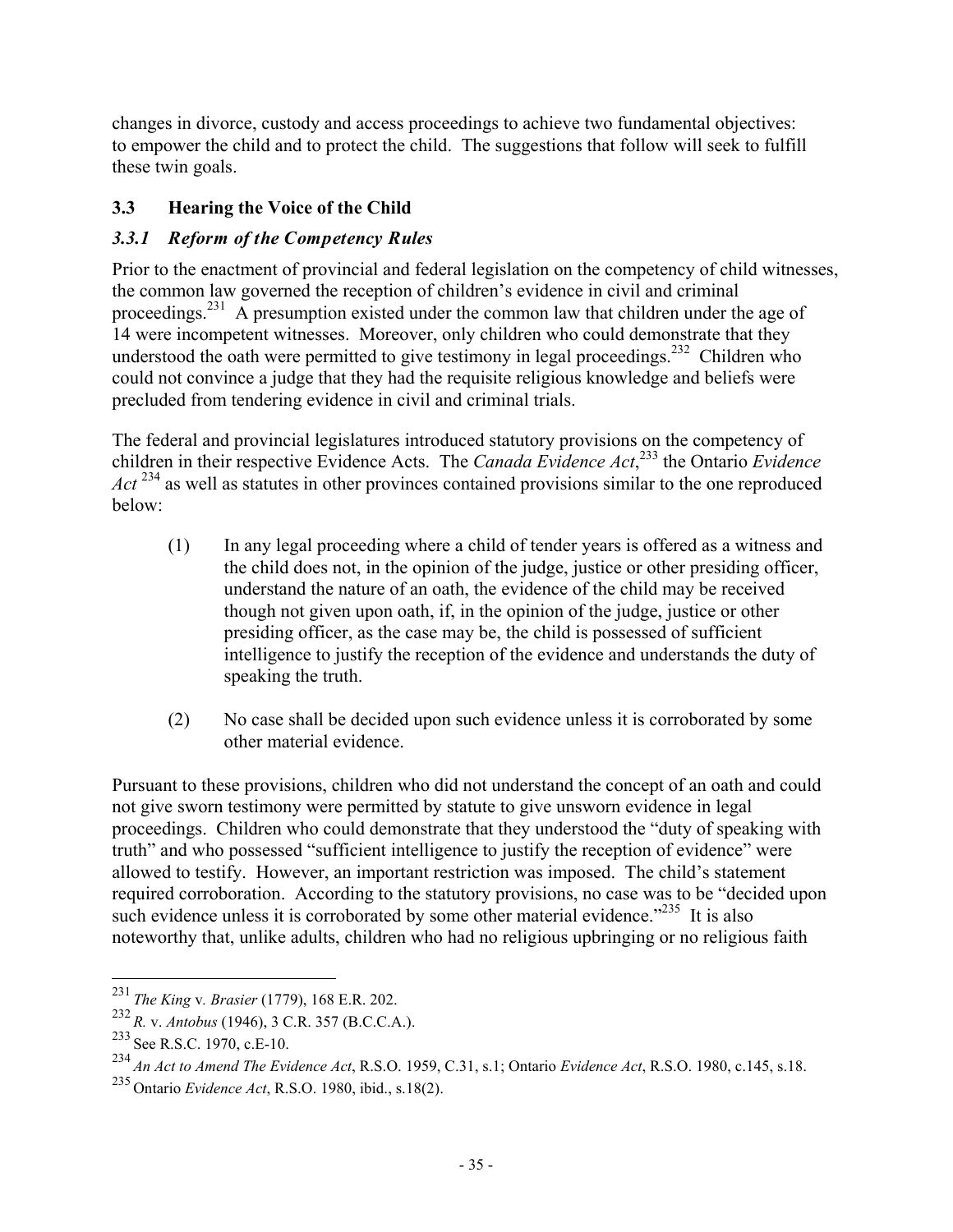changes in divorce, custody and access proceedings to achieve two fundamental objectives: to empower the child and to protect the child. The suggestions that follow will seek to fulfill these twin goals.

## 3.3 Hearing the Voice of the Child

### *3.3.1 Reform of the Competency Rules*

Prior to the enactment of provincial and federal legislation on the competency of child witnesses, the common law governed the reception of children's evidence in civil and criminal proceedings.[231] A presumption existed under the common law that children under the age of 14 were incompetent witnesses. Moreover, only children who could demonstrate that they understood the oath were permitted to give testimony in legal proceedings.[232] Children who could not convince a judge that they had the requisite religious knowledge and beliefs were precluded from tendering evidence in civil and criminal trials.

The federal and provincial legislatures introduced statutory provisions on the competency of children in their respective Evidence Acts. The *Canada Evidence Act*,[233] the Ontario *Evidence Act* [234] as well as statutes in other provinces contained provisions similar to the one reproduced below:

> (1) In any legal proceeding where a child of tender years is offered as a witness and the child does not, in the opinion of the judge, justice or other presiding officer, understand the nature of an oath, the evidence of the child may be received though not given upon oath, if, in the opinion of the judge, justice or other presiding officer, as the case may be, the child is possessed of sufficient intelligence to justify the reception of the evidence and understands the duty of speaking the truth.
>
> (2) No case shall be decided upon such evidence unless it is corroborated by some other material evidence.

Pursuant to these provisions, children who did not understand the concept of an oath and could not give sworn testimony were permitted by statute to give unsworn evidence in legal proceedings. Children who could demonstrate that they understood the "duty of speaking with truth" and who possessed "sufficient intelligence to justify the reception of evidence" were allowed to testify. However, an important restriction was imposed. The child's statement required corroboration. According to the statutory provisions, no case was to be "decided upon such evidence unless it is corroborated by some other material evidence."[235] It is also noteworthy that, unlike adults, children who had no religious upbringing or no religious faith

---

[231] *The King* v. *Brasier* (1779), 168 E.R. 202.

[232] *R.* v. *Antobus* (1946), 3 C.R. 357 (B.C.C.A.).

[233] See R.S.C. 1970, c.E-10.

[234] *An Act to Amend The Evidence Act*, R.S.O. 1959, C.31, s.1; Ontario *Evidence Act*, R.S.O. 1980, c.145, s.18.

[235] Ontario *Evidence Act*, R.S.O. 1980, ibid., s.18(2).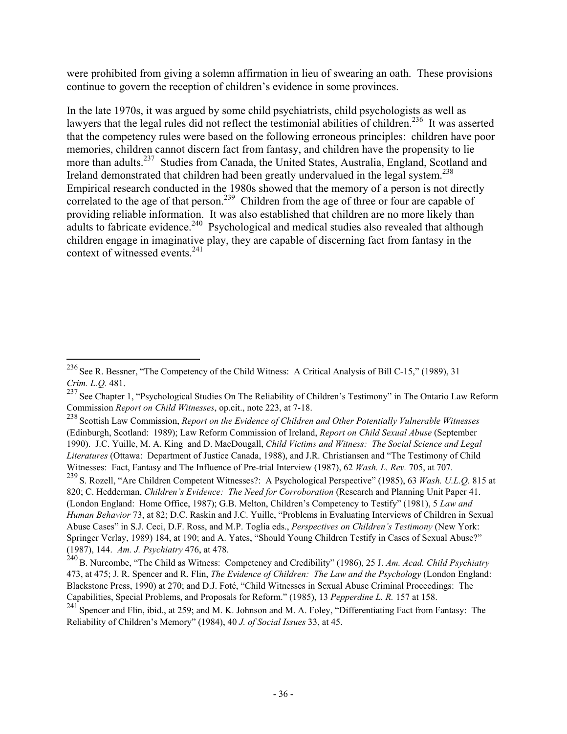were prohibited from giving a solemn affirmation in lieu of swearing an oath. These provisions continue to govern the reception of children's evidence in some provinces.

In the late 1970s, it was argued by some child psychiatrists, child psychologists as well as lawyers that the legal rules did not reflect the testimonial abilities of children.[236] It was asserted that the competency rules were based on the following erroneous principles: children have poor memories, children cannot discern fact from fantasy, and children have the propensity to lie more than adults.[237] Studies from Canada, the United States, Australia, England, Scotland and Ireland demonstrated that children had been greatly undervalued in the legal system.[238] Empirical research conducted in the 1980s showed that the memory of a person is not directly correlated to the age of that person.[239] Children from the age of three or four are capable of providing reliable information. It was also established that children are no more likely than adults to fabricate evidence.[240] Psychological and medical studies also revealed that although children engage in imaginative play, they are capable of discerning fact from fantasy in the context of witnessed events.[241]

---

[236] See R. Bessner, "The Competency of the Child Witness: A Critical Analysis of Bill C-15," (1989), 31 *Crim. L.Q.* 481.

[237] See Chapter 1, "Psychological Studies On The Reliability of Children's Testimony" in The Ontario Law Reform Commission *Report on Child Witnesses*, op.cit., note 223, at 7-18.

[238] Scottish Law Commission, *Report on the Evidence of Children and Other Potentially Vulnerable Witnesses* (Edinburgh, Scotland: 1989); Law Reform Commission of Ireland, *Report on Child Sexual Abuse* (September 1990). J.C. Yuille, M. A. King and D. MacDougall, *Child Victims and Witness: The Social Science and Legal Literatures* (Ottawa: Department of Justice Canada, 1988), and J.R. Christiansen and "The Testimony of Child Witnesses: Fact, Fantasy and The Influence of Pre-trial Interview (1987), 62 *Wash. L. Rev.* 705, at 707.

[239] S. Rozell, "Are Children Competent Witnesses?: A Psychological Perspective" (1985), 63 *Wash. U.L.Q.* 815 at 820; C. Hedderman, *Children's Evidence: The Need for Corroboration* (Research and Planning Unit Paper 41. (London England: Home Office, 1987); G.B. Melton, Children's Competency to Testify" (1981), 5 *Law and Human Behavior* 73, at 82; D.C. Raskin and J.C. Yuille, "Problems in Evaluating Interviews of Children in Sexual Abuse Cases" in S.J. Ceci, D.F. Ross, and M.P. Toglia eds., *Perspectives on Children's Testimony* (New York: Springer Verlay, 1989) 184, at 190; and A. Yates, "Should Young Children Testify in Cases of Sexual Abuse?" (1987), 144. *Am. J. Psychiatry* 476, at 478.

[240] B. Nurcombe, "The Child as Witness: Competency and Credibility" (1986), 25 J. *Am. Acad. Child Psychiatry* 473, at 475; J. R. Spencer and R. Flin, *The Evidence of Children: The Law and the Psychology* (London England: Blackstone Press, 1990) at 270; and D.J. Foté, "Child Witnesses in Sexual Abuse Criminal Proceedings: The Capabilities, Special Problems, and Proposals for Reform." (1985), 13 *Pepperdine L. R.* 157 at 158.

[241] Spencer and Flin, ibid., at 259; and M. K. Johnson and M. A. Foley, "Differentiating Fact from Fantasy: The Reliability of Children's Memory" (1984), 40 *J. of Social Issues* 33, at 45.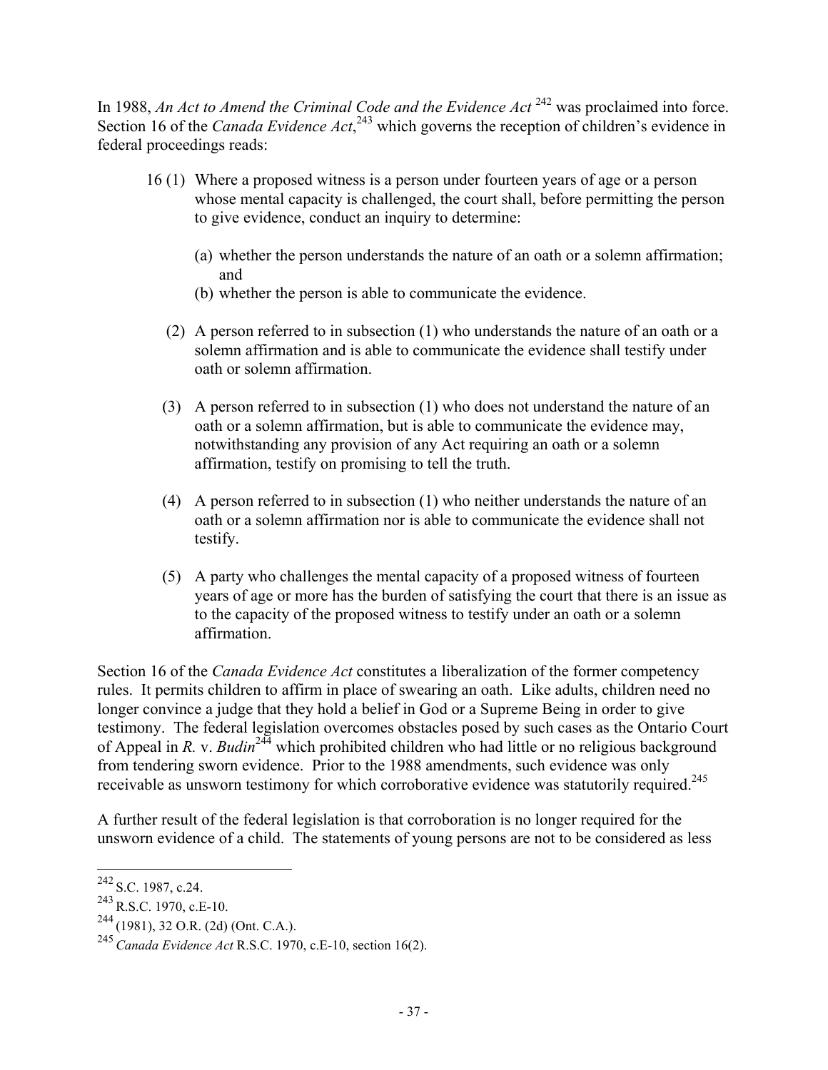In 1988, *An Act to Amend the Criminal Code and the Evidence Act* [242] was proclaimed into force. Section 16 of the *Canada Evidence Act*,[243] which governs the reception of children's evidence in federal proceedings reads:

> 16 (1) Where a proposed witness is a person under fourteen years of age or a person whose mental capacity is challenged, the court shall, before permitting the person to give evidence, conduct an inquiry to determine:
>
> (a) whether the person understands the nature of an oath or a solemn affirmation; and
> (b) whether the person is able to communicate the evidence.
>
> (2) A person referred to in subsection (1) who understands the nature of an oath or a solemn affirmation and is able to communicate the evidence shall testify under oath or solemn affirmation.
>
> (3) A person referred to in subsection (1) who does not understand the nature of an oath or a solemn affirmation, but is able to communicate the evidence may, notwithstanding any provision of any Act requiring an oath or a solemn affirmation, testify on promising to tell the truth.
>
> (4) A person referred to in subsection (1) who neither understands the nature of an oath or a solemn affirmation nor is able to communicate the evidence shall not testify.
>
> (5) A party who challenges the mental capacity of a proposed witness of fourteen years of age or more has the burden of satisfying the court that there is an issue as to the capacity of the proposed witness to testify under an oath or a solemn affirmation.

Section 16 of the *Canada Evidence Act* constitutes a liberalization of the former competency rules. It permits children to affirm in place of swearing an oath. Like adults, children need no longer convince a judge that they hold a belief in God or a Supreme Being in order to give testimony. The federal legislation overcomes obstacles posed by such cases as the Ontario Court of Appeal in *R.* v. *Budin*[244] which prohibited children who had little or no religious background from tendering sworn evidence. Prior to the 1988 amendments, such evidence was only receivable as unsworn testimony for which corroborative evidence was statutorily required.[245]

A further result of the federal legislation is that corroboration is no longer required for the unsworn evidence of a child. The statements of young persons are not to be considered as less

---

[242] S.C. 1987, c.24.

[243] R.S.C. 1970, c.E-10.

[244] (1981), 32 O.R. (2d) (Ont. C.A.).

[245] *Canada Evidence Act* R.S.C. 1970, c.E-10, section 16(2).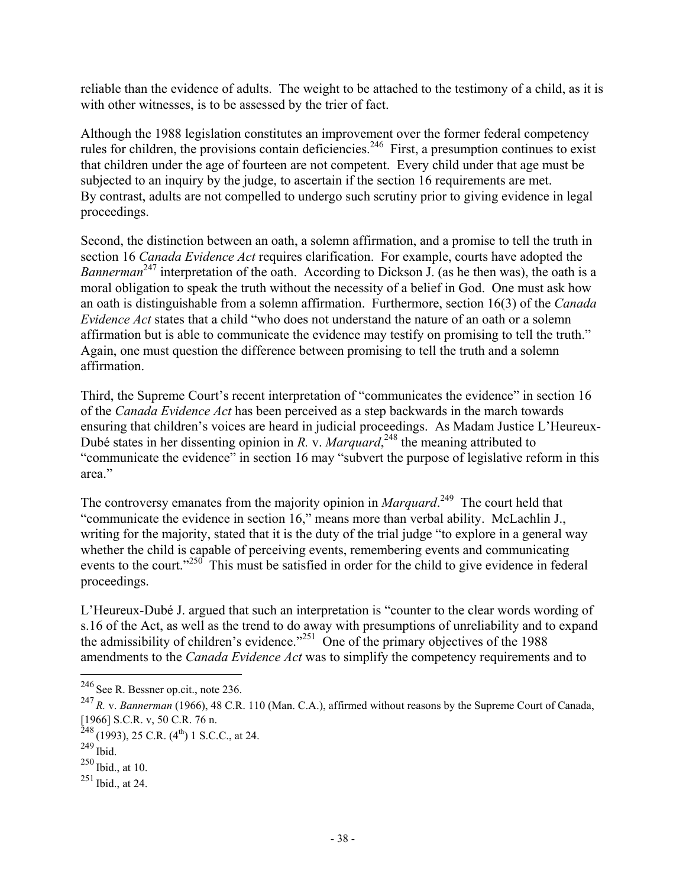reliable than the evidence of adults. The weight to be attached to the testimony of a child, as it is with other witnesses, is to be assessed by the trier of fact.

Although the 1988 legislation constitutes an improvement over the former federal competency rules for children, the provisions contain deficiencies.[246] First, a presumption continues to exist that children under the age of fourteen are not competent. Every child under that age must be subjected to an inquiry by the judge, to ascertain if the section 16 requirements are met. By contrast, adults are not compelled to undergo such scrutiny prior to giving evidence in legal proceedings.

Second, the distinction between an oath, a solemn affirmation, and a promise to tell the truth in section 16 *Canada Evidence Act* requires clarification. For example, courts have adopted the *Bannerman*[247] interpretation of the oath. According to Dickson J. (as he then was), the oath is a moral obligation to speak the truth without the necessity of a belief in God. One must ask how an oath is distinguishable from a solemn affirmation. Furthermore, section 16(3) of the *Canada Evidence Act* states that a child "who does not understand the nature of an oath or a solemn affirmation but is able to communicate the evidence may testify on promising to tell the truth." Again, one must question the difference between promising to tell the truth and a solemn affirmation.

Third, the Supreme Court's recent interpretation of "communicates the evidence" in section 16 of the *Canada Evidence Act* has been perceived as a step backwards in the march towards ensuring that children's voices are heard in judicial proceedings. As Madam Justice L'Heureux-Dubé states in her dissenting opinion in *R.* v. *Marquard*,[248] the meaning attributed to "communicate the evidence" in section 16 may "subvert the purpose of legislative reform in this area."

The controversy emanates from the majority opinion in *Marquard*.[249] The court held that "communicate the evidence in section 16," means more than verbal ability. McLachlin J., writing for the majority, stated that it is the duty of the trial judge "to explore in a general way whether the child is capable of perceiving events, remembering events and communicating events to the court."[250] This must be satisfied in order for the child to give evidence in federal proceedings.

L'Heureux-Dubé J. argued that such an interpretation is "counter to the clear words wording of s.16 of the Act, as well as the trend to do away with presumptions of unreliability and to expand the admissibility of children's evidence."[251] One of the primary objectives of the 1988 amendments to the *Canada Evidence Act* was to simplify the competency requirements and to

---

[246] See R. Bessner op.cit., note 236.

[247] *R.* v. *Bannerman* (1966), 48 C.R. 110 (Man. C.A.), affirmed without reasons by the Supreme Court of Canada, [1966] S.C.R. v, 50 C.R. 76 n.

[248] (1993), 25 C.R. (4th) 1 S.C.C., at 24.

[249] Ibid.

[250] Ibid., at 10.

[251] Ibid., at 24.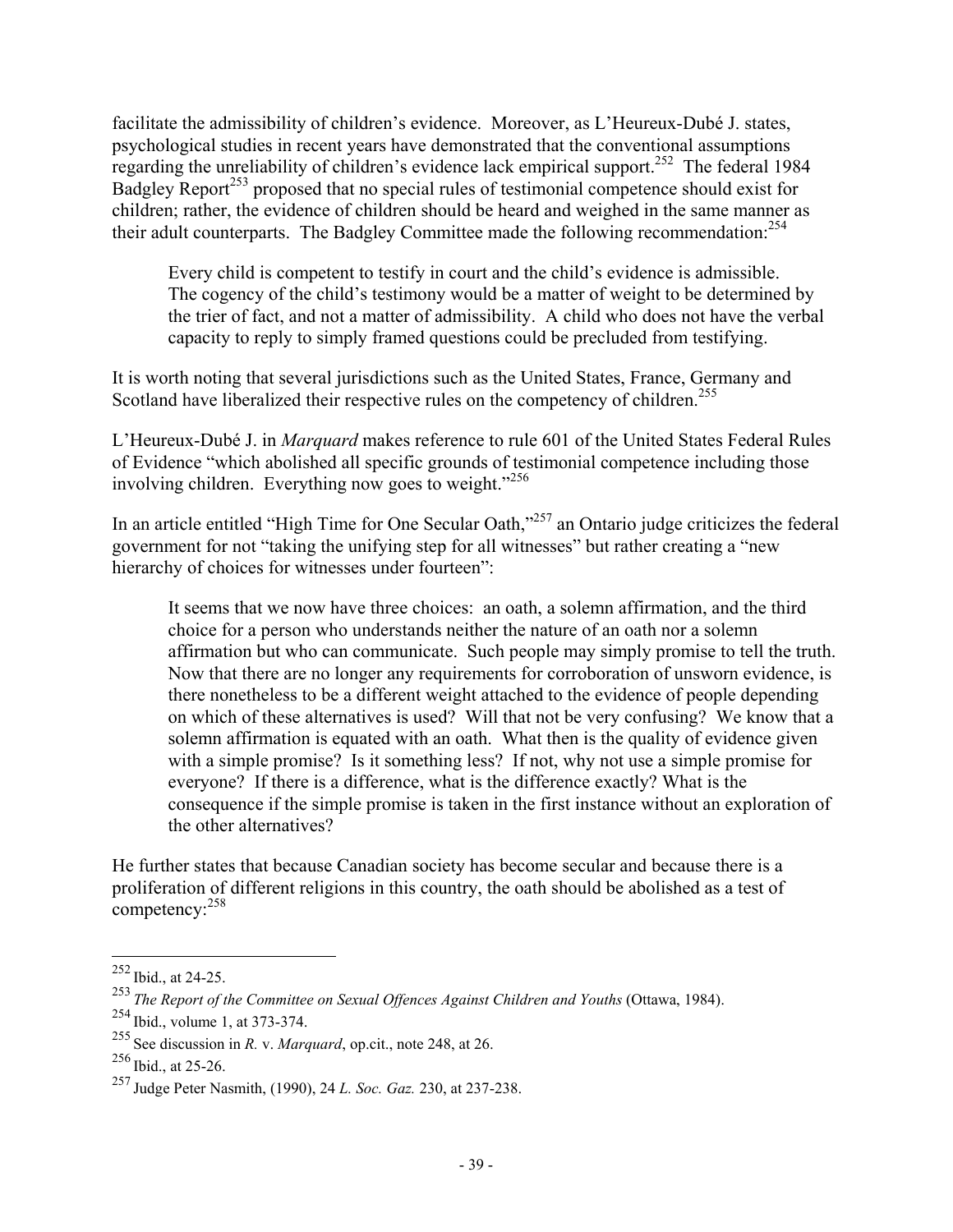facilitate the admissibility of children's evidence. Moreover, as L'Heureux-Dubé J. states, psychological studies in recent years have demonstrated that the conventional assumptions regarding the unreliability of children's evidence lack empirical support.[252] The federal 1984 Badgley Report[253] proposed that no special rules of testimonial competence should exist for children; rather, the evidence of children should be heard and weighed in the same manner as their adult counterparts. The Badgley Committee made the following recommendation:[254]

> Every child is competent to testify in court and the child's evidence is admissible. The cogency of the child's testimony would be a matter of weight to be determined by the trier of fact, and not a matter of admissibility. A child who does not have the verbal capacity to reply to simply framed questions could be precluded from testifying.

It is worth noting that several jurisdictions such as the United States, France, Germany and Scotland have liberalized their respective rules on the competency of children.[255]

L'Heureux-Dubé J. in *Marquard* makes reference to rule 601 of the United States Federal Rules of Evidence "which abolished all specific grounds of testimonial competence including those involving children. Everything now goes to weight."[256]

In an article entitled "High Time for One Secular Oath,"[257] an Ontario judge criticizes the federal government for not "taking the unifying step for all witnesses" but rather creating a "new hierarchy of choices for witnesses under fourteen":

> It seems that we now have three choices: an oath, a solemn affirmation, and the third choice for a person who understands neither the nature of an oath nor a solemn affirmation but who can communicate. Such people may simply promise to tell the truth. Now that there are no longer any requirements for corroboration of unsworn evidence, is there nonetheless to be a different weight attached to the evidence of people depending on which of these alternatives is used? Will that not be very confusing? We know that a solemn affirmation is equated with an oath. What then is the quality of evidence given with a simple promise? Is it something less? If not, why not use a simple promise for everyone? If there is a difference, what is the difference exactly? What is the consequence if the simple promise is taken in the first instance without an exploration of the other alternatives?

He further states that because Canadian society has become secular and because there is a proliferation of different religions in this country, the oath should be abolished as a test of competency:[258]

---

[252] Ibid., at 24-25.

[253] *The Report of the Committee on Sexual Offences Against Children and Youths* (Ottawa, 1984).

[254] Ibid., volume 1, at 373-374.

[255] See discussion in *R.* v. *Marquard*, op.cit., note 248, at 26.

[256] Ibid., at 25-26.

[257] Judge Peter Nasmith, (1990), 24 *L. Soc. Gaz.* 230, at 237-238.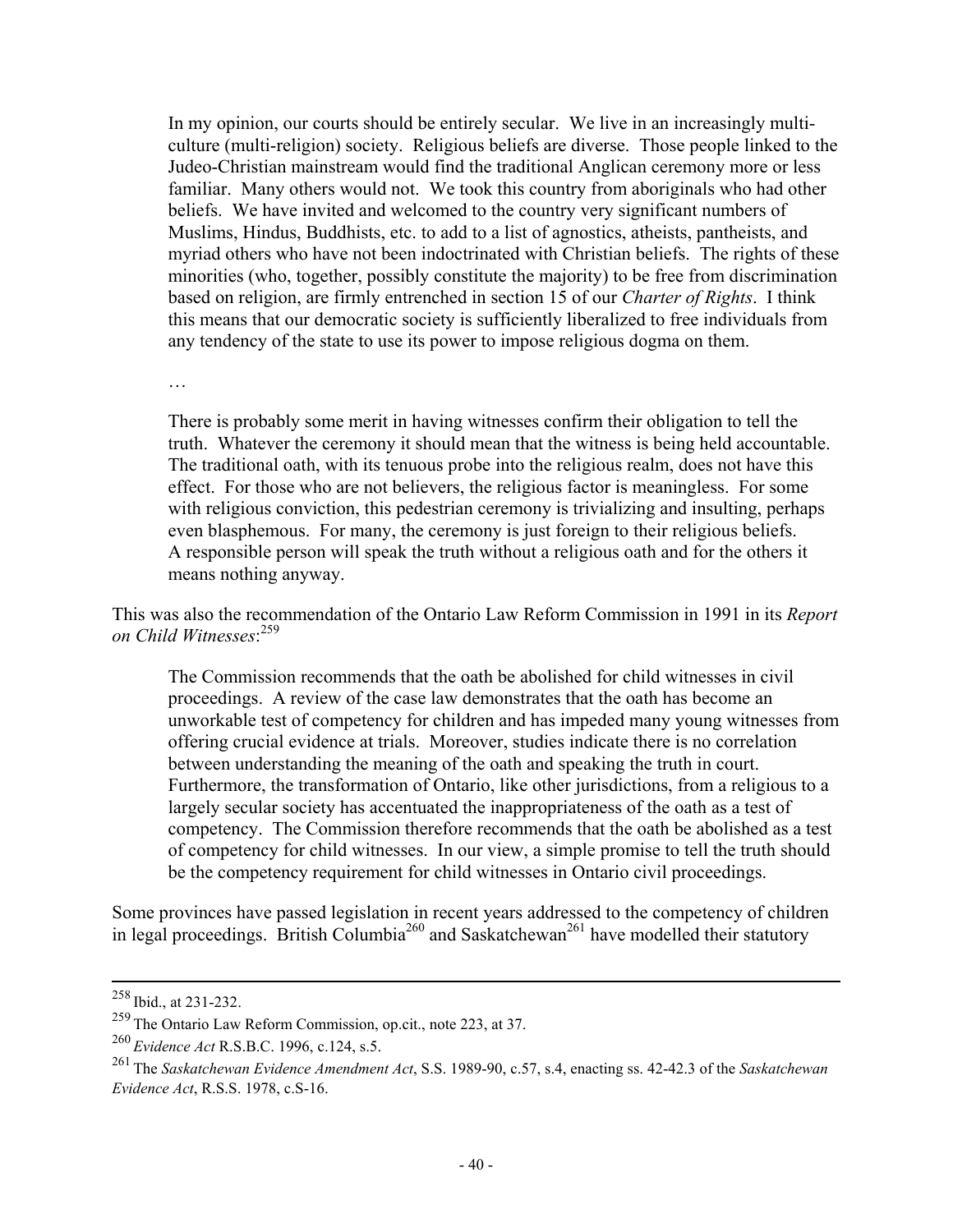> In my opinion, our courts should be entirely secular. We live in an increasingly multi-culture (multi-religion) society. Religious beliefs are diverse. Those people linked to the Judeo-Christian mainstream would find the traditional Anglican ceremony more or less familiar. Many others would not. We took this country from aboriginals who had other beliefs. We have invited and welcomed to the country very significant numbers of Muslims, Hindus, Buddhists, etc. to add to a list of agnostics, atheists, pantheists, and myriad others who have not been indoctrinated with Christian beliefs. The rights of these minorities (who, together, possibly constitute the majority) to be free from discrimination based on religion, are firmly entrenched in section 15 of our *Charter of Rights*. I think this means that our democratic society is sufficiently liberalized to free individuals from any tendency of the state to use its power to impose religious dogma on them.
>
> …
>
> There is probably some merit in having witnesses confirm their obligation to tell the truth. Whatever the ceremony it should mean that the witness is being held accountable. The traditional oath, with its tenuous probe into the religious realm, does not have this effect. For those who are not believers, the religious factor is meaningless. For some with religious conviction, this pedestrian ceremony is trivializing and insulting, perhaps even blasphemous. For many, the ceremony is just foreign to their religious beliefs. A responsible person will speak the truth without a religious oath and for the others it means nothing anyway.

This was also the recommendation of the Ontario Law Reform Commission in 1991 in its *Report on Child Witnesses*:[259]

> The Commission recommends that the oath be abolished for child witnesses in civil proceedings. A review of the case law demonstrates that the oath has become an unworkable test of competency for children and has impeded many young witnesses from offering crucial evidence at trials. Moreover, studies indicate there is no correlation between understanding the meaning of the oath and speaking the truth in court. Furthermore, the transformation of Ontario, like other jurisdictions, from a religious to a largely secular society has accentuated the inappropriateness of the oath as a test of competency. The Commission therefore recommends that the oath be abolished as a test of competency for child witnesses. In our view, a simple promise to tell the truth should be the competency requirement for child witnesses in Ontario civil proceedings.

Some provinces have passed legislation in recent years addressed to the competency of children in legal proceedings. British Columbia[260] and Saskatchewan[261] have modelled their statutory

---

[258] Ibid., at 231-232.

[259] The Ontario Law Reform Commission, op.cit., note 223, at 37.

[260] *Evidence Act* R.S.B.C. 1996, c.124, s.5.

[261] The *Saskatchewan Evidence Amendment Act*, S.S. 1989-90, c.57, s.4, enacting ss. 42-42.3 of the *Saskatchewan Evidence Act*, R.S.S. 1978, c.S-16.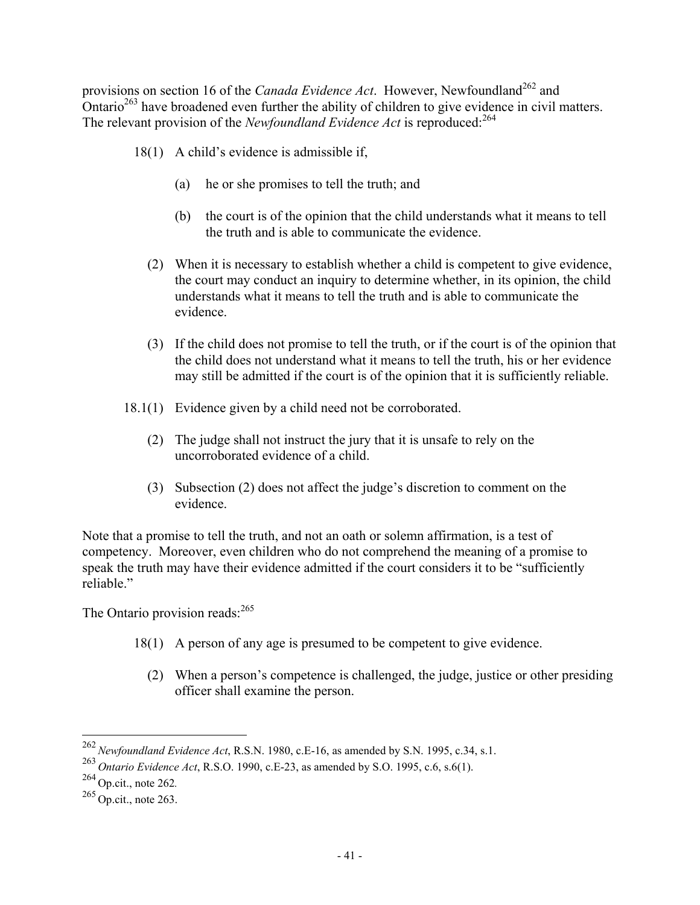provisions on section 16 of the *Canada Evidence Act*. However, Newfoundland[262] and Ontario[263] have broadened even further the ability of children to give evidence in civil matters. The relevant provision of the *Newfoundland Evidence Act* is reproduced:[264]

> 18(1) A child's evidence is admissible if,
>
> (a) he or she promises to tell the truth; and
>
> (b) the court is of the opinion that the child understands what it means to tell the truth and is able to communicate the evidence.
>
> (2) When it is necessary to establish whether a child is competent to give evidence, the court may conduct an inquiry to determine whether, in its opinion, the child understands what it means to tell the truth and is able to communicate the evidence.
>
> (3) If the child does not promise to tell the truth, or if the court is of the opinion that the child does not understand what it means to tell the truth, his or her evidence may still be admitted if the court is of the opinion that it is sufficiently reliable.
>
> 18.1(1) Evidence given by a child need not be corroborated.
>
> (2) The judge shall not instruct the jury that it is unsafe to rely on the uncorroborated evidence of a child.
>
> (3) Subsection (2) does not affect the judge's discretion to comment on the evidence.

Note that a promise to tell the truth, and not an oath or solemn affirmation, is a test of competency. Moreover, even children who do not comprehend the meaning of a promise to speak the truth may have their evidence admitted if the court considers it to be "sufficiently reliable."

The Ontario provision reads:[265]

> 18(1) A person of any age is presumed to be competent to give evidence.
>
> (2) When a person's competence is challenged, the judge, justice or other presiding officer shall examine the person.

---

[262] *Newfoundland Evidence Act*, R.S.N. 1980, c.E-16, as amended by S.N. 1995, c.34, s.1.

[263] *Ontario Evidence Act*, R.S.O. 1990, c.E-23, as amended by S.O. 1995, c.6, s.6(1).

[264] Op.cit., note 262.

[265] Op.cit., note 263.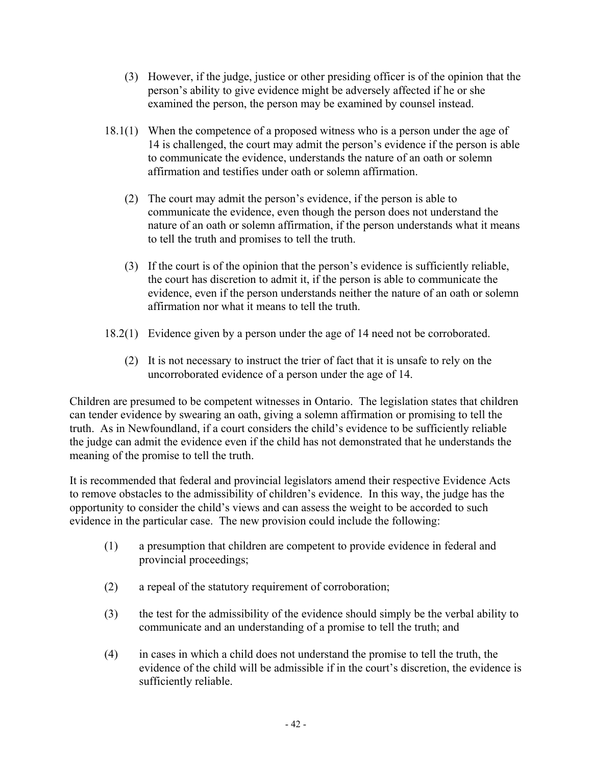(3) However, if the judge, justice or other presiding officer is of the opinion that the person's ability to give evidence might be adversely affected if he or she examined the person, the person may be examined by counsel instead.

18.1(1) When the competence of a proposed witness who is a person under the age of 14 is challenged, the court may admit the person's evidence if the person is able to communicate the evidence, understands the nature of an oath or solemn affirmation and testifies under oath or solemn affirmation.

(2) The court may admit the person's evidence, if the person is able to communicate the evidence, even though the person does not understand the nature of an oath or solemn affirmation, if the person understands what it means to tell the truth and promises to tell the truth.

(3) If the court is of the opinion that the person's evidence is sufficiently reliable, the court has discretion to admit it, if the person is able to communicate the evidence, even if the person understands neither the nature of an oath or solemn affirmation nor what it means to tell the truth.

18.2(1) Evidence given by a person under the age of 14 need not be corroborated.

(2) It is not necessary to instruct the trier of fact that it is unsafe to rely on the uncorroborated evidence of a person under the age of 14.

Children are presumed to be competent witnesses in Ontario. The legislation states that children can tender evidence by swearing an oath, giving a solemn affirmation or promising to tell the truth. As in Newfoundland, if a court considers the child's evidence to be sufficiently reliable the judge can admit the evidence even if the child has not demonstrated that he understands the meaning of the promise to tell the truth.

It is recommended that federal and provincial legislators amend their respective Evidence Acts to remove obstacles to the admissibility of children's evidence. In this way, the judge has the opportunity to consider the child's views and can assess the weight to be accorded to such evidence in the particular case. The new provision could include the following:

(1) a presumption that children are competent to provide evidence in federal and provincial proceedings;

(2) a repeal of the statutory requirement of corroboration;

(3) the test for the admissibility of the evidence should simply be the verbal ability to communicate and an understanding of a promise to tell the truth; and

(4) in cases in which a child does not understand the promise to tell the truth, the evidence of the child will be admissible if in the court's discretion, the evidence is sufficiently reliable.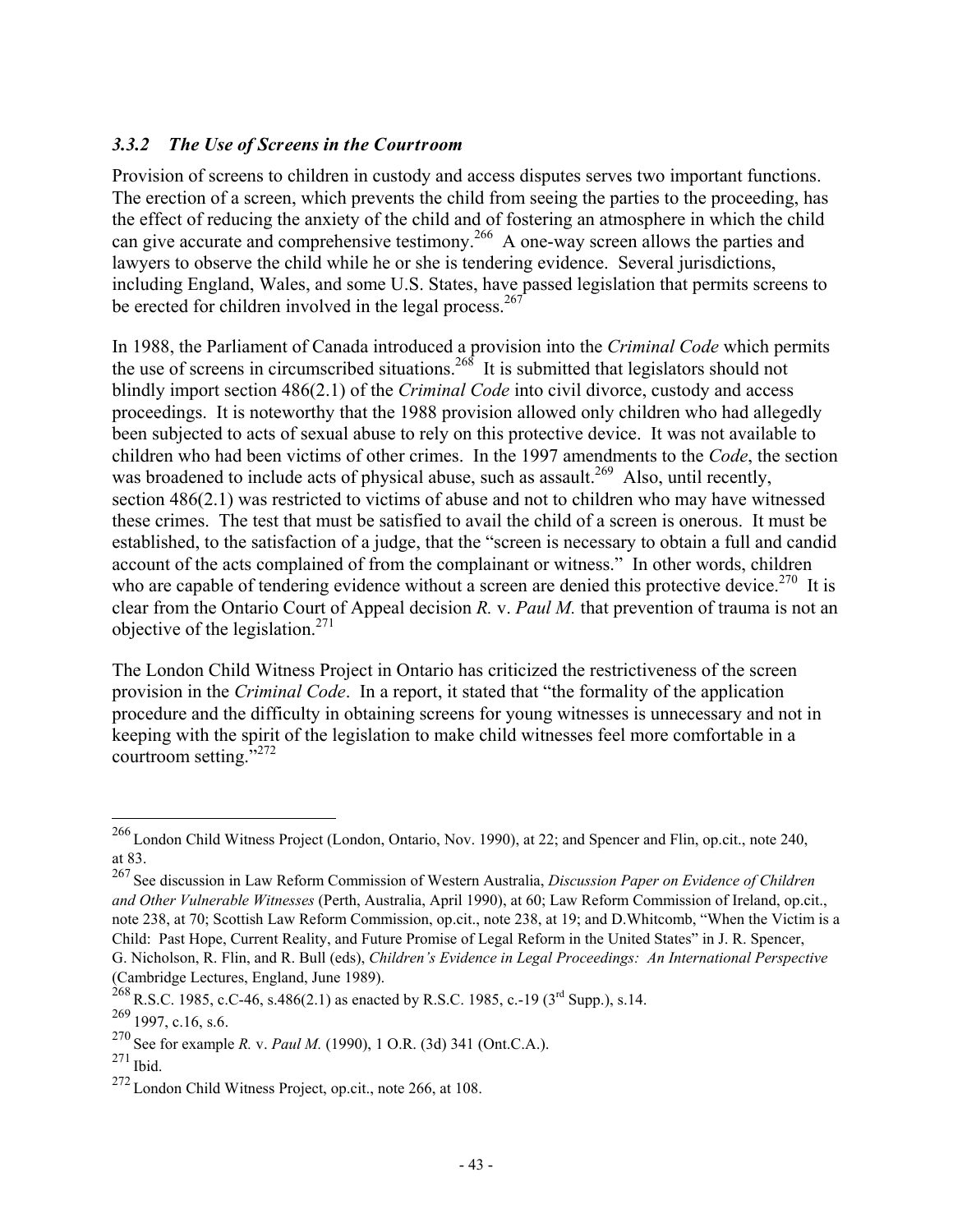### *3.3.2 The Use of Screens in the Courtroom*

Provision of screens to children in custody and access disputes serves two important functions. The erection of a screen, which prevents the child from seeing the parties to the proceeding, has the effect of reducing the anxiety of the child and of fostering an atmosphere in which the child can give accurate and comprehensive testimony.[266] A one-way screen allows the parties and lawyers to observe the child while he or she is tendering evidence. Several jurisdictions, including England, Wales, and some U.S. States, have passed legislation that permits screens to be erected for children involved in the legal process.[267]

In 1988, the Parliament of Canada introduced a provision into the *Criminal Code* which permits the use of screens in circumscribed situations.[268] It is submitted that legislators should not blindly import section 486(2.1) of the *Criminal Code* into civil divorce, custody and access proceedings. It is noteworthy that the 1988 provision allowed only children who had allegedly been subjected to acts of sexual abuse to rely on this protective device. It was not available to children who had been victims of other crimes. In the 1997 amendments to the *Code*, the section was broadened to include acts of physical abuse, such as assault.[269] Also, until recently, section 486(2.1) was restricted to victims of abuse and not to children who may have witnessed these crimes. The test that must be satisfied to avail the child of a screen is onerous. It must be established, to the satisfaction of a judge, that the "screen is necessary to obtain a full and candid account of the acts complained of from the complainant or witness." In other words, children who are capable of tendering evidence without a screen are denied this protective device.[270] It is clear from the Ontario Court of Appeal decision *R.* v. *Paul M.* that prevention of trauma is not an objective of the legislation.[271]

The London Child Witness Project in Ontario has criticized the restrictiveness of the screen provision in the *Criminal Code*. In a report, it stated that "the formality of the application procedure and the difficulty in obtaining screens for young witnesses is unnecessary and not in keeping with the spirit of the legislation to make child witnesses feel more comfortable in a courtroom setting."[272]

---

[266] London Child Witness Project (London, Ontario, Nov. 1990), at 22; and Spencer and Flin, op.cit., note 240, at 83.

[267] See discussion in Law Reform Commission of Western Australia, *Discussion Paper on Evidence of Children and Other Vulnerable Witnesses* (Perth, Australia, April 1990), at 60; Law Reform Commission of Ireland, op.cit., note 238, at 70; Scottish Law Reform Commission, op.cit., note 238, at 19; and D.Whitcomb, "When the Victim is a Child: Past Hope, Current Reality, and Future Promise of Legal Reform in the United States" in J. R. Spencer, G. Nicholson, R. Flin, and R. Bull (eds), *Children's Evidence in Legal Proceedings: An International Perspective* (Cambridge Lectures, England, June 1989).

[268] R.S.C. 1985, c.C-46, s.486(2.1) as enacted by R.S.C. 1985, c.-19 (3rd Supp.), s.14.

[269] 1997, c.16, s.6.

[270] See for example *R.* v. *Paul M.* (1990), 1 O.R. (3d) 341 (Ont.C.A.).

[271] Ibid.

[272] London Child Witness Project, op.cit., note 266, at 108.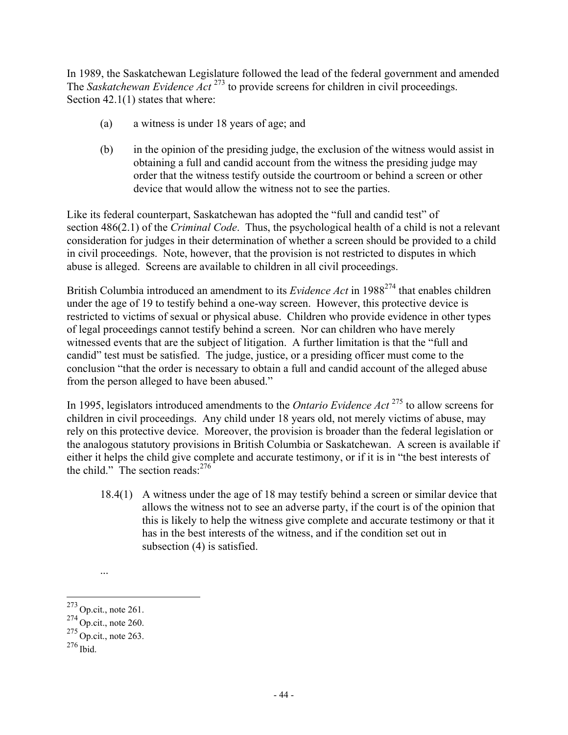In 1989, the Saskatchewan Legislature followed the lead of the federal government and amended The *Saskatchewan Evidence Act* [273] to provide screens for children in civil proceedings. Section 42.1(1) states that where:

(a) a witness is under 18 years of age; and

(b) in the opinion of the presiding judge, the exclusion of the witness would assist in obtaining a full and candid account from the witness the presiding judge may order that the witness testify outside the courtroom or behind a screen or other device that would allow the witness not to see the parties.

Like its federal counterpart, Saskatchewan has adopted the "full and candid test" of section 486(2.1) of the *Criminal Code*. Thus, the psychological health of a child is not a relevant consideration for judges in their determination of whether a screen should be provided to a child in civil proceedings. Note, however, that the provision is not restricted to disputes in which abuse is alleged. Screens are available to children in all civil proceedings.

British Columbia introduced an amendment to its *Evidence Act* in 1988[274] that enables children under the age of 19 to testify behind a one-way screen. However, this protective device is restricted to victims of sexual or physical abuse. Children who provide evidence in other types of legal proceedings cannot testify behind a screen. Nor can children who have merely witnessed events that are the subject of litigation. A further limitation is that the "full and candid" test must be satisfied. The judge, justice, or a presiding officer must come to the conclusion "that the order is necessary to obtain a full and candid account of the alleged abuse from the person alleged to have been abused."

In 1995, legislators introduced amendments to the *Ontario Evidence Act* [275] to allow screens for children in civil proceedings. Any child under 18 years old, not merely victims of abuse, may rely on this protective device. Moreover, the provision is broader than the federal legislation or the analogous statutory provisions in British Columbia or Saskatchewan. A screen is available if either it helps the child give complete and accurate testimony, or if it is in "the best interests of the child." The section reads:[276]

> 18.4(1) A witness under the age of 18 may testify behind a screen or similar device that allows the witness not to see an adverse party, if the court is of the opinion that this is likely to help the witness give complete and accurate testimony or that it has in the best interests of the witness, and if the condition set out in subsection (4) is satisfied.

...

---

[273] Op.cit., note 261.
[274] Op.cit., note 260.
[275] Op.cit., note 263.
[276] Ibid.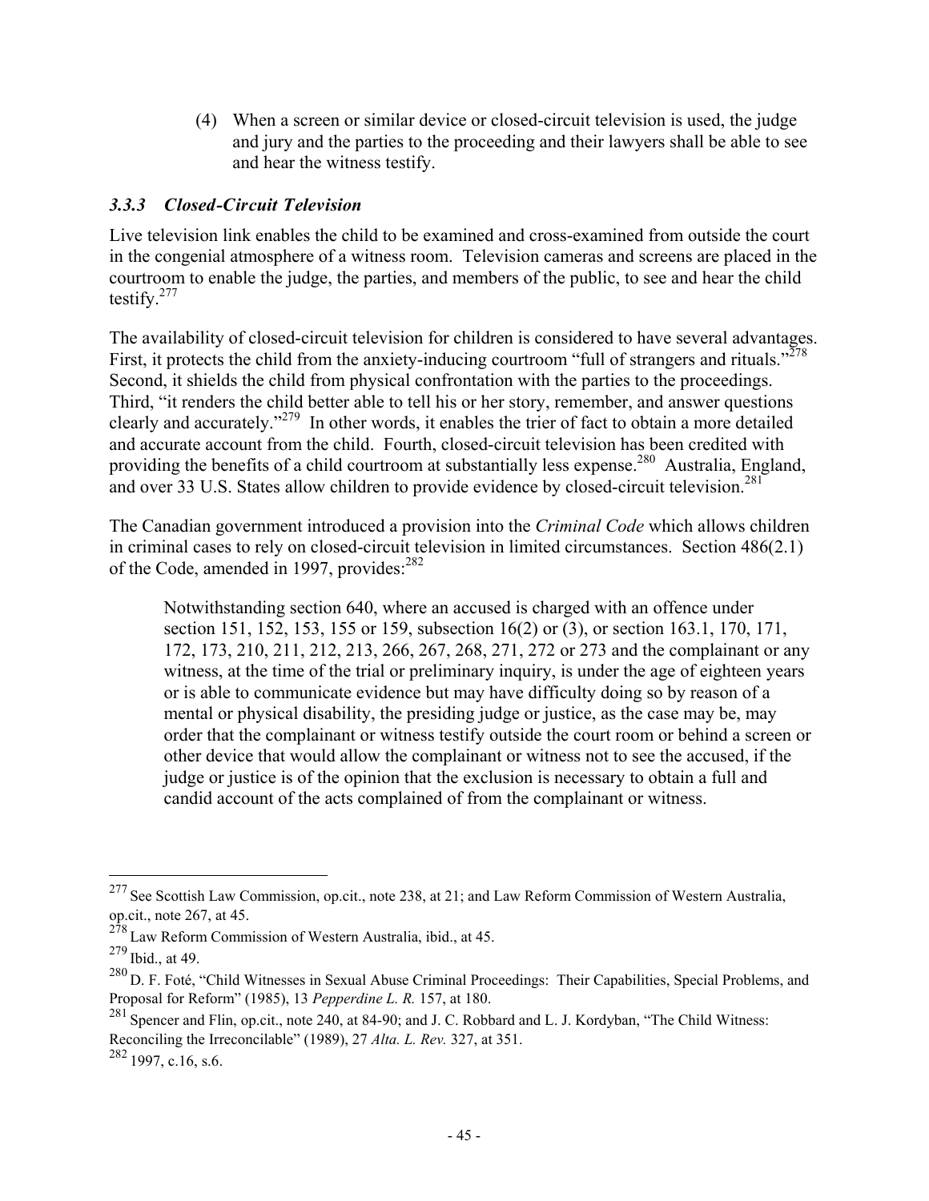> (4) When a screen or similar device or closed-circuit television is used, the judge and jury and the parties to the proceeding and their lawyers shall be able to see and hear the witness testify.

### *3.3.3 Closed-Circuit Television*

Live television link enables the child to be examined and cross-examined from outside the court in the congenial atmosphere of a witness room. Television cameras and screens are placed in the courtroom to enable the judge, the parties, and members of the public, to see and hear the child testify.[277]

The availability of closed-circuit television for children is considered to have several advantages. First, it protects the child from the anxiety-inducing courtroom "full of strangers and rituals."[278] Second, it shields the child from physical confrontation with the parties to the proceedings. Third, "it renders the child better able to tell his or her story, remember, and answer questions clearly and accurately."[279] In other words, it enables the trier of fact to obtain a more detailed and accurate account from the child. Fourth, closed-circuit television has been credited with providing the benefits of a child courtroom at substantially less expense.[280] Australia, England, and over 33 U.S. States allow children to provide evidence by closed-circuit television.[281]

The Canadian government introduced a provision into the *Criminal Code* which allows children in criminal cases to rely on closed-circuit television in limited circumstances. Section 486(2.1) of the Code, amended in 1997, provides:[282]

> Notwithstanding section 640, where an accused is charged with an offence under section 151, 152, 153, 155 or 159, subsection 16(2) or (3), or section 163.1, 170, 171, 172, 173, 210, 211, 212, 213, 266, 267, 268, 271, 272 or 273 and the complainant or any witness, at the time of the trial or preliminary inquiry, is under the age of eighteen years or is able to communicate evidence but may have difficulty doing so by reason of a mental or physical disability, the presiding judge or justice, as the case may be, may order that the complainant or witness testify outside the court room or behind a screen or other device that would allow the complainant or witness not to see the accused, if the judge or justice is of the opinion that the exclusion is necessary to obtain a full and candid account of the acts complained of from the complainant or witness.

---

[277] See Scottish Law Commission, op.cit., note 238, at 21; and Law Reform Commission of Western Australia, op.cit., note 267, at 45.

[278] Law Reform Commission of Western Australia, ibid., at 45.

[279] Ibid., at 49.

[280] D. F. Foté, "Child Witnesses in Sexual Abuse Criminal Proceedings: Their Capabilities, Special Problems, and Proposal for Reform" (1985), 13 *Pepperdine L. R.* 157, at 180.

[281] Spencer and Flin, op.cit., note 240, at 84-90; and J. C. Robbard and L. J. Kordyban, "The Child Witness: Reconciling the Irreconcilable" (1989), 27 *Alta. L. Rev.* 327, at 351.

[282] 1997, c.16, s.6.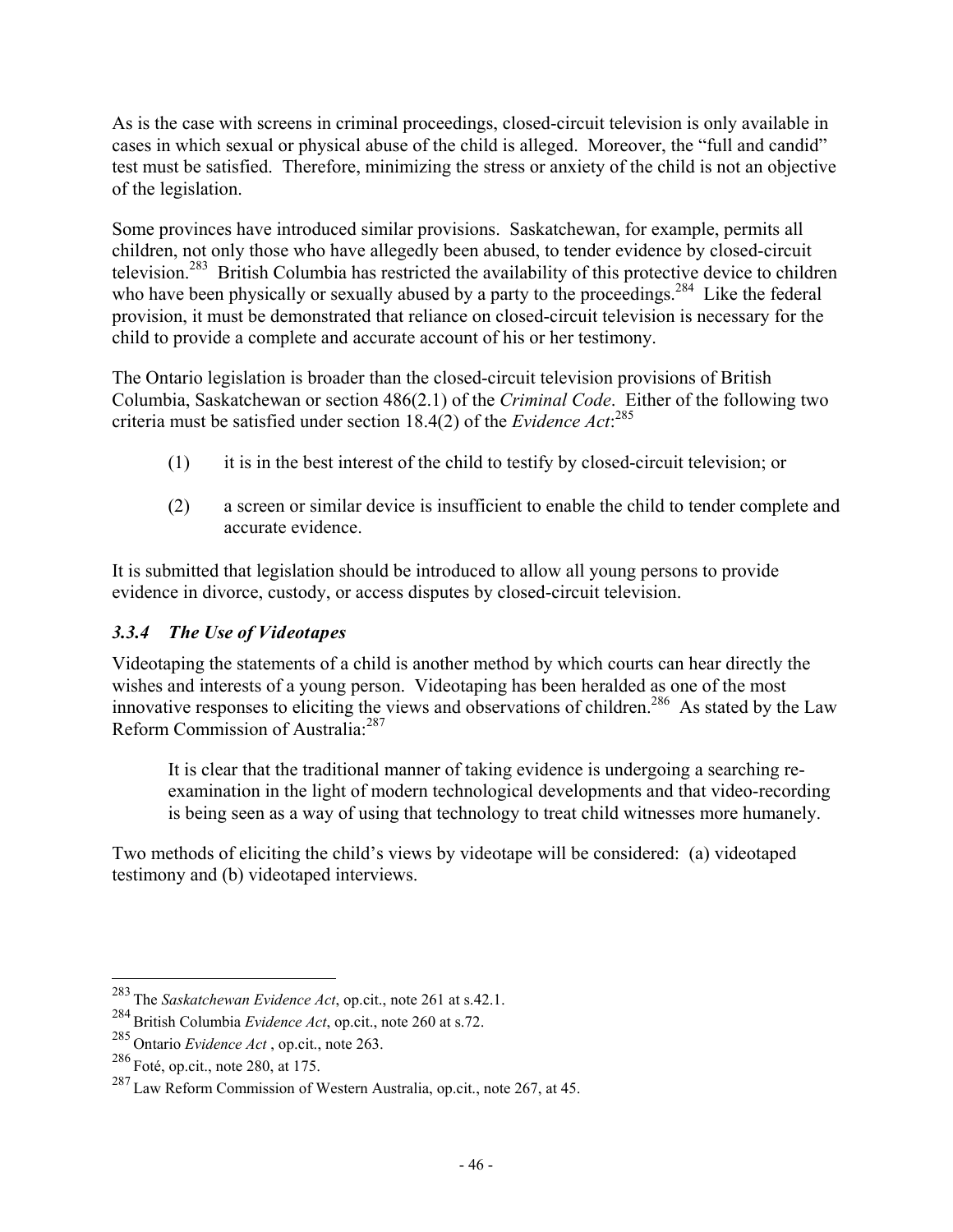As is the case with screens in criminal proceedings, closed-circuit television is only available in cases in which sexual or physical abuse of the child is alleged. Moreover, the "full and candid" test must be satisfied. Therefore, minimizing the stress or anxiety of the child is not an objective of the legislation.

Some provinces have introduced similar provisions. Saskatchewan, for example, permits all children, not only those who have allegedly been abused, to tender evidence by closed-circuit television.[283] British Columbia has restricted the availability of this protective device to children who have been physically or sexually abused by a party to the proceedings.[284] Like the federal provision, it must be demonstrated that reliance on closed-circuit television is necessary for the child to provide a complete and accurate account of his or her testimony.

The Ontario legislation is broader than the closed-circuit television provisions of British Columbia, Saskatchewan or section 486(2.1) of the *Criminal Code*. Either of the following two criteria must be satisfied under section 18.4(2) of the *Evidence Act*:[285]

(1) it is in the best interest of the child to testify by closed-circuit television; or

(2) a screen or similar device is insufficient to enable the child to tender complete and accurate evidence.

It is submitted that legislation should be introduced to allow all young persons to provide evidence in divorce, custody, or access disputes by closed-circuit television.

### *3.3.4 The Use of Videotapes*

Videotaping the statements of a child is another method by which courts can hear directly the wishes and interests of a young person. Videotaping has been heralded as one of the most innovative responses to eliciting the views and observations of children.[286] As stated by the Law Reform Commission of Australia:[287]

> It is clear that the traditional manner of taking evidence is undergoing a searching re-examination in the light of modern technological developments and that video-recording is being seen as a way of using that technology to treat child witnesses more humanely.

Two methods of eliciting the child's views by videotape will be considered: (a) videotaped testimony and (b) videotaped interviews.

---

[283] The *Saskatchewan Evidence Act*, op.cit., note 261 at s.42.1.

[284] British Columbia *Evidence Act*, op.cit., note 260 at s.72.

[285] Ontario *Evidence Act* , op.cit., note 263.

[286] Foté, op.cit., note 280, at 175.

[287] Law Reform Commission of Western Australia, op.cit., note 267, at 45.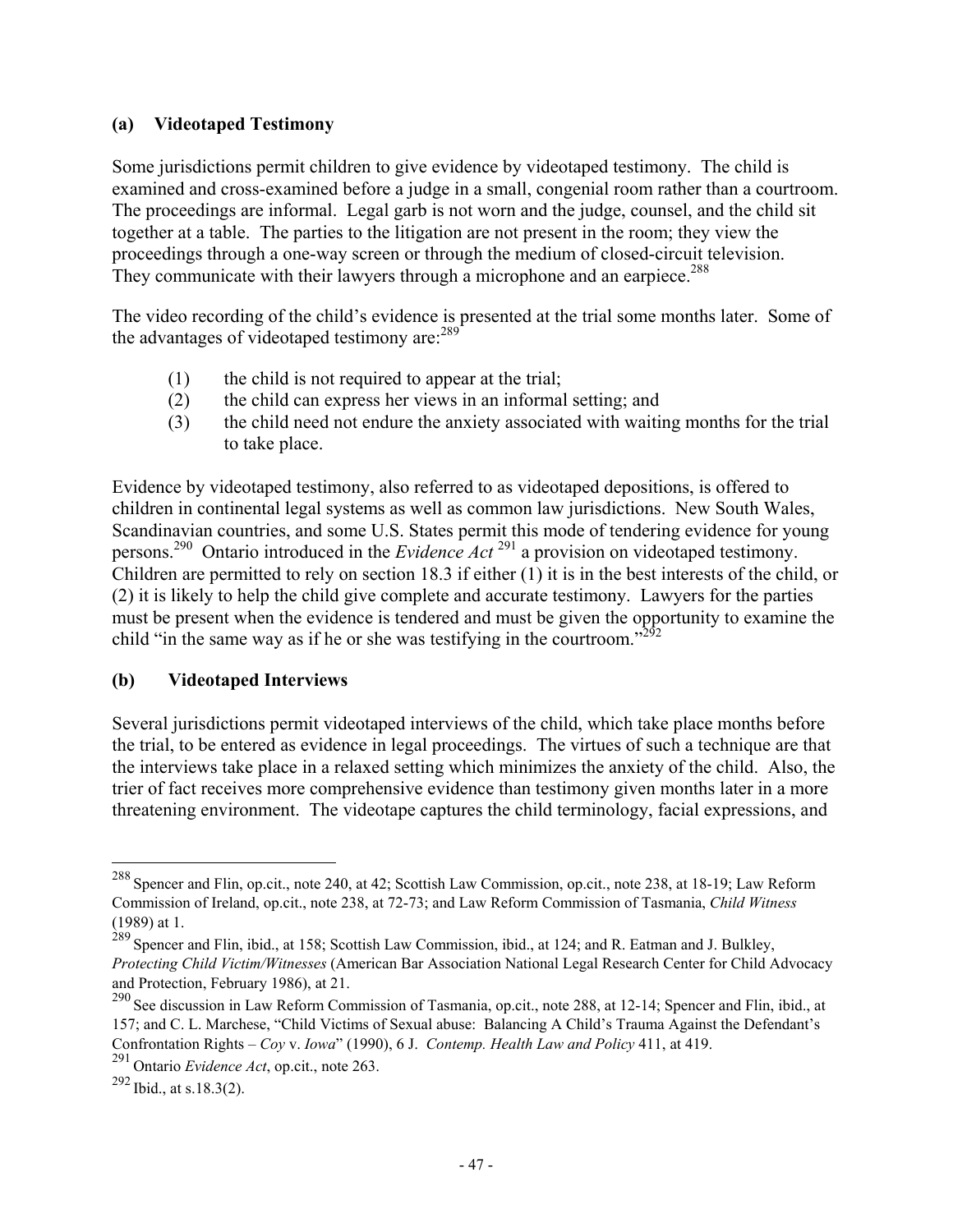### (a) Videotaped Testimony

Some jurisdictions permit children to give evidence by videotaped testimony. The child is examined and cross-examined before a judge in a small, congenial room rather than a courtroom. The proceedings are informal. Legal garb is not worn and the judge, counsel, and the child sit together at a table. The parties to the litigation are not present in the room; they view the proceedings through a one-way screen or through the medium of closed-circuit television. They communicate with their lawyers through a microphone and an earpiece.[288]

The video recording of the child's evidence is presented at the trial some months later. Some of the advantages of videotaped testimony are:[289]

(1) the child is not required to appear at the trial;
(2) the child can express her views in an informal setting; and
(3) the child need not endure the anxiety associated with waiting months for the trial to take place.

Evidence by videotaped testimony, also referred to as videotaped depositions, is offered to children in continental legal systems as well as common law jurisdictions. New South Wales, Scandinavian countries, and some U.S. States permit this mode of tendering evidence for young persons.[290] Ontario introduced in the *Evidence Act* [291] a provision on videotaped testimony. Children are permitted to rely on section 18.3 if either (1) it is in the best interests of the child, or (2) it is likely to help the child give complete and accurate testimony. Lawyers for the parties must be present when the evidence is tendered and must be given the opportunity to examine the child "in the same way as if he or she was testifying in the courtroom."[292]

### (b) Videotaped Interviews

Several jurisdictions permit videotaped interviews of the child, which take place months before the trial, to be entered as evidence in legal proceedings. The virtues of such a technique are that the interviews take place in a relaxed setting which minimizes the anxiety of the child. Also, the trier of fact receives more comprehensive evidence than testimony given months later in a more threatening environment. The videotape captures the child terminology, facial expressions, and

---

[288] Spencer and Flin, op.cit., note 240, at 42; Scottish Law Commission, op.cit., note 238, at 18-19; Law Reform Commission of Ireland, op.cit., note 238, at 72-73; and Law Reform Commission of Tasmania, *Child Witness* (1989) at 1.

[289] Spencer and Flin, ibid., at 158; Scottish Law Commission, ibid., at 124; and R. Eatman and J. Bulkley, *Protecting Child Victim/Witnesses* (American Bar Association National Legal Research Center for Child Advocacy and Protection, February 1986), at 21.

[290] See discussion in Law Reform Commission of Tasmania, op.cit., note 288, at 12-14; Spencer and Flin, ibid., at 157; and C. L. Marchese, "Child Victims of Sexual abuse: Balancing A Child's Trauma Against the Defendant's Confrontation Rights – *Coy* v. *Iowa*" (1990), 6 J. *Contemp. Health Law and Policy* 411, at 419.

[291] Ontario *Evidence Act*, op.cit., note 263.

[292] Ibid., at s.18.3(2).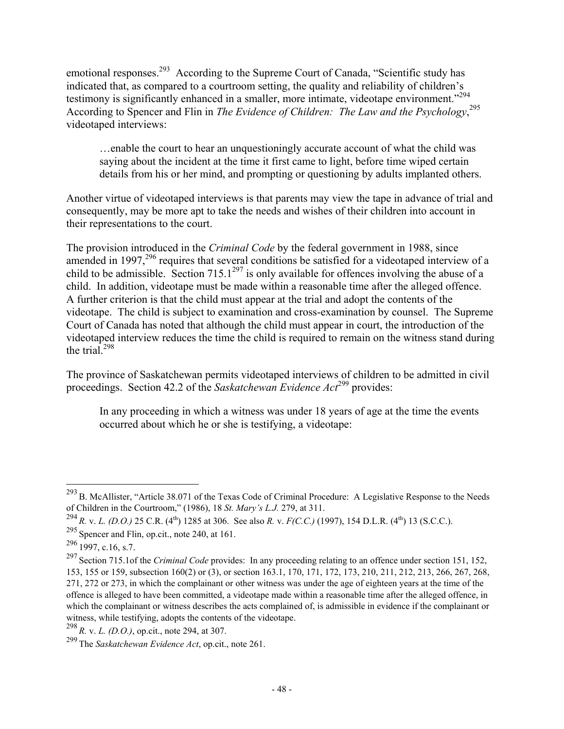emotional responses.[293] According to the Supreme Court of Canada, "Scientific study has indicated that, as compared to a courtroom setting, the quality and reliability of children's testimony is significantly enhanced in a smaller, more intimate, videotape environment."[294] According to Spencer and Flin in *The Evidence of Children: The Law and the Psychology*,[295] videotaped interviews:

> …enable the court to hear an unquestioningly accurate account of what the child was saying about the incident at the time it first came to light, before time wiped certain details from his or her mind, and prompting or questioning by adults implanted others.

Another virtue of videotaped interviews is that parents may view the tape in advance of trial and consequently, may be more apt to take the needs and wishes of their children into account in their representations to the court.

The provision introduced in the *Criminal Code* by the federal government in 1988, since amended in 1997,[296] requires that several conditions be satisfied for a videotaped interview of a child to be admissible. Section 715.1[297] is only available for offences involving the abuse of a child. In addition, videotape must be made within a reasonable time after the alleged offence. A further criterion is that the child must appear at the trial and adopt the contents of the videotape. The child is subject to examination and cross-examination by counsel. The Supreme Court of Canada has noted that although the child must appear in court, the introduction of the videotaped interview reduces the time the child is required to remain on the witness stand during the trial.[298]

The province of Saskatchewan permits videotaped interviews of children to be admitted in civil proceedings. Section 42.2 of the *Saskatchewan Evidence Act*[299] provides:

> In any proceeding in which a witness was under 18 years of age at the time the events occurred about which he or she is testifying, a videotape:

---

[293] B. McAllister, "Article 38.071 of the Texas Code of Criminal Procedure: A Legislative Response to the Needs of Children in the Courtroom," (1986), 18 *St. Mary's L.J.* 279, at 311.

[294] *R.* v. *L. (D.O.)* 25 C.R. (4th) 1285 at 306. See also *R.* v. *F(C.C.)* (1997), 154 D.L.R. (4th) 13 (S.C.C.).

[295] Spencer and Flin, op.cit., note 240, at 161.

[296] 1997, c.16, s.7.

[297] Section 715.1of the *Criminal Code* provides: In any proceeding relating to an offence under section 151, 152, 153, 155 or 159, subsection 160(2) or (3), or section 163.1, 170, 171, 172, 173, 210, 211, 212, 213, 266, 267, 268, 271, 272 or 273, in which the complainant or other witness was under the age of eighteen years at the time of the offence is alleged to have been committed, a videotape made within a reasonable time after the alleged offence, in which the complainant or witness describes the acts complained of, is admissible in evidence if the complainant or witness, while testifying, adopts the contents of the videotape.

[298] *R.* v. *L. (D.O.)*, op.cit., note 294, at 307.

[299] The *Saskatchewan Evidence Act*, op.cit., note 261.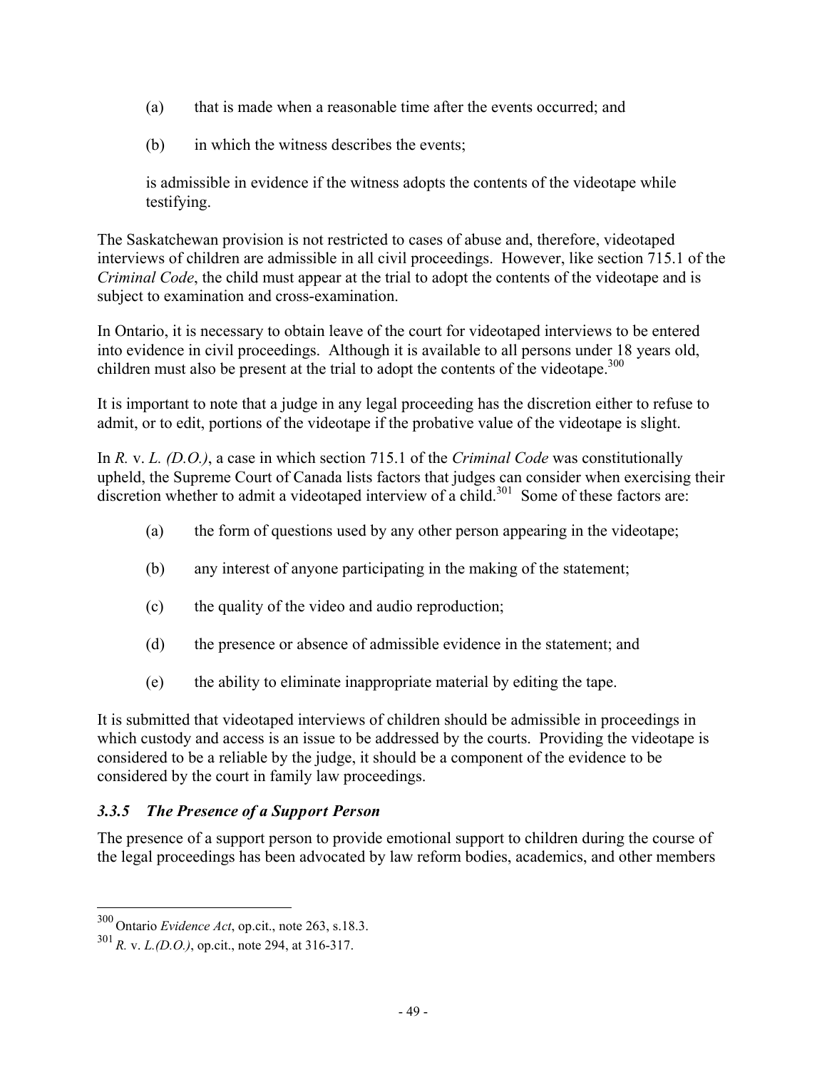(a) that is made when a reasonable time after the events occurred; and

(b) in which the witness describes the events;

is admissible in evidence if the witness adopts the contents of the videotape while testifying.

The Saskatchewan provision is not restricted to cases of abuse and, therefore, videotaped interviews of children are admissible in all civil proceedings. However, like section 715.1 of the *Criminal Code*, the child must appear at the trial to adopt the contents of the videotape and is subject to examination and cross-examination.

In Ontario, it is necessary to obtain leave of the court for videotaped interviews to be entered into evidence in civil proceedings. Although it is available to all persons under 18 years old, children must also be present at the trial to adopt the contents of the videotape.[300]

It is important to note that a judge in any legal proceeding has the discretion either to refuse to admit, or to edit, portions of the videotape if the probative value of the videotape is slight.

In *R.* v. *L. (D.O.)*, a case in which section 715.1 of the *Criminal Code* was constitutionally upheld, the Supreme Court of Canada lists factors that judges can consider when exercising their discretion whether to admit a videotaped interview of a child.[301] Some of these factors are:

(a) the form of questions used by any other person appearing in the videotape;

(b) any interest of anyone participating in the making of the statement;

(c) the quality of the video and audio reproduction;

(d) the presence or absence of admissible evidence in the statement; and

(e) the ability to eliminate inappropriate material by editing the tape.

It is submitted that videotaped interviews of children should be admissible in proceedings in which custody and access is an issue to be addressed by the courts. Providing the videotape is considered to be a reliable by the judge, it should be a component of the evidence to be considered by the court in family law proceedings.

### *3.3.5 The Presence of a Support Person*

The presence of a support person to provide emotional support to children during the course of the legal proceedings has been advocated by law reform bodies, academics, and other members

---

[300] Ontario *Evidence Act*, op.cit., note 263, s.18.3.

[301] *R.* v. *L.(D.O.)*, op.cit., note 294, at 316-317.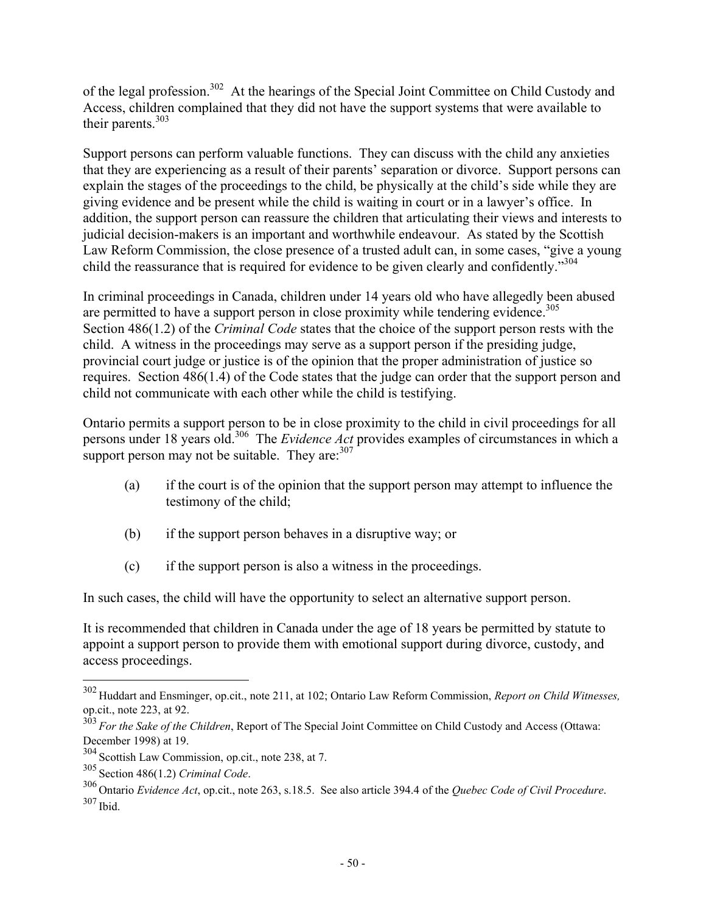of the legal profession.[302] At the hearings of the Special Joint Committee on Child Custody and Access, children complained that they did not have the support systems that were available to their parents.[303]

Support persons can perform valuable functions. They can discuss with the child any anxieties that they are experiencing as a result of their parents' separation or divorce. Support persons can explain the stages of the proceedings to the child, be physically at the child's side while they are giving evidence and be present while the child is waiting in court or in a lawyer's office. In addition, the support person can reassure the children that articulating their views and interests to judicial decision-makers is an important and worthwhile endeavour. As stated by the Scottish Law Reform Commission, the close presence of a trusted adult can, in some cases, "give a young child the reassurance that is required for evidence to be given clearly and confidently."[304]

In criminal proceedings in Canada, children under 14 years old who have allegedly been abused are permitted to have a support person in close proximity while tendering evidence.[305] Section 486(1.2) of the *Criminal Code* states that the choice of the support person rests with the child. A witness in the proceedings may serve as a support person if the presiding judge, provincial court judge or justice is of the opinion that the proper administration of justice so requires. Section 486(1.4) of the Code states that the judge can order that the support person and child not communicate with each other while the child is testifying.

Ontario permits a support person to be in close proximity to the child in civil proceedings for all persons under 18 years old.[306] The *Evidence Act* provides examples of circumstances in which a support person may not be suitable. They are:[307]

(a) if the court is of the opinion that the support person may attempt to influence the testimony of the child;

(b) if the support person behaves in a disruptive way; or

(c) if the support person is also a witness in the proceedings.

In such cases, the child will have the opportunity to select an alternative support person.

It is recommended that children in Canada under the age of 18 years be permitted by statute to appoint a support person to provide them with emotional support during divorce, custody, and access proceedings.

---

[302] Huddart and Ensminger, op.cit., note 211, at 102; Ontario Law Reform Commission, *Report on Child Witnesses,* op.cit., note 223, at 92.

[303] *For the Sake of the Children*, Report of The Special Joint Committee on Child Custody and Access (Ottawa: December 1998) at 19.

[304] Scottish Law Commission, op.cit., note 238, at 7.

[305] Section 486(1.2) *Criminal Code*.

[306] Ontario *Evidence Act*, op.cit., note 263, s.18.5. See also article 394.4 of the *Quebec Code of Civil Procedure*.

[307] Ibid.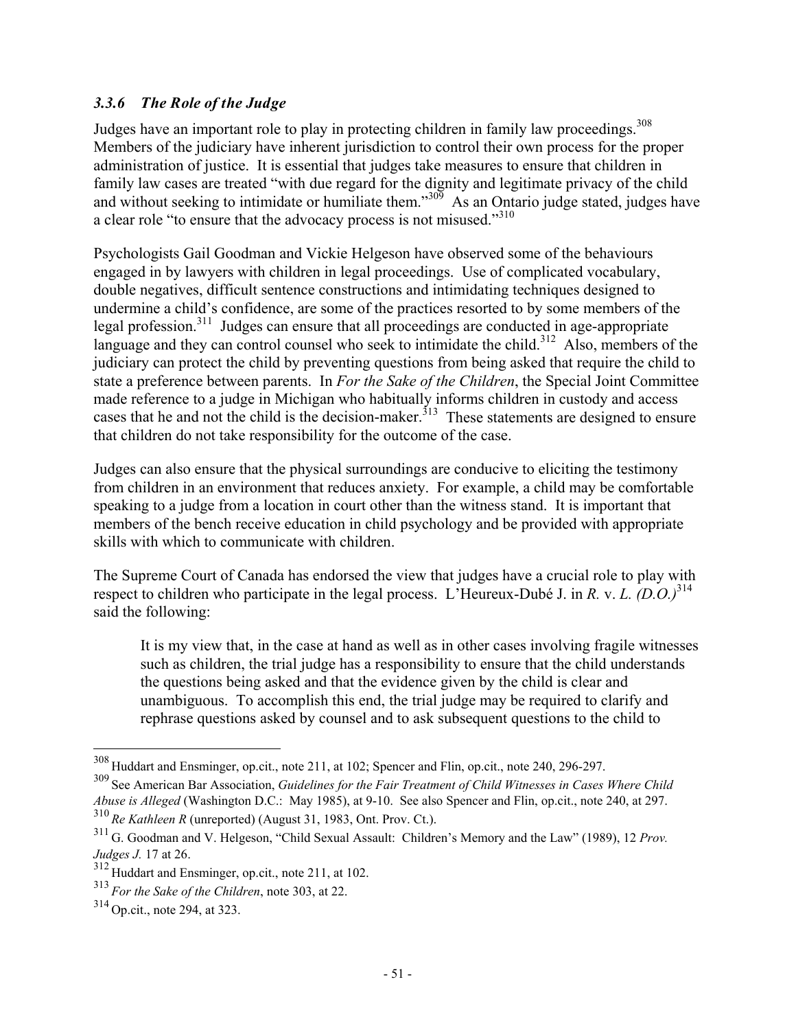### *3.3.6 The Role of the Judge*

Judges have an important role to play in protecting children in family law proceedings.[308] Members of the judiciary have inherent jurisdiction to control their own process for the proper administration of justice. It is essential that judges take measures to ensure that children in family law cases are treated "with due regard for the dignity and legitimate privacy of the child and without seeking to intimidate or humiliate them."[309] As an Ontario judge stated, judges have a clear role "to ensure that the advocacy process is not misused."[310]

Psychologists Gail Goodman and Vickie Helgeson have observed some of the behaviours engaged in by lawyers with children in legal proceedings. Use of complicated vocabulary, double negatives, difficult sentence constructions and intimidating techniques designed to undermine a child's confidence, are some of the practices resorted to by some members of the legal profession.[311] Judges can ensure that all proceedings are conducted in age-appropriate language and they can control counsel who seek to intimidate the child.[312] Also, members of the judiciary can protect the child by preventing questions from being asked that require the child to state a preference between parents. In *For the Sake of the Children*, the Special Joint Committee made reference to a judge in Michigan who habitually informs children in custody and access cases that he and not the child is the decision-maker.[313] These statements are designed to ensure that children do not take responsibility for the outcome of the case.

Judges can also ensure that the physical surroundings are conducive to eliciting the testimony from children in an environment that reduces anxiety. For example, a child may be comfortable speaking to a judge from a location in court other than the witness stand. It is important that members of the bench receive education in child psychology and be provided with appropriate skills with which to communicate with children.

The Supreme Court of Canada has endorsed the view that judges have a crucial role to play with respect to children who participate in the legal process. L'Heureux-Dubé J. in *R.* v. *L. (D.O.)*[314] said the following:

> It is my view that, in the case at hand as well as in other cases involving fragile witnesses such as children, the trial judge has a responsibility to ensure that the child understands the questions being asked and that the evidence given by the child is clear and unambiguous. To accomplish this end, the trial judge may be required to clarify and rephrase questions asked by counsel and to ask subsequent questions to the child to

---

[308] Huddart and Ensminger, op.cit., note 211, at 102; Spencer and Flin, op.cit., note 240, 296-297.

[309] See American Bar Association, *Guidelines for the Fair Treatment of Child Witnesses in Cases Where Child Abuse is Alleged* (Washington D.C.: May 1985), at 9-10. See also Spencer and Flin, op.cit., note 240, at 297.

[310] *Re Kathleen R* (unreported) (August 31, 1983, Ont. Prov. Ct.).

[311] G. Goodman and V. Helgeson, "Child Sexual Assault: Children's Memory and the Law" (1989), 12 *Prov. Judges J.* 17 at 26.

[312] Huddart and Ensminger, op.cit., note 211, at 102.

[313] *For the Sake of the Children*, note 303, at 22.

[314] Op.cit., note 294, at 323.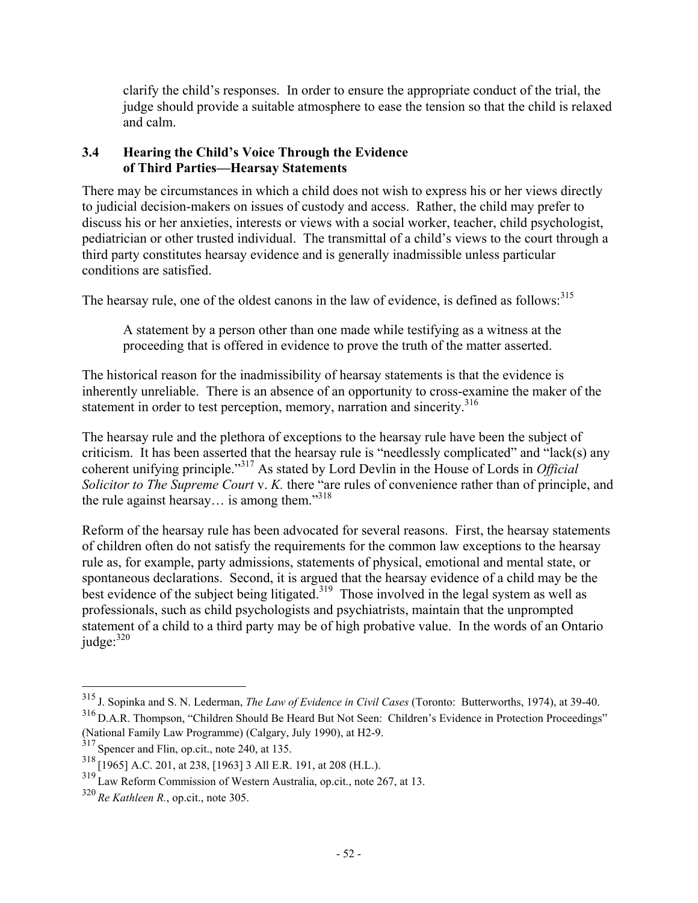> clarify the child's responses. In order to ensure the appropriate conduct of the trial, the judge should provide a suitable atmosphere to ease the tension so that the child is relaxed and calm.

### 3.4 Hearing the Child's Voice Through the Evidence of Third Parties—Hearsay Statements

There may be circumstances in which a child does not wish to express his or her views directly to judicial decision-makers on issues of custody and access. Rather, the child may prefer to discuss his or her anxieties, interests or views with a social worker, teacher, child psychologist, pediatrician or other trusted individual. The transmittal of a child's views to the court through a third party constitutes hearsay evidence and is generally inadmissible unless particular conditions are satisfied.

The hearsay rule, one of the oldest canons in the law of evidence, is defined as follows:[315]

> A statement by a person other than one made while testifying as a witness at the proceeding that is offered in evidence to prove the truth of the matter asserted.

The historical reason for the inadmissibility of hearsay statements is that the evidence is inherently unreliable. There is an absence of an opportunity to cross-examine the maker of the statement in order to test perception, memory, narration and sincerity.[316]

The hearsay rule and the plethora of exceptions to the hearsay rule have been the subject of criticism. It has been asserted that the hearsay rule is "needlessly complicated" and "lack(s) any coherent unifying principle."[317] As stated by Lord Devlin in the House of Lords in *Official Solicitor to The Supreme Court* v. *K.* there "are rules of convenience rather than of principle, and the rule against hearsay… is among them."[318]

Reform of the hearsay rule has been advocated for several reasons. First, the hearsay statements of children often do not satisfy the requirements for the common law exceptions to the hearsay rule as, for example, party admissions, statements of physical, emotional and mental state, or spontaneous declarations. Second, it is argued that the hearsay evidence of a child may be the best evidence of the subject being litigated.[319] Those involved in the legal system as well as professionals, such as child psychologists and psychiatrists, maintain that the unprompted statement of a child to a third party may be of high probative value. In the words of an Ontario judge:[320]

---

[315] J. Sopinka and S. N. Lederman, *The Law of Evidence in Civil Cases* (Toronto: Butterworths, 1974), at 39-40.

[316] D.A.R. Thompson, "Children Should Be Heard But Not Seen: Children's Evidence in Protection Proceedings" (National Family Law Programme) (Calgary, July 1990), at H2-9.

[317] Spencer and Flin, op.cit., note 240, at 135.

[318] [1965] A.C. 201, at 238, [1963] 3 All E.R. 191, at 208 (H.L.).

[319] Law Reform Commission of Western Australia, op.cit., note 267, at 13.

[320] *Re Kathleen R.*, op.cit., note 305.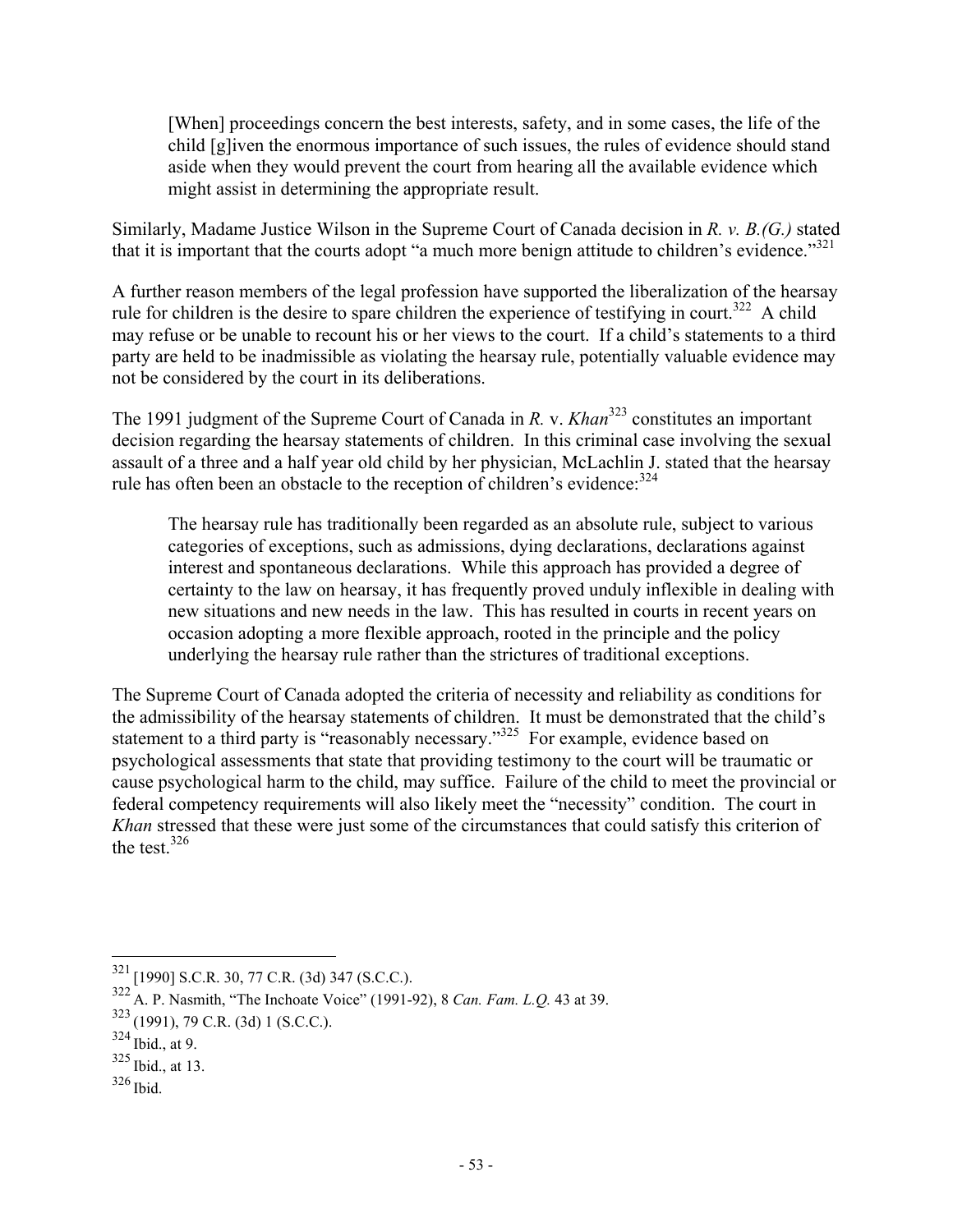> [When] proceedings concern the best interests, safety, and in some cases, the life of the child [g]iven the enormous importance of such issues, the rules of evidence should stand aside when they would prevent the court from hearing all the available evidence which might assist in determining the appropriate result.

Similarly, Madame Justice Wilson in the Supreme Court of Canada decision in *R. v. B.(G.)* stated that it is important that the courts adopt "a much more benign attitude to children's evidence."[321]

A further reason members of the legal profession have supported the liberalization of the hearsay rule for children is the desire to spare children the experience of testifying in court.[322] A child may refuse or be unable to recount his or her views to the court. If a child's statements to a third party are held to be inadmissible as violating the hearsay rule, potentially valuable evidence may not be considered by the court in its deliberations.

The 1991 judgment of the Supreme Court of Canada in *R.* v. *Khan*[323] constitutes an important decision regarding the hearsay statements of children. In this criminal case involving the sexual assault of a three and a half year old child by her physician, McLachlin J. stated that the hearsay rule has often been an obstacle to the reception of children's evidence:[324]

> The hearsay rule has traditionally been regarded as an absolute rule, subject to various categories of exceptions, such as admissions, dying declarations, declarations against interest and spontaneous declarations. While this approach has provided a degree of certainty to the law on hearsay, it has frequently proved unduly inflexible in dealing with new situations and new needs in the law. This has resulted in courts in recent years on occasion adopting a more flexible approach, rooted in the principle and the policy underlying the hearsay rule rather than the strictures of traditional exceptions.

The Supreme Court of Canada adopted the criteria of necessity and reliability as conditions for the admissibility of the hearsay statements of children. It must be demonstrated that the child's statement to a third party is "reasonably necessary."[325] For example, evidence based on psychological assessments that state that providing testimony to the court will be traumatic or cause psychological harm to the child, may suffice. Failure of the child to meet the provincial or federal competency requirements will also likely meet the "necessity" condition. The court in *Khan* stressed that these were just some of the circumstances that could satisfy this criterion of the test.[326]

---

[321] [1990] S.C.R. 30, 77 C.R. (3d) 347 (S.C.C.).

[322] A. P. Nasmith, "The Inchoate Voice" (1991-92), 8 *Can. Fam. L.Q.* 43 at 39.

[323] (1991), 79 C.R. (3d) 1 (S.C.C.).

[324] Ibid., at 9.

[325] Ibid., at 13.

[326] Ibid.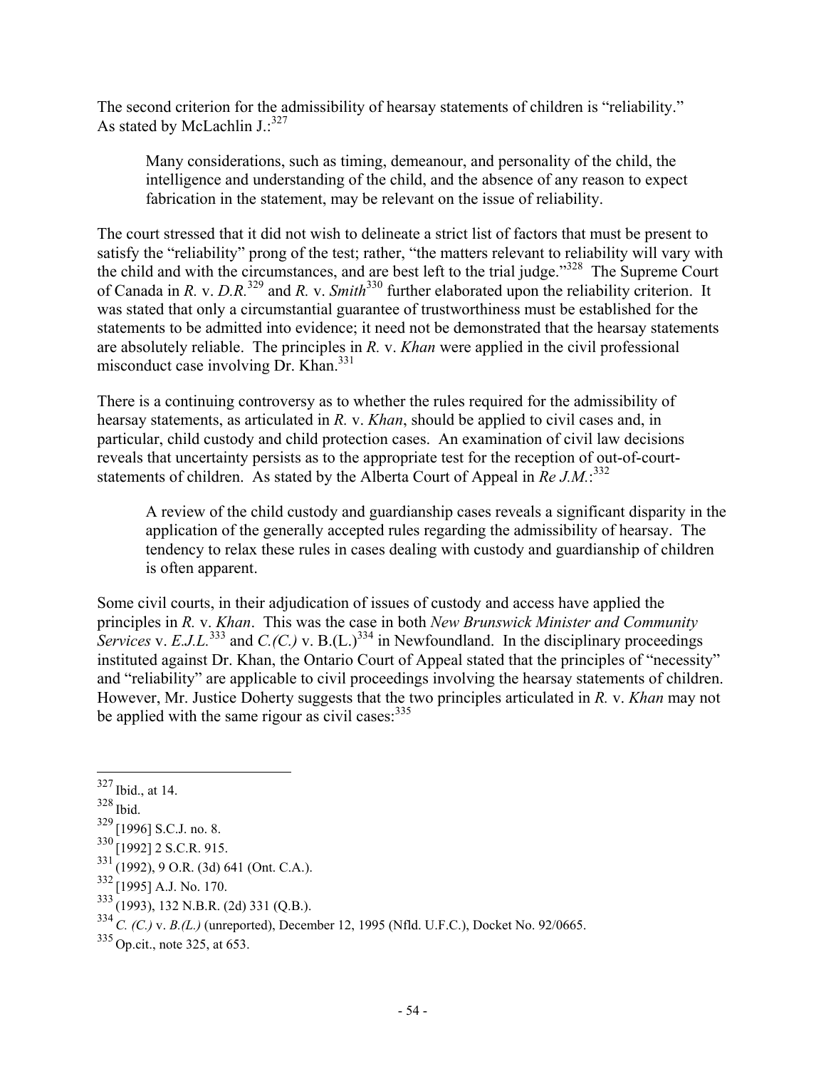The second criterion for the admissibility of hearsay statements of children is "reliability." As stated by McLachlin J.:[327]

> Many considerations, such as timing, demeanour, and personality of the child, the intelligence and understanding of the child, and the absence of any reason to expect fabrication in the statement, may be relevant on the issue of reliability.

The court stressed that it did not wish to delineate a strict list of factors that must be present to satisfy the "reliability" prong of the test; rather, "the matters relevant to reliability will vary with the child and with the circumstances, and are best left to the trial judge."[328] The Supreme Court of Canada in *R.* v. *D.R.*[329] and *R.* v. *Smith*[330] further elaborated upon the reliability criterion. It was stated that only a circumstantial guarantee of trustworthiness must be established for the statements to be admitted into evidence; it need not be demonstrated that the hearsay statements are absolutely reliable. The principles in *R.* v. *Khan* were applied in the civil professional misconduct case involving Dr. Khan.[331]

There is a continuing controversy as to whether the rules required for the admissibility of hearsay statements, as articulated in *R.* v. *Khan*, should be applied to civil cases and, in particular, child custody and child protection cases. An examination of civil law decisions reveals that uncertainty persists as to the appropriate test for the reception of out-of-court-statements of children. As stated by the Alberta Court of Appeal in *Re J.M.*:[332]

> A review of the child custody and guardianship cases reveals a significant disparity in the application of the generally accepted rules regarding the admissibility of hearsay. The tendency to relax these rules in cases dealing with custody and guardianship of children is often apparent.

Some civil courts, in their adjudication of issues of custody and access have applied the principles in *R.* v. *Khan*. This was the case in both *New Brunswick Minister and Community Services* v. *E.J.L.*[333] and *C.(C.)* v. B.(L.)[334] in Newfoundland. In the disciplinary proceedings instituted against Dr. Khan, the Ontario Court of Appeal stated that the principles of "necessity" and "reliability" are applicable to civil proceedings involving the hearsay statements of children. However, Mr. Justice Doherty suggests that the two principles articulated in *R.* v. *Khan* may not be applied with the same rigour as civil cases:[335]

---

[327] Ibid., at 14.

[328] Ibid.

[329] [1996] S.C.J. no. 8.

[330] [1992] 2 S.C.R. 915.

[331] (1992), 9 O.R. (3d) 641 (Ont. C.A.).

[332] [1995] A.J. No. 170.

[333] (1993), 132 N.B.R. (2d) 331 (Q.B.).

[334] *C. (C.)* v. *B.(L.)* (unreported), December 12, 1995 (Nfld. U.F.C.), Docket No. 92/0665.

[335] Op.cit., note 325, at 653.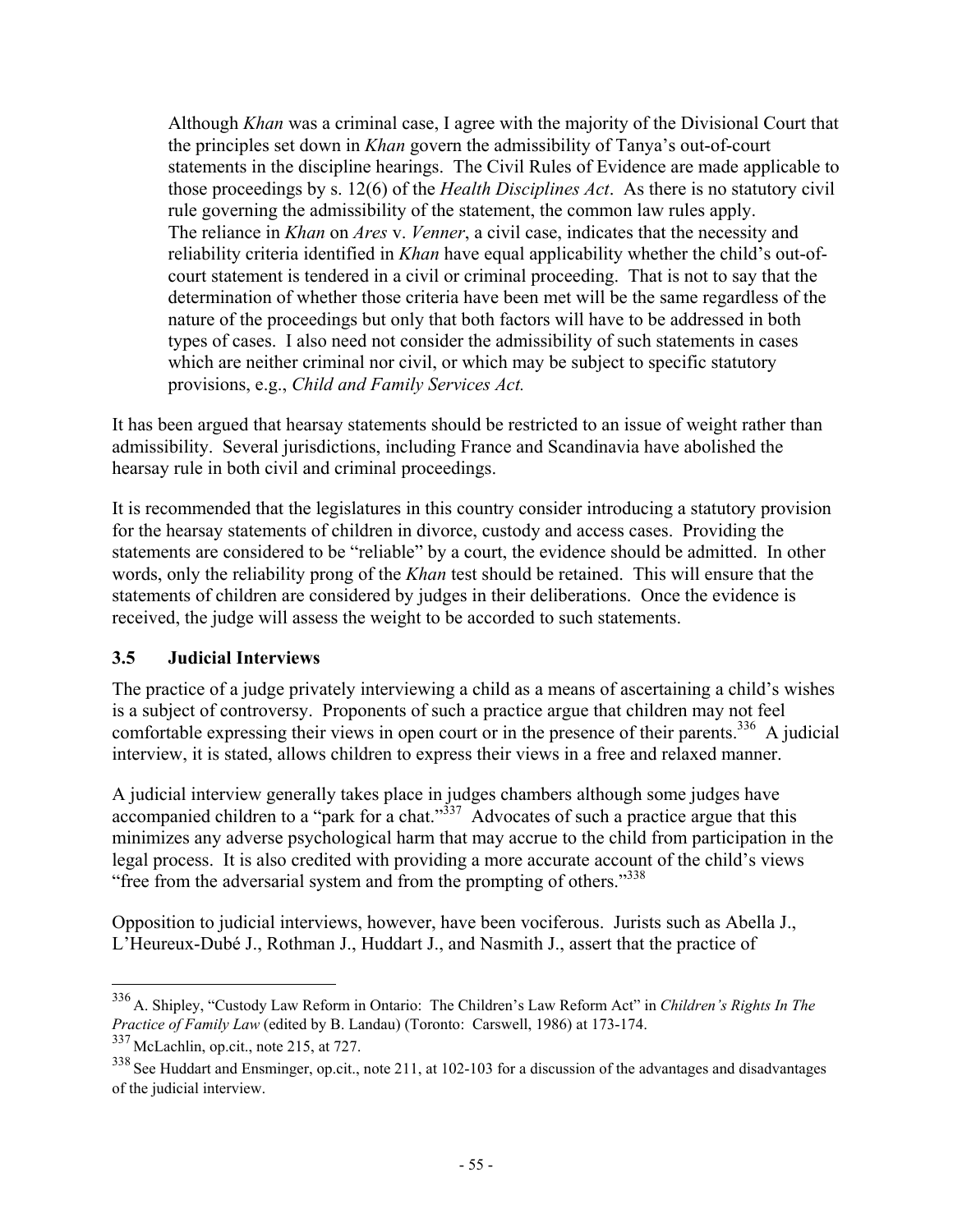> Although *Khan* was a criminal case, I agree with the majority of the Divisional Court that the principles set down in *Khan* govern the admissibility of Tanya's out-of-court statements in the discipline hearings. The Civil Rules of Evidence are made applicable to those proceedings by s. 12(6) of the *Health Disciplines Act*. As there is no statutory civil rule governing the admissibility of the statement, the common law rules apply. The reliance in *Khan* on *Ares* v. *Venner*, a civil case, indicates that the necessity and reliability criteria identified in *Khan* have equal applicability whether the child's out-of-court statement is tendered in a civil or criminal proceeding. That is not to say that the determination of whether those criteria have been met will be the same regardless of the nature of the proceedings but only that both factors will have to be addressed in both types of cases. I also need not consider the admissibility of such statements in cases which are neither criminal nor civil, or which may be subject to specific statutory provisions, e.g., *Child and Family Services Act.*

It has been argued that hearsay statements should be restricted to an issue of weight rather than admissibility. Several jurisdictions, including France and Scandinavia have abolished the hearsay rule in both civil and criminal proceedings.

It is recommended that the legislatures in this country consider introducing a statutory provision for the hearsay statements of children in divorce, custody and access cases. Providing the statements are considered to be "reliable" by a court, the evidence should be admitted. In other words, only the reliability prong of the *Khan* test should be retained. This will ensure that the statements of children are considered by judges in their deliberations. Once the evidence is received, the judge will assess the weight to be accorded to such statements.

### 3.5 Judicial Interviews

The practice of a judge privately interviewing a child as a means of ascertaining a child's wishes is a subject of controversy. Proponents of such a practice argue that children may not feel comfortable expressing their views in open court or in the presence of their parents.[336] A judicial interview, it is stated, allows children to express their views in a free and relaxed manner.

A judicial interview generally takes place in judges chambers although some judges have accompanied children to a "park for a chat."[337] Advocates of such a practice argue that this minimizes any adverse psychological harm that may accrue to the child from participation in the legal process. It is also credited with providing a more accurate account of the child's views "free from the adversarial system and from the prompting of others."[338]

Opposition to judicial interviews, however, have been vociferous. Jurists such as Abella J., L'Heureux-Dubé J., Rothman J., Huddart J., and Nasmith J., assert that the practice of

---

[336] A. Shipley, "Custody Law Reform in Ontario: The Children's Law Reform Act" in *Children's Rights In The Practice of Family Law* (edited by B. Landau) (Toronto: Carswell, 1986) at 173-174.

[337] McLachlin, op.cit., note 215, at 727.

[338] See Huddart and Ensminger, op.cit., note 211, at 102-103 for a discussion of the advantages and disadvantages of the judicial interview.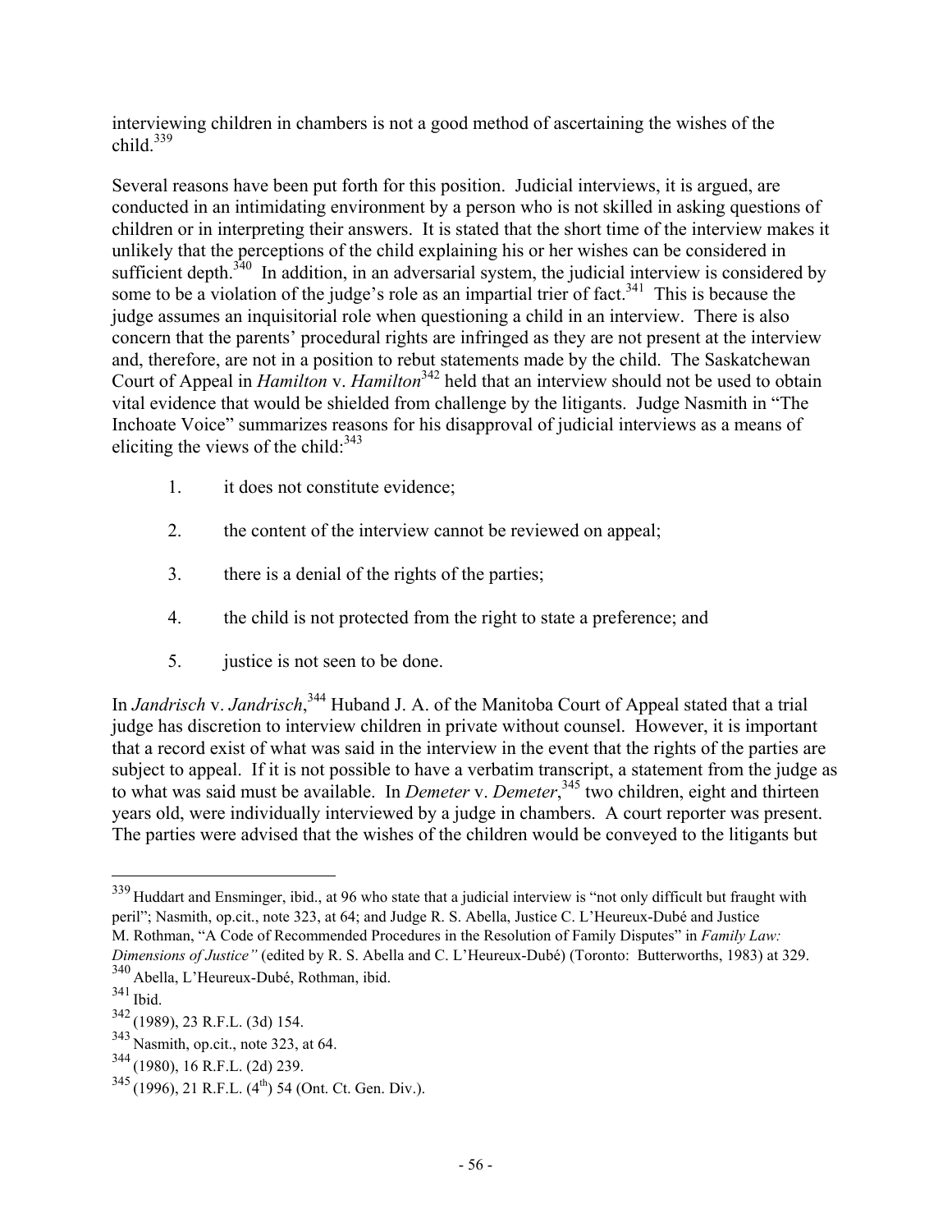interviewing children in chambers is not a good method of ascertaining the wishes of the child.[339]

Several reasons have been put forth for this position. Judicial interviews, it is argued, are conducted in an intimidating environment by a person who is not skilled in asking questions of children or in interpreting their answers. It is stated that the short time of the interview makes it unlikely that the perceptions of the child explaining his or her wishes can be considered in sufficient depth.[340] In addition, in an adversarial system, the judicial interview is considered by some to be a violation of the judge's role as an impartial trier of fact.[341] This is because the judge assumes an inquisitorial role when questioning a child in an interview. There is also concern that the parents' procedural rights are infringed as they are not present at the interview and, therefore, are not in a position to rebut statements made by the child. The Saskatchewan Court of Appeal in *Hamilton* v. *Hamilton*[342] held that an interview should not be used to obtain vital evidence that would be shielded from challenge by the litigants. Judge Nasmith in "The Inchoate Voice" summarizes reasons for his disapproval of judicial interviews as a means of eliciting the views of the child:[343]

1. it does not constitute evidence;
2. the content of the interview cannot be reviewed on appeal;
3. there is a denial of the rights of the parties;
4. the child is not protected from the right to state a preference; and
5. justice is not seen to be done.

In *Jandrisch* v. *Jandrisch*,[344] Huband J. A. of the Manitoba Court of Appeal stated that a trial judge has discretion to interview children in private without counsel. However, it is important that a record exist of what was said in the interview in the event that the rights of the parties are subject to appeal. If it is not possible to have a verbatim transcript, a statement from the judge as to what was said must be available. In *Demeter* v. *Demeter*,[345] two children, eight and thirteen years old, were individually interviewed by a judge in chambers. A court reporter was present. The parties were advised that the wishes of the children would be conveyed to the litigants but

---

[339] Huddart and Ensminger, ibid., at 96 who state that a judicial interview is "not only difficult but fraught with peril"; Nasmith, op.cit., note 323, at 64; and Judge R. S. Abella, Justice C. L'Heureux-Dubé and Justice M. Rothman, "A Code of Recommended Procedures in the Resolution of Family Disputes" in *Family Law: Dimensions of Justice"* (edited by R. S. Abella and C. L'Heureux-Dubé) (Toronto: Butterworths, 1983) at 329.

[340] Abella, L'Heureux-Dubé, Rothman, ibid.

[341] Ibid.

[342] (1989), 23 R.F.L. (3d) 154.

[343] Nasmith, op.cit., note 323, at 64.

[344] (1980), 16 R.F.L. (2d) 239.

[345] (1996), 21 R.F.L. (4th) 54 (Ont. Ct. Gen. Div.).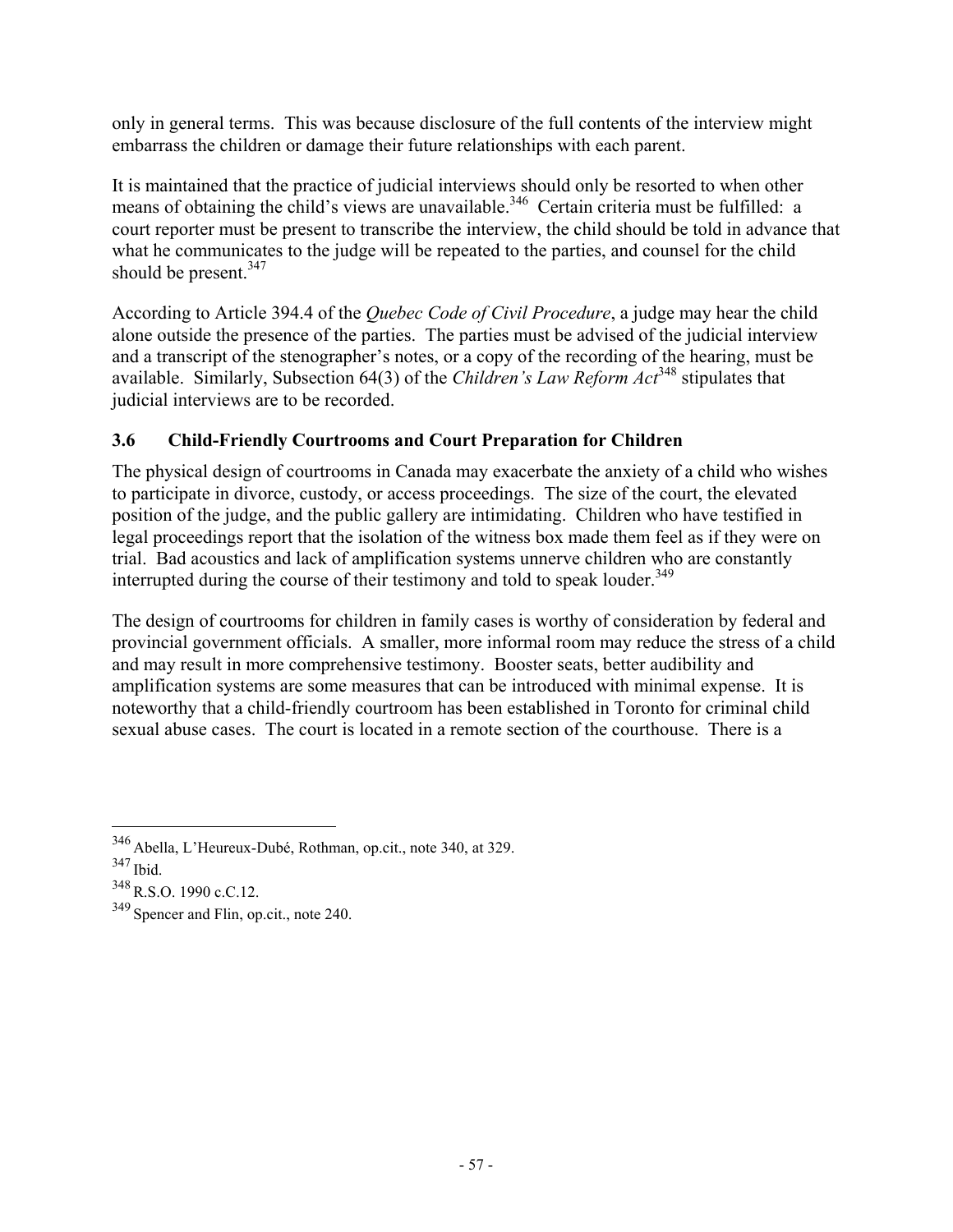only in general terms. This was because disclosure of the full contents of the interview might embarrass the children or damage their future relationships with each parent.

It is maintained that the practice of judicial interviews should only be resorted to when other means of obtaining the child's views are unavailable.[346] Certain criteria must be fulfilled: a court reporter must be present to transcribe the interview, the child should be told in advance that what he communicates to the judge will be repeated to the parties, and counsel for the child should be present.[347]

According to Article 394.4 of the *Quebec Code of Civil Procedure*, a judge may hear the child alone outside the presence of the parties. The parties must be advised of the judicial interview and a transcript of the stenographer's notes, or a copy of the recording of the hearing, must be available. Similarly, Subsection 64(3) of the *Children's Law Reform Act*[348] stipulates that judicial interviews are to be recorded.

### 3.6 Child-Friendly Courtrooms and Court Preparation for Children

The physical design of courtrooms in Canada may exacerbate the anxiety of a child who wishes to participate in divorce, custody, or access proceedings. The size of the court, the elevated position of the judge, and the public gallery are intimidating. Children who have testified in legal proceedings report that the isolation of the witness box made them feel as if they were on trial. Bad acoustics and lack of amplification systems unnerve children who are constantly interrupted during the course of their testimony and told to speak louder.[349]

The design of courtrooms for children in family cases is worthy of consideration by federal and provincial government officials. A smaller, more informal room may reduce the stress of a child and may result in more comprehensive testimony. Booster seats, better audibility and amplification systems are some measures that can be introduced with minimal expense. It is noteworthy that a child-friendly courtroom has been established in Toronto for criminal child sexual abuse cases. The court is located in a remote section of the courthouse. There is a

---

[346] Abella, L'Heureux-Dubé, Rothman, op.cit., note 340, at 329.

[347] Ibid.

[348] R.S.O. 1990 c.C.12.

[349] Spencer and Flin, op.cit., note 240.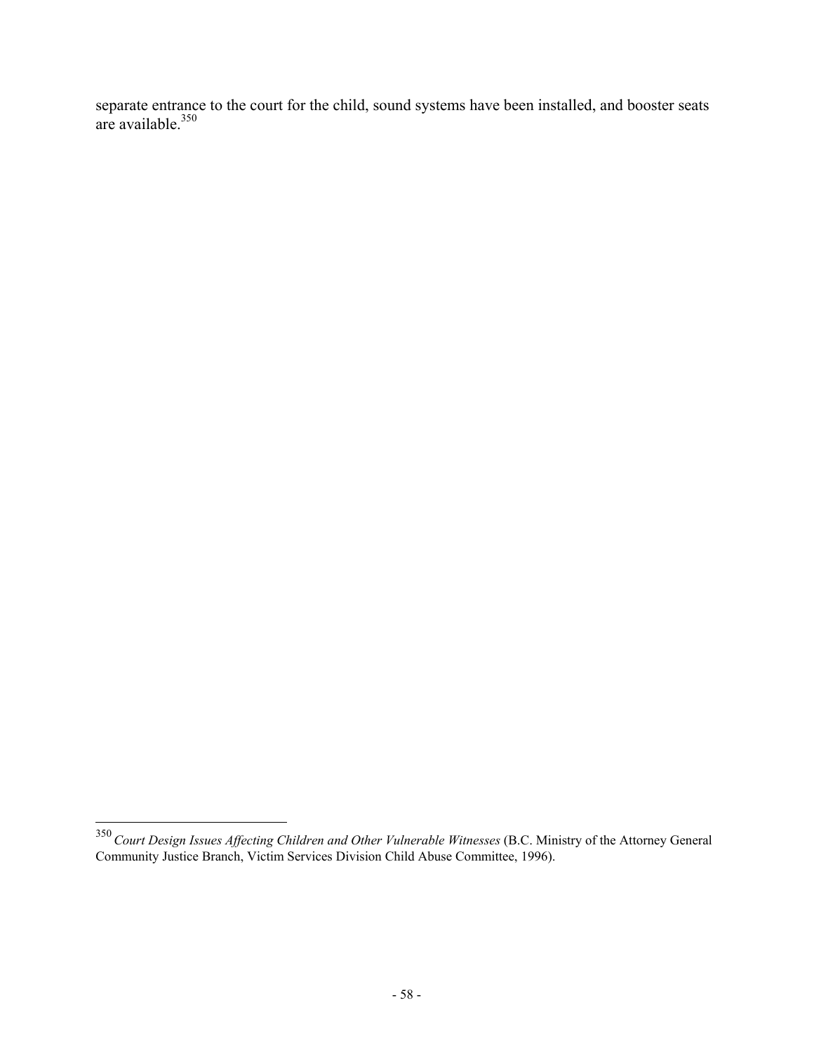separate entrance to the court for the child, sound systems have been installed, and booster seats are available.[350]

---

[350] *Court Design Issues Affecting Children and Other Vulnerable Witnesses* (B.C. Ministry of the Attorney General Community Justice Branch, Victim Services Division Child Abuse Committee, 1996).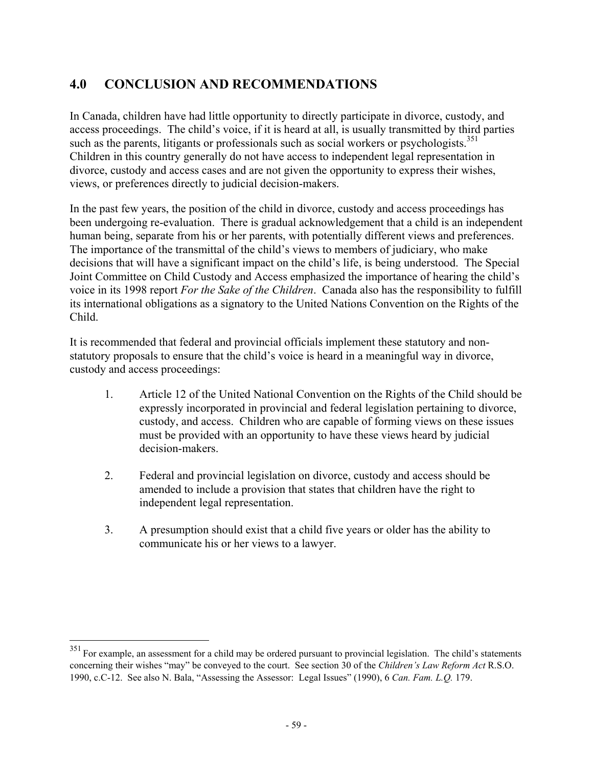## 4.0 CONCLUSION AND RECOMMENDATIONS

In Canada, children have had little opportunity to directly participate in divorce, custody, and access proceedings. The child's voice, if it is heard at all, is usually transmitted by third parties such as the parents, litigants or professionals such as social workers or psychologists.[351] Children in this country generally do not have access to independent legal representation in divorce, custody and access cases and are not given the opportunity to express their wishes, views, or preferences directly to judicial decision-makers.

In the past few years, the position of the child in divorce, custody and access proceedings has been undergoing re-evaluation. There is gradual acknowledgement that a child is an independent human being, separate from his or her parents, with potentially different views and preferences. The importance of the transmittal of the child's views to members of judiciary, who make decisions that will have a significant impact on the child's life, is being understood. The Special Joint Committee on Child Custody and Access emphasized the importance of hearing the child's voice in its 1998 report *For the Sake of the Children*. Canada also has the responsibility to fulfill its international obligations as a signatory to the United Nations Convention on the Rights of the Child.

It is recommended that federal and provincial officials implement these statutory and non-statutory proposals to ensure that the child's voice is heard in a meaningful way in divorce, custody and access proceedings:

1. Article 12 of the United National Convention on the Rights of the Child should be expressly incorporated in provincial and federal legislation pertaining to divorce, custody, and access. Children who are capable of forming views on these issues must be provided with an opportunity to have these views heard by judicial decision-makers.

2. Federal and provincial legislation on divorce, custody and access should be amended to include a provision that states that children have the right to independent legal representation.

3. A presumption should exist that a child five years or older has the ability to communicate his or her views to a lawyer.

---

[351] For example, an assessment for a child may be ordered pursuant to provincial legislation. The child's statements concerning their wishes "may" be conveyed to the court. See section 30 of the *Children's Law Reform Act* R.S.O. 1990, c.C-12. See also N. Bala, "Assessing the Assessor: Legal Issues" (1990), 6 *Can. Fam. L.Q.* 179.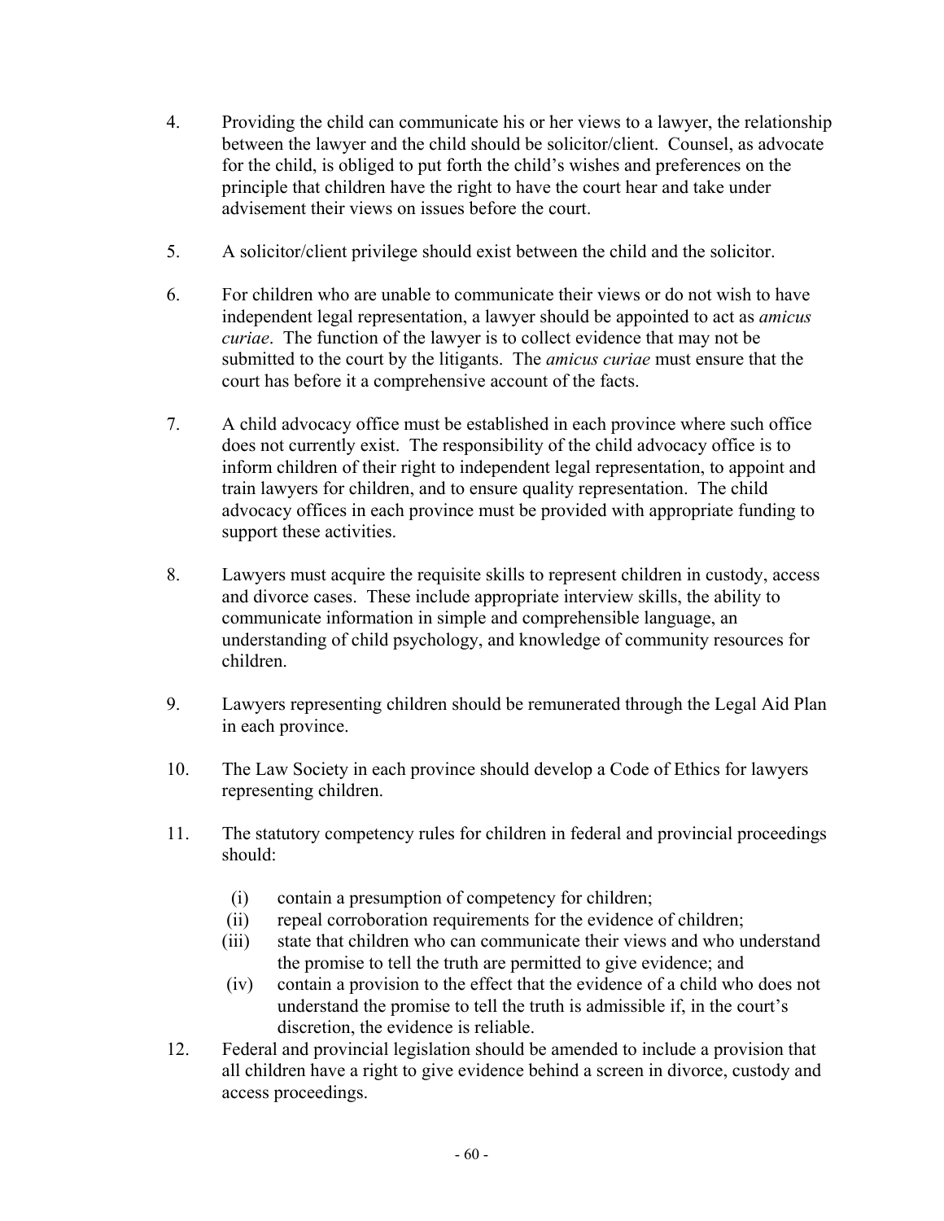4. Providing the child can communicate his or her views to a lawyer, the relationship between the lawyer and the child should be solicitor/client. Counsel, as advocate for the child, is obliged to put forth the child's wishes and preferences on the principle that children have the right to have the court hear and take under advisement their views on issues before the court.

5. A solicitor/client privilege should exist between the child and the solicitor.

6. For children who are unable to communicate their views or do not wish to have independent legal representation, a lawyer should be appointed to act as *amicus curiae*. The function of the lawyer is to collect evidence that may not be submitted to the court by the litigants. The *amicus curiae* must ensure that the court has before it a comprehensive account of the facts.

7. A child advocacy office must be established in each province where such office does not currently exist. The responsibility of the child advocacy office is to inform children of their right to independent legal representation, to appoint and train lawyers for children, and to ensure quality representation. The child advocacy offices in each province must be provided with appropriate funding to support these activities.

8. Lawyers must acquire the requisite skills to represent children in custody, access and divorce cases. These include appropriate interview skills, the ability to communicate information in simple and comprehensible language, an understanding of child psychology, and knowledge of community resources for children.

9. Lawyers representing children should be remunerated through the Legal Aid Plan in each province.

10. The Law Society in each province should develop a Code of Ethics for lawyers representing children.

11. The statutory competency rules for children in federal and provincial proceedings should:

    (i) contain a presumption of competency for children;
    (ii) repeal corroboration requirements for the evidence of children;
    (iii) state that children who can communicate their views and who understand the promise to tell the truth are permitted to give evidence; and
    (iv) contain a provision to the effect that the evidence of a child who does not understand the promise to tell the truth is admissible if, in the court's discretion, the evidence is reliable.

12. Federal and provincial legislation should be amended to include a provision that all children have a right to give evidence behind a screen in divorce, custody and access proceedings.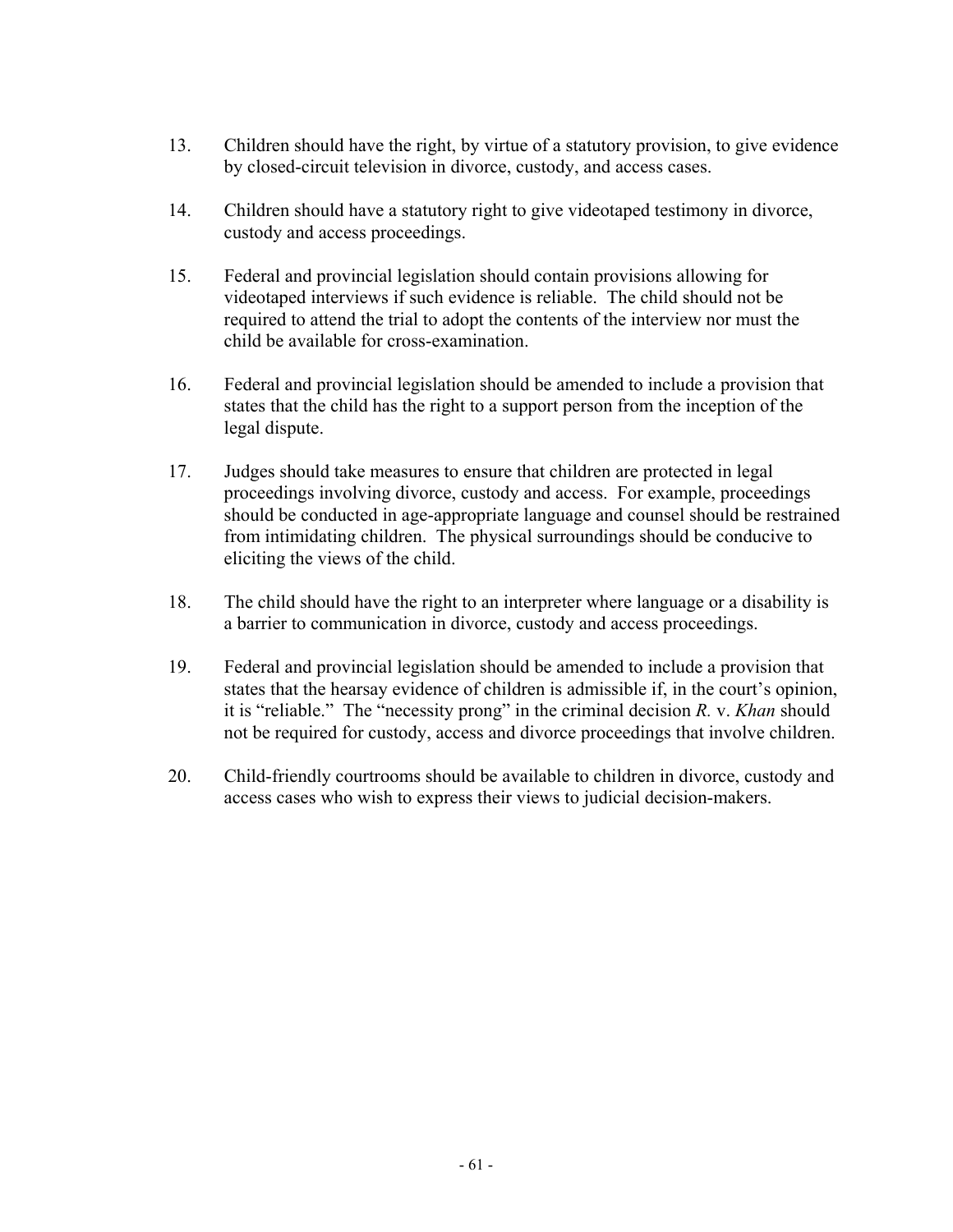13. Children should have the right, by virtue of a statutory provision, to give evidence by closed-circuit television in divorce, custody, and access cases.

14. Children should have a statutory right to give videotaped testimony in divorce, custody and access proceedings.

15. Federal and provincial legislation should contain provisions allowing for videotaped interviews if such evidence is reliable. The child should not be required to attend the trial to adopt the contents of the interview nor must the child be available for cross-examination.

16. Federal and provincial legislation should be amended to include a provision that states that the child has the right to a support person from the inception of the legal dispute.

17. Judges should take measures to ensure that children are protected in legal proceedings involving divorce, custody and access. For example, proceedings should be conducted in age-appropriate language and counsel should be restrained from intimidating children. The physical surroundings should be conducive to eliciting the views of the child.

18. The child should have the right to an interpreter where language or a disability is a barrier to communication in divorce, custody and access proceedings.

19. Federal and provincial legislation should be amended to include a provision that states that the hearsay evidence of children is admissible if, in the court's opinion, it is "reliable." The "necessity prong" in the criminal decision *R.* v. *Khan* should not be required for custody, access and divorce proceedings that involve children.

20. Child-friendly courtrooms should be available to children in divorce, custody and access cases who wish to express their views to judicial decision-makers.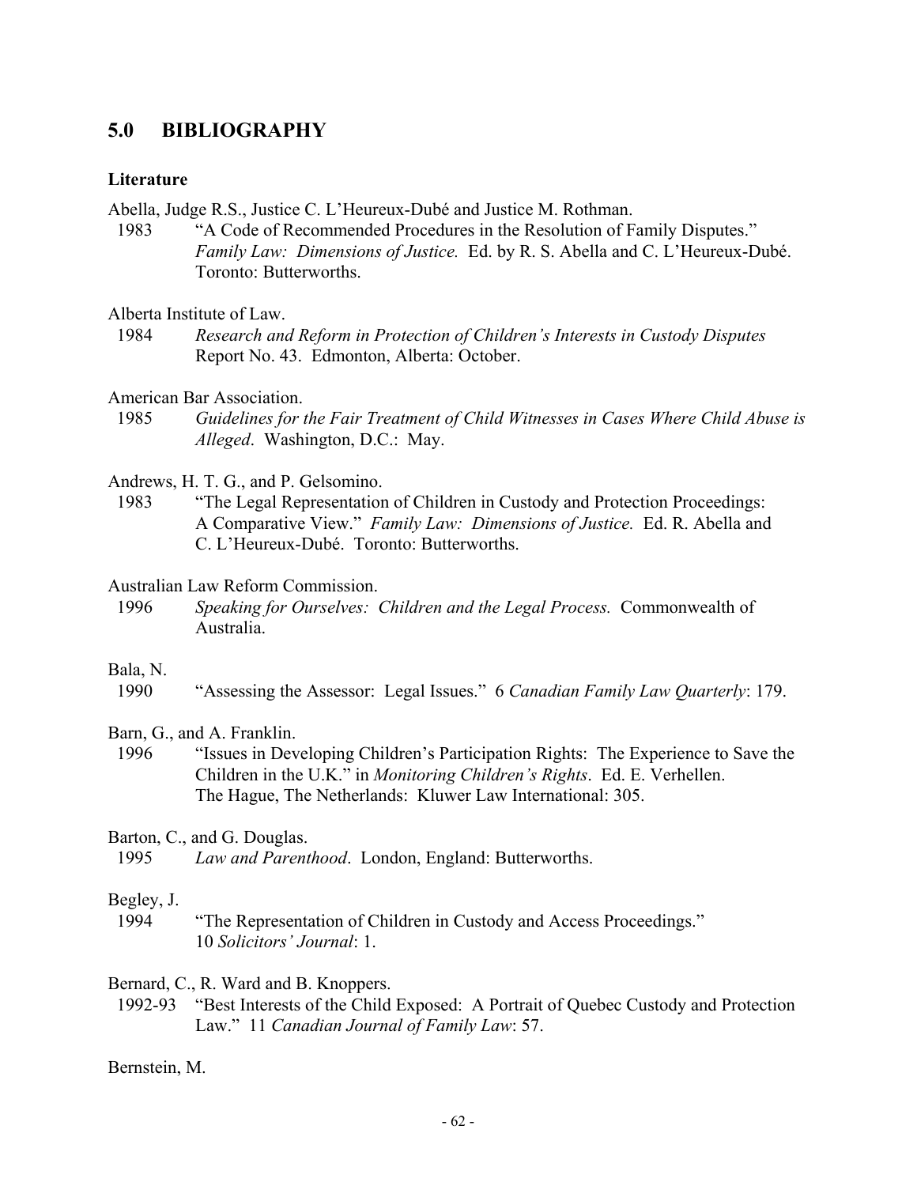## 5.0 BIBLIOGRAPHY

### Literature

Abella, Judge R.S., Justice C. L'Heureux-Dubé and Justice M. Rothman.
1983 "A Code of Recommended Procedures in the Resolution of Family Disputes." *Family Law: Dimensions of Justice.* Ed. by R. S. Abella and C. L'Heureux-Dubé. Toronto: Butterworths.

Alberta Institute of Law.
1984 *Research and Reform in Protection of Children's Interests in Custody Disputes* Report No. 43. Edmonton, Alberta: October.

American Bar Association.
1985 *Guidelines for the Fair Treatment of Child Witnesses in Cases Where Child Abuse is Alleged*. Washington, D.C.: May.

Andrews, H. T. G., and P. Gelsomino.
1983 "The Legal Representation of Children in Custody and Protection Proceedings: A Comparative View." *Family Law: Dimensions of Justice.* Ed. R. Abella and C. L'Heureux-Dubé. Toronto: Butterworths.

Australian Law Reform Commission.
1996 *Speaking for Ourselves: Children and the Legal Process.* Commonwealth of Australia.

Bala, N.
1990 "Assessing the Assessor: Legal Issues." 6 *Canadian Family Law Quarterly*: 179.

Barn, G., and A. Franklin.
1996 "Issues in Developing Children's Participation Rights: The Experience to Save the Children in the U.K." in *Monitoring Children's Rights*. Ed. E. Verhellen. The Hague, The Netherlands: Kluwer Law International: 305.

Barton, C., and G. Douglas.
1995 *Law and Parenthood*. London, England: Butterworths.

Begley, J.
1994 "The Representation of Children in Custody and Access Proceedings." 10 *Solicitors' Journal*: 1.

Bernard, C., R. Ward and B. Knoppers.
1992-93 "Best Interests of the Child Exposed: A Portrait of Quebec Custody and Protection Law." 11 *Canadian Journal of Family Law*: 57.

Bernstein, M.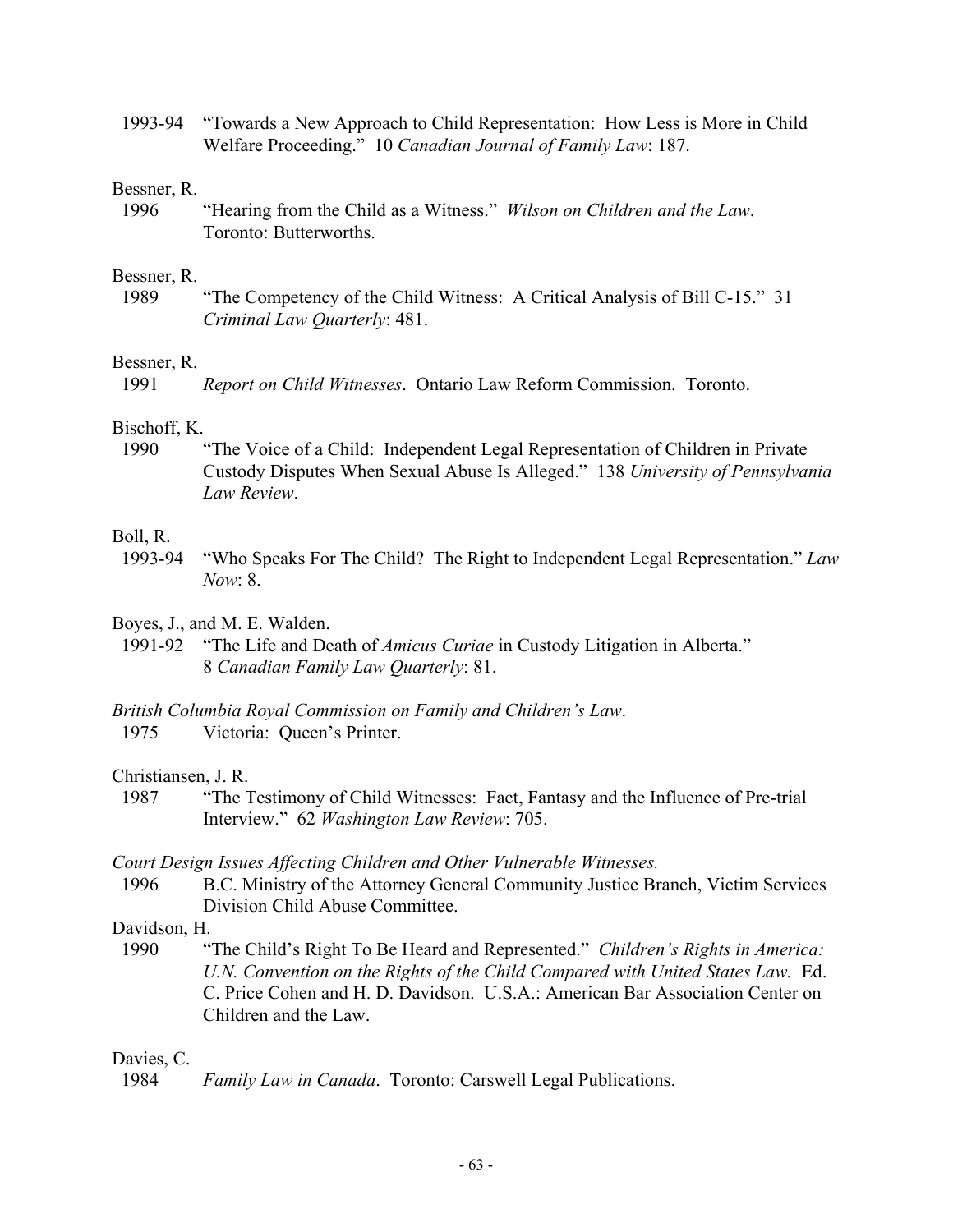1993-94 "Towards a New Approach to Child Representation: How Less is More in Child Welfare Proceeding." 10 *Canadian Journal of Family Law*: 187.

Bessner, R.
1996 "Hearing from the Child as a Witness." *Wilson on Children and the Law*. Toronto: Butterworths.

Bessner, R.
1989 "The Competency of the Child Witness: A Critical Analysis of Bill C-15." 31 *Criminal Law Quarterly*: 481.

Bessner, R.
1991 *Report on Child Witnesses*. Ontario Law Reform Commission. Toronto.

Bischoff, K.
1990 "The Voice of a Child: Independent Legal Representation of Children in Private Custody Disputes When Sexual Abuse Is Alleged." 138 *University of Pennsylvania Law Review*.

Boll, R.
1993-94 "Who Speaks For The Child? The Right to Independent Legal Representation." *Law Now*: 8.

Boyes, J., and M. E. Walden.
1991-92 "The Life and Death of *Amicus Curiae* in Custody Litigation in Alberta." 8 *Canadian Family Law Quarterly*: 81.

*British Columbia Royal Commission on Family and Children's Law*.
1975 Victoria: Queen's Printer.

Christiansen, J. R.
1987 "The Testimony of Child Witnesses: Fact, Fantasy and the Influence of Pre-trial Interview." 62 *Washington Law Review*: 705.

*Court Design Issues Affecting Children and Other Vulnerable Witnesses.*
1996 B.C. Ministry of the Attorney General Community Justice Branch, Victim Services Division Child Abuse Committee.

Davidson, H.
1990 "The Child's Right To Be Heard and Represented." *Children's Rights in America: U.N. Convention on the Rights of the Child Compared with United States Law.* Ed. C. Price Cohen and H. D. Davidson. U.S.A.: American Bar Association Center on Children and the Law.

Davies, C.
1984 *Family Law in Canada*. Toronto: Carswell Legal Publications.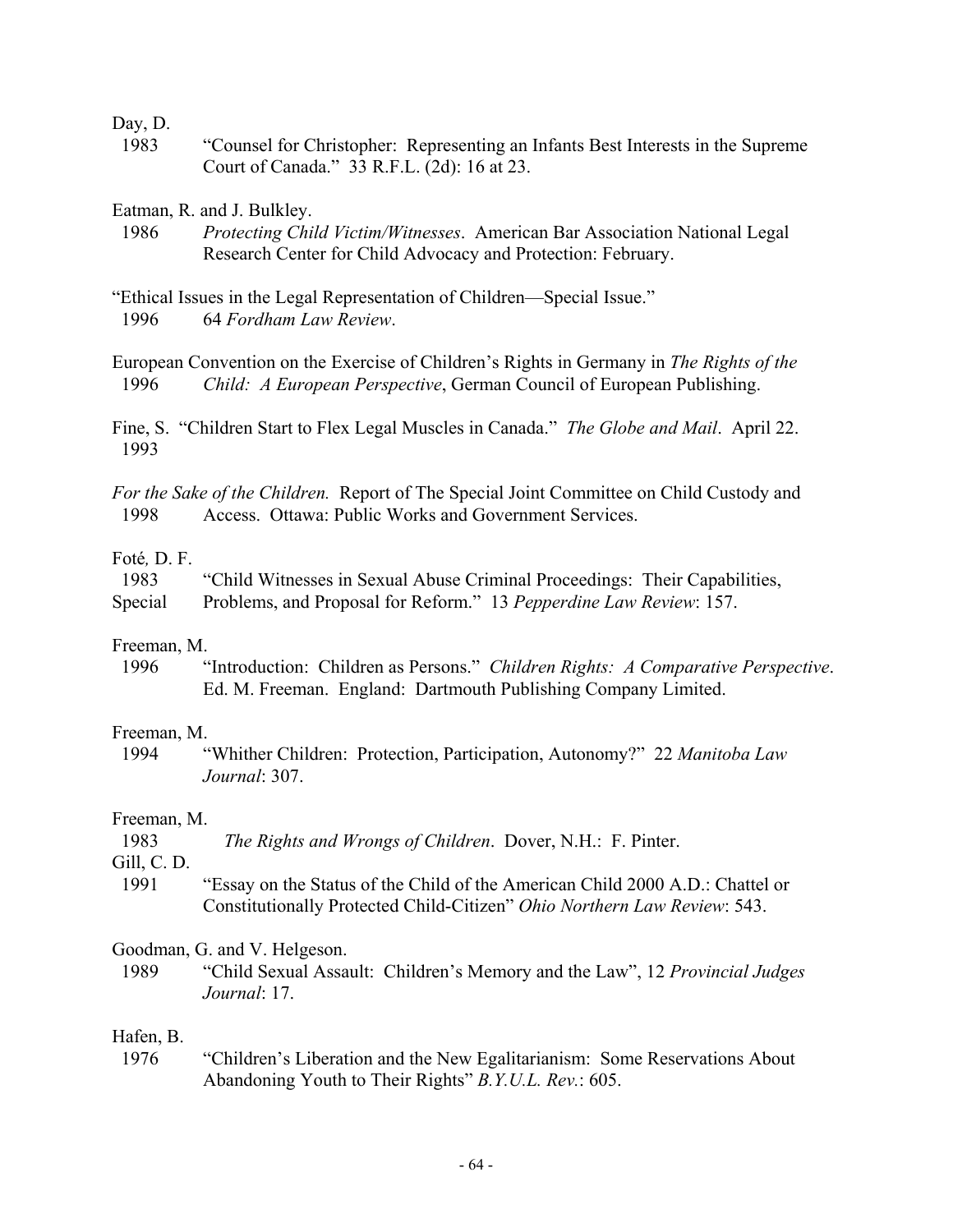Day, D.
1983 "Counsel for Christopher: Representing an Infants Best Interests in the Supreme Court of Canada." 33 R.F.L. (2d): 16 at 23.

Eatman, R. and J. Bulkley.
1986 *Protecting Child Victim/Witnesses*. American Bar Association National Legal Research Center for Child Advocacy and Protection: February.

"Ethical Issues in the Legal Representation of Children—Special Issue."
1996 64 *Fordham Law Review*.

European Convention on the Exercise of Children's Rights in Germany in *The Rights of the*
1996 *Child: A European Perspective*, German Council of European Publishing.

Fine, S. "Children Start to Flex Legal Muscles in Canada." *The Globe and Mail*. April 22.
1993

*For the Sake of the Children.* Report of The Special Joint Committee on Child Custody and
1998 Access. Ottawa: Public Works and Government Services.

Foté*,* D. F.
1983 "Child Witnesses in Sexual Abuse Criminal Proceedings: Their Capabilities,
Special Problems, and Proposal for Reform." 13 *Pepperdine Law Review*: 157.

Freeman, M.
1996 "Introduction: Children as Persons." *Children Rights: A Comparative Perspective*. Ed. M. Freeman. England: Dartmouth Publishing Company Limited.

Freeman, M.
1994 "Whither Children: Protection, Participation, Autonomy?" 22 *Manitoba Law Journal*: 307.

Freeman, M.
1983 *The Rights and Wrongs of Children*. Dover, N.H.: F. Pinter.

Gill, C. D.
1991 "Essay on the Status of the Child of the American Child 2000 A.D.: Chattel or Constitutionally Protected Child-Citizen" *Ohio Northern Law Review*: 543.

Goodman, G. and V. Helgeson.
1989 "Child Sexual Assault: Children's Memory and the Law", 12 *Provincial Judges Journal*: 17.

Hafen, B.
1976 "Children's Liberation and the New Egalitarianism: Some Reservations About Abandoning Youth to Their Rights" *B.Y.U.L. Rev.*: 605.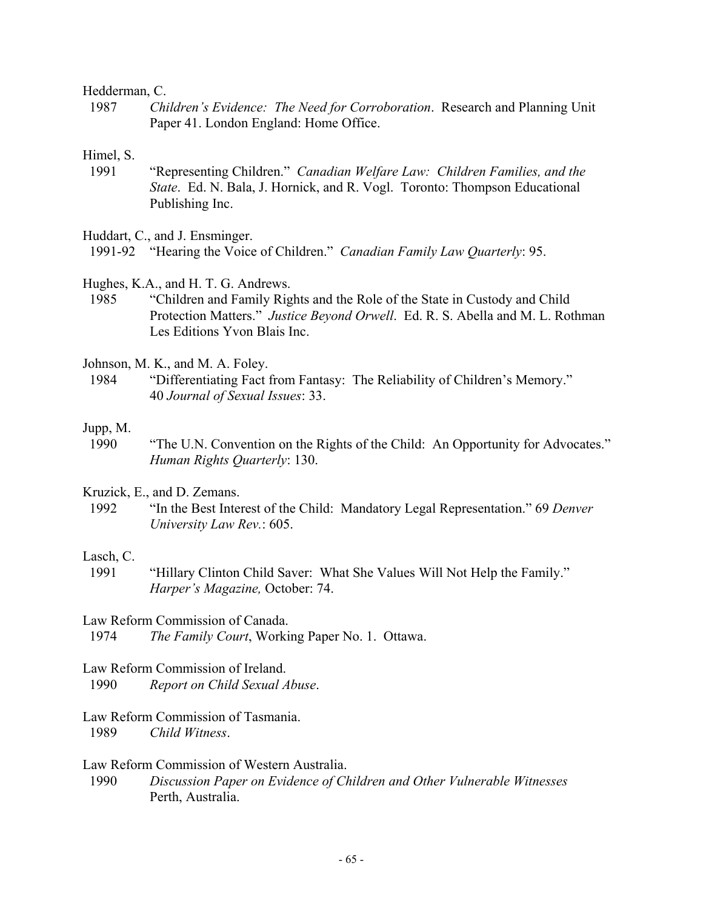Hedderman, C.

1987 *Children's Evidence: The Need for Corroboration*. Research and Planning Unit Paper 41. London England: Home Office.

Himel, S.

1991 "Representing Children." *Canadian Welfare Law: Children Families, and the State*. Ed. N. Bala, J. Hornick, and R. Vogl. Toronto: Thompson Educational Publishing Inc.

Huddart, C., and J. Ensminger.

1991-92 "Hearing the Voice of Children." *Canadian Family Law Quarterly*: 95.

Hughes, K.A., and H. T. G. Andrews.

1985 "Children and Family Rights and the Role of the State in Custody and Child Protection Matters." *Justice Beyond Orwell*. Ed. R. S. Abella and M. L. Rothman Les Editions Yvon Blais Inc.

Johnson, M. K., and M. A. Foley.

1984 "Differentiating Fact from Fantasy: The Reliability of Children's Memory." 40 *Journal of Sexual Issues*: 33.

Jupp, M.

1990 "The U.N. Convention on the Rights of the Child: An Opportunity for Advocates." *Human Rights Quarterly*: 130.

Kruzick, E., and D. Zemans.

1992 "In the Best Interest of the Child: Mandatory Legal Representation." 69 *Denver University Law Rev.*: 605.

Lasch, C.

1991 "Hillary Clinton Child Saver: What She Values Will Not Help the Family." *Harper's Magazine,* October: 74.

Law Reform Commission of Canada.

1974 *The Family Court*, Working Paper No. 1. Ottawa.

Law Reform Commission of Ireland.

1990 *Report on Child Sexual Abuse*.

Law Reform Commission of Tasmania.

1989 *Child Witness*.

Law Reform Commission of Western Australia.

1990 *Discussion Paper on Evidence of Children and Other Vulnerable Witnesses* Perth, Australia.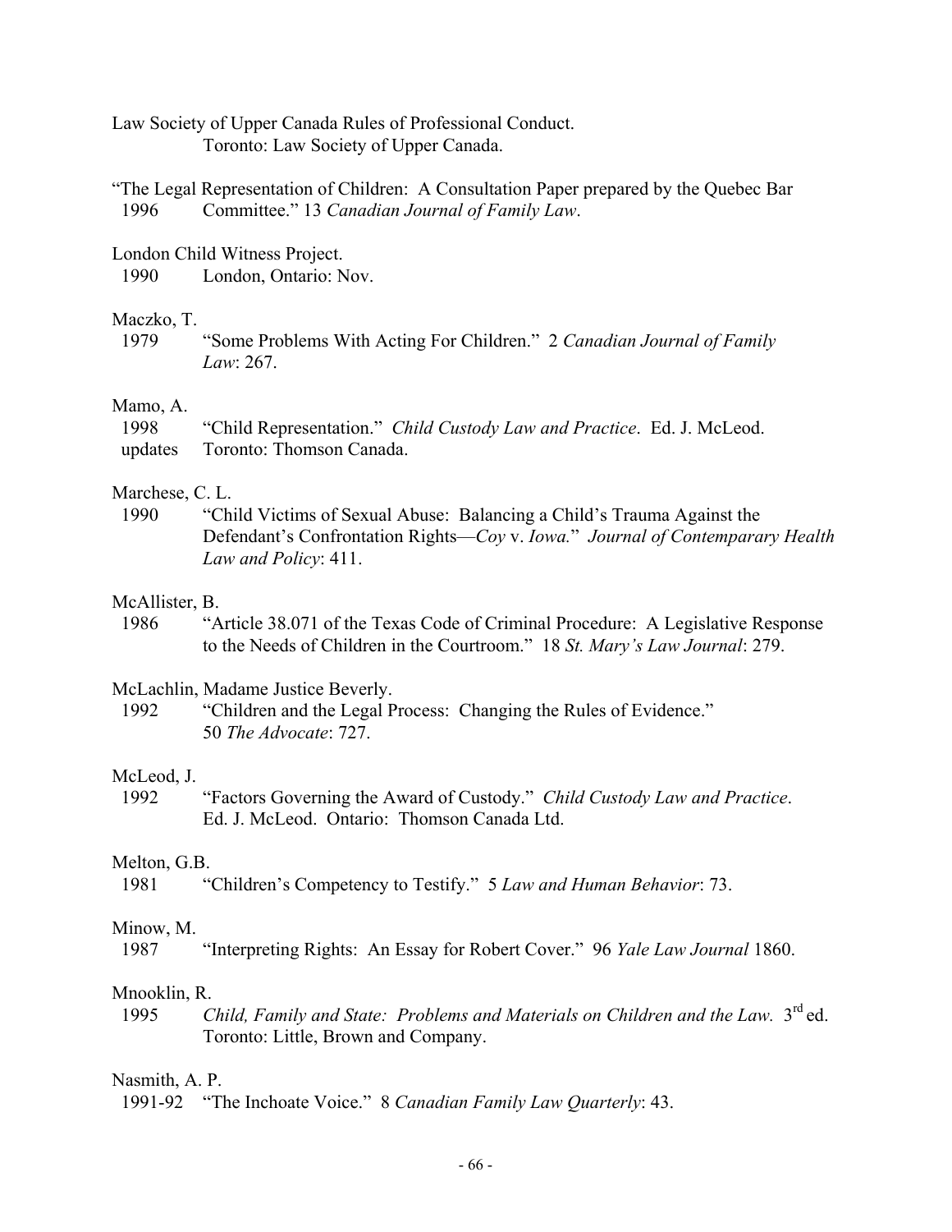Law Society of Upper Canada Rules of Professional Conduct.
Toronto: Law Society of Upper Canada.

"The Legal Representation of Children: A Consultation Paper prepared by the Quebec Bar
1996 Committee." 13 *Canadian Journal of Family Law*.

London Child Witness Project.
1990 London, Ontario: Nov.

Maczko, T.
1979 "Some Problems With Acting For Children." 2 *Canadian Journal of Family Law*: 267.

Mamo, A.
1998 updates "Child Representation." *Child Custody Law and Practice*. Ed. J. McLeod. Toronto: Thomson Canada.

Marchese, C. L.
1990 "Child Victims of Sexual Abuse: Balancing a Child's Trauma Against the Defendant's Confrontation Rights—*Coy* v. *Iowa.*" *Journal of Contemparary Health Law and Policy*: 411.

McAllister, B.
1986 "Article 38.071 of the Texas Code of Criminal Procedure: A Legislative Response to the Needs of Children in the Courtroom." 18 *St. Mary's Law Journal*: 279.

McLachlin, Madame Justice Beverly.
1992 "Children and the Legal Process: Changing the Rules of Evidence." 50 *The Advocate*: 727.

McLeod, J.
1992 "Factors Governing the Award of Custody." *Child Custody Law and Practice*. Ed. J. McLeod. Ontario: Thomson Canada Ltd.

Melton, G.B.
1981 "Children's Competency to Testify." 5 *Law and Human Behavior*: 73.

Minow, M.
1987 "Interpreting Rights: An Essay for Robert Cover." 96 *Yale Law Journal* 1860.

Mnooklin, R.
1995 *Child, Family and State: Problems and Materials on Children and the Law.* 3rd ed. Toronto: Little, Brown and Company.

Nasmith, A. P.
1991-92 "The Inchoate Voice." 8 *Canadian Family Law Quarterly*: 43.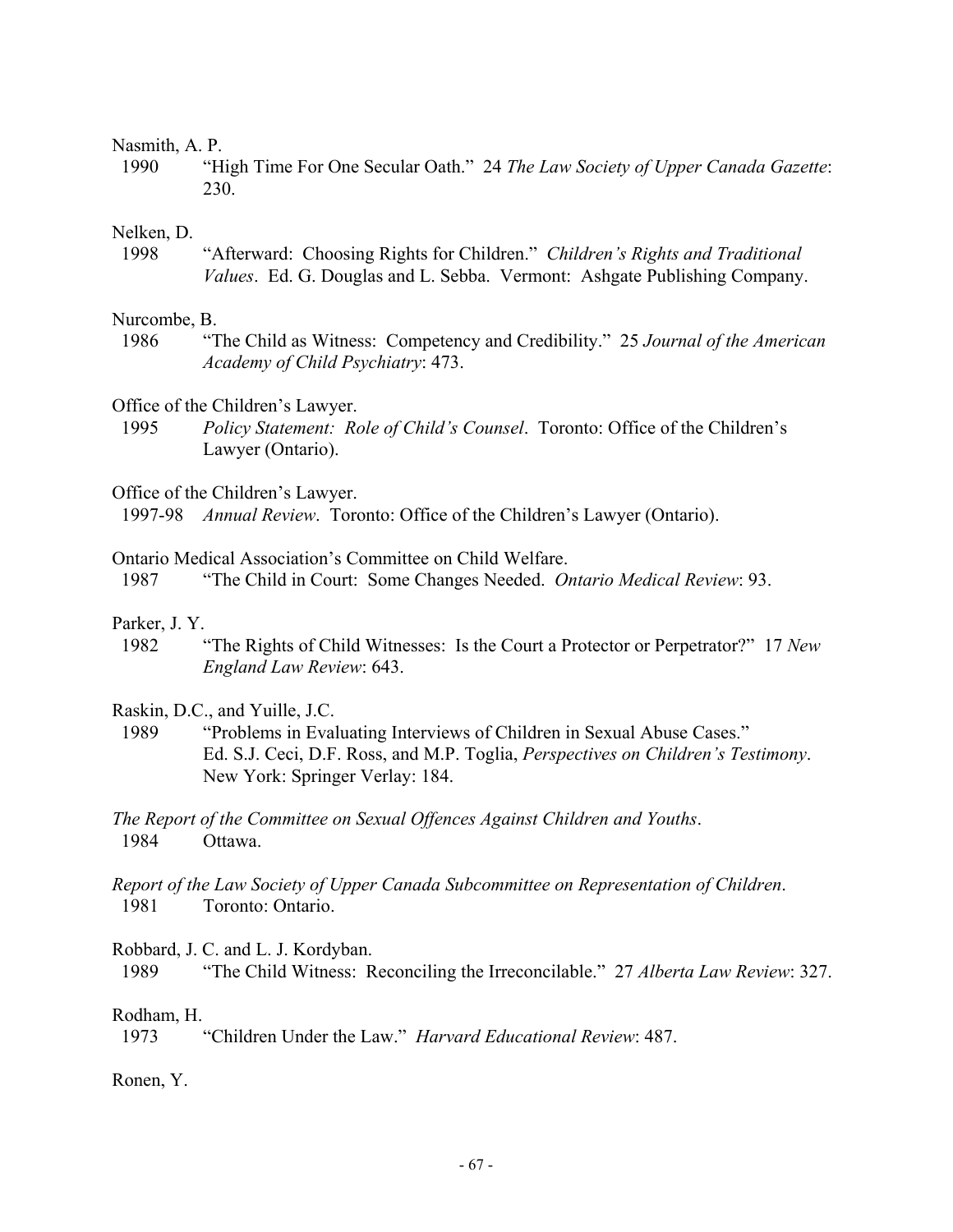Nasmith, A. P.

1990 "High Time For One Secular Oath." 24 *The Law Society of Upper Canada Gazette*: 230.

Nelken, D.

1998 "Afterward: Choosing Rights for Children." *Children's Rights and Traditional Values*. Ed. G. Douglas and L. Sebba. Vermont: Ashgate Publishing Company.

Nurcombe, B.

1986 "The Child as Witness: Competency and Credibility." 25 *Journal of the American Academy of Child Psychiatry*: 473.

Office of the Children's Lawyer.

1995 *Policy Statement: Role of Child's Counsel*. Toronto: Office of the Children's Lawyer (Ontario).

Office of the Children's Lawyer.

1997-98 *Annual Review*. Toronto: Office of the Children's Lawyer (Ontario).

Ontario Medical Association's Committee on Child Welfare.

1987 "The Child in Court: Some Changes Needed. *Ontario Medical Review*: 93.

Parker, J. Y.

1982 "The Rights of Child Witnesses: Is the Court a Protector or Perpetrator?" 17 *New England Law Review*: 643.

Raskin, D.C., and Yuille, J.C.

1989 "Problems in Evaluating Interviews of Children in Sexual Abuse Cases." Ed. S.J. Ceci, D.F. Ross, and M.P. Toglia, *Perspectives on Children's Testimony*. New York: Springer Verlay: 184.

*The Report of the Committee on Sexual Offences Against Children and Youths*.

1984 Ottawa.

*Report of the Law Society of Upper Canada Subcommittee on Representation of Children*.

1981 Toronto: Ontario.

Robbard, J. C. and L. J. Kordyban.

1989 "The Child Witness: Reconciling the Irreconcilable." 27 *Alberta Law Review*: 327.

Rodham, H.

1973 "Children Under the Law." *Harvard Educational Review*: 487.

Ronen, Y.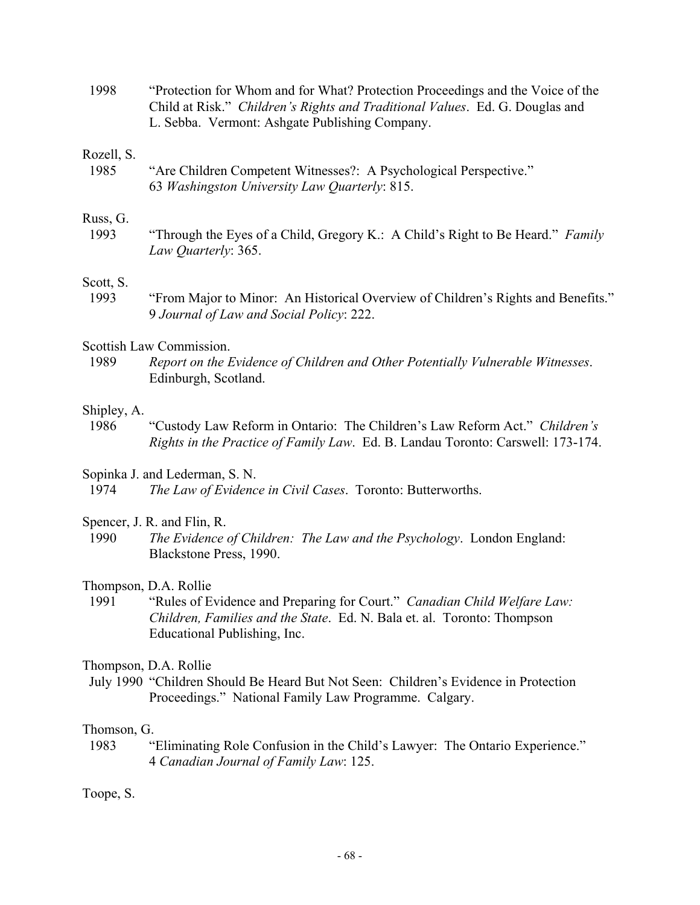1998 "Protection for Whom and for What? Protection Proceedings and the Voice of the Child at Risk." *Children's Rights and Traditional Values*. Ed. G. Douglas and L. Sebba. Vermont: Ashgate Publishing Company.

Rozell, S.
1985 "Are Children Competent Witnesses?: A Psychological Perspective." 63 *Washingston University Law Quarterly*: 815.

Russ, G.
1993 "Through the Eyes of a Child, Gregory K.: A Child's Right to Be Heard." *Family Law Quarterly*: 365.

Scott, S.
1993 "From Major to Minor: An Historical Overview of Children's Rights and Benefits." 9 *Journal of Law and Social Policy*: 222.

Scottish Law Commission.
1989 *Report on the Evidence of Children and Other Potentially Vulnerable Witnesses*. Edinburgh, Scotland.

Shipley, A.
1986 "Custody Law Reform in Ontario: The Children's Law Reform Act." *Children's Rights in the Practice of Family Law*. Ed. B. Landau Toronto: Carswell: 173-174.

Sopinka J. and Lederman, S. N.
1974 *The Law of Evidence in Civil Cases*. Toronto: Butterworths.

Spencer, J. R. and Flin, R.
1990 *The Evidence of Children: The Law and the Psychology*. London England: Blackstone Press, 1990.

Thompson, D.A. Rollie
1991 "Rules of Evidence and Preparing for Court." *Canadian Child Welfare Law: Children, Families and the State*. Ed. N. Bala et. al. Toronto: Thompson Educational Publishing, Inc.

Thompson, D.A. Rollie
July 1990 "Children Should Be Heard But Not Seen: Children's Evidence in Protection Proceedings." National Family Law Programme. Calgary.

Thomson, G.
1983 "Eliminating Role Confusion in the Child's Lawyer: The Ontario Experience." 4 *Canadian Journal of Family Law*: 125.

Toope, S.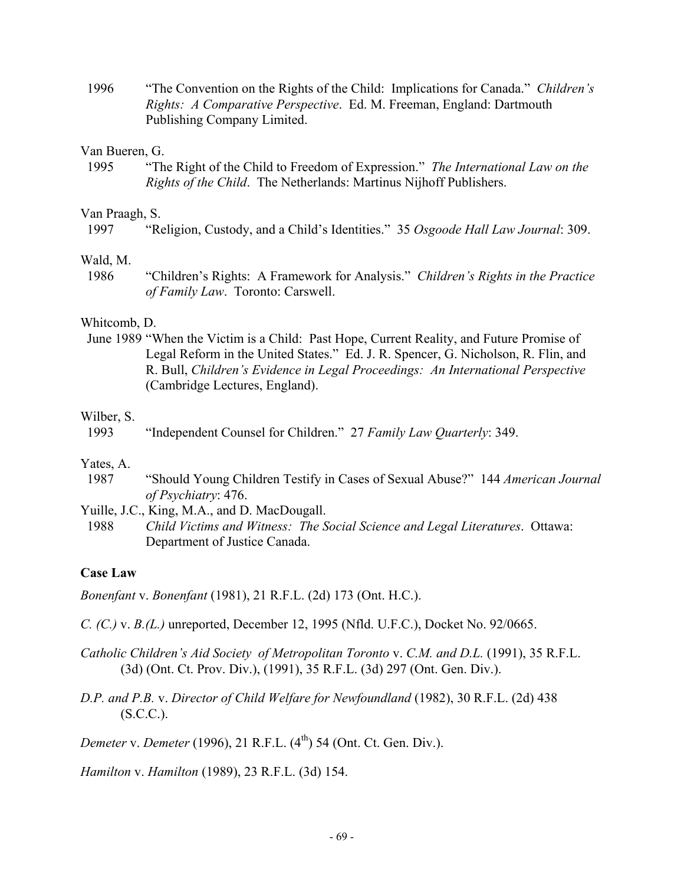1996 "The Convention on the Rights of the Child: Implications for Canada." *Children's Rights: A Comparative Perspective*. Ed. M. Freeman, England: Dartmouth Publishing Company Limited.

Van Bueren, G.

1995 "The Right of the Child to Freedom of Expression." *The International Law on the Rights of the Child*. The Netherlands: Martinus Nijhoff Publishers.

Van Praagh, S.

1997 "Religion, Custody, and a Child's Identities." 35 *Osgoode Hall Law Journal*: 309.

Wald, M.

1986 "Children's Rights: A Framework for Analysis." *Children's Rights in the Practice of Family Law*. Toronto: Carswell.

Whitcomb, D.

June 1989 "When the Victim is a Child: Past Hope, Current Reality, and Future Promise of Legal Reform in the United States." Ed. J. R. Spencer, G. Nicholson, R. Flin, and R. Bull, *Children's Evidence in Legal Proceedings: An International Perspective* (Cambridge Lectures, England).

Wilber, S.

1993 "Independent Counsel for Children." 27 *Family Law Quarterly*: 349.

Yates, A.

1987 "Should Young Children Testify in Cases of Sexual Abuse?" 144 *American Journal of Psychiatry*: 476.

Yuille, J.C., King, M.A., and D. MacDougall.

1988 *Child Victims and Witness: The Social Science and Legal Literatures*. Ottawa: Department of Justice Canada.

**Case Law**

*Bonenfant* v. *Bonenfant* (1981), 21 R.F.L. (2d) 173 (Ont. H.C.).

*C. (C.)* v. *B.(L.)* unreported, December 12, 1995 (Nfld. U.F.C.), Docket No. 92/0665.

*Catholic Children's Aid Society of Metropolitan Toronto* v. *C.M. and D.L.* (1991), 35 R.F.L. (3d) (Ont. Ct. Prov. Div.), (1991), 35 R.F.L. (3d) 297 (Ont. Gen. Div.).

*D.P. and P.B.* v. *Director of Child Welfare for Newfoundland* (1982), 30 R.F.L. (2d) 438 (S.C.C.).

*Demeter* v. *Demeter* (1996), 21 R.F.L. (4th) 54 (Ont. Ct. Gen. Div.).

*Hamilton* v. *Hamilton* (1989), 23 R.F.L. (3d) 154.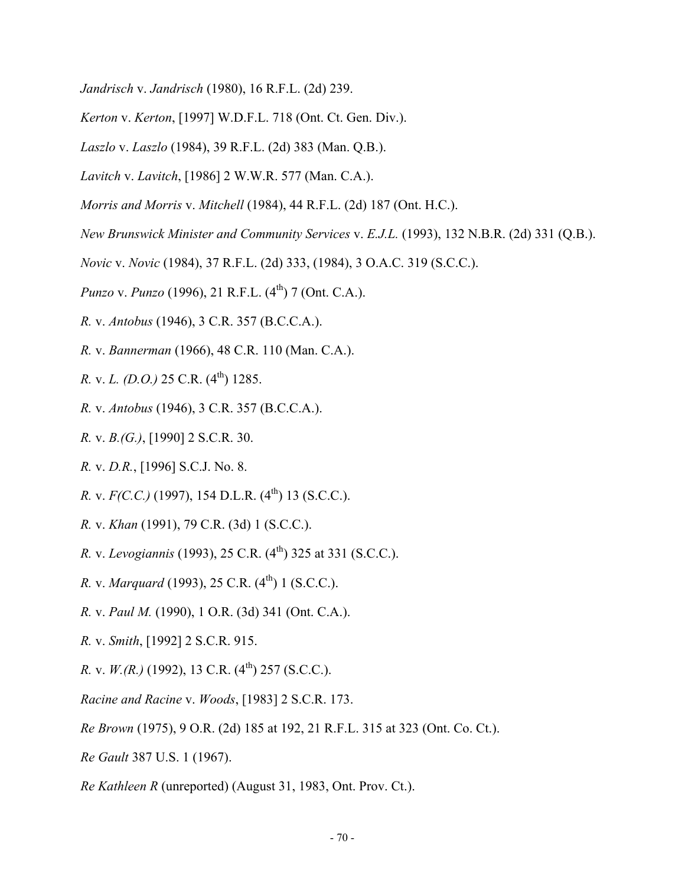*Jandrisch* v. *Jandrisch* (1980), 16 R.F.L. (2d) 239.

*Kerton* v. *Kerton*, [1997] W.D.F.L. 718 (Ont. Ct. Gen. Div.).

*Laszlo* v. *Laszlo* (1984), 39 R.F.L. (2d) 383 (Man. Q.B.).

*Lavitch* v. *Lavitch*, [1986] 2 W.W.R. 577 (Man. C.A.).

*Morris and Morris* v. *Mitchell* (1984), 44 R.F.L. (2d) 187 (Ont. H.C.).

*New Brunswick Minister and Community Services* v. *E.J.L.* (1993), 132 N.B.R. (2d) 331 (Q.B.).

*Novic* v. *Novic* (1984), 37 R.F.L. (2d) 333, (1984), 3 O.A.C. 319 (S.C.C.).

*Punzo* v. *Punzo* (1996), 21 R.F.L. (4th) 7 (Ont. C.A.).

*R.* v. *Antobus* (1946), 3 C.R. 357 (B.C.C.A.).

*R.* v. *Bannerman* (1966), 48 C.R. 110 (Man. C.A.).

*R.* v. *L. (D.O.)* 25 C.R. (4th) 1285.

*R.* v. *Antobus* (1946), 3 C.R. 357 (B.C.C.A.).

*R.* v. *B.(G.)*, [1990] 2 S.C.R. 30.

*R.* v. *D.R.*, [1996] S.C.J. No. 8.

*R.* v. *F(C.C.)* (1997), 154 D.L.R. (4th) 13 (S.C.C.).

*R.* v. *Khan* (1991), 79 C.R. (3d) 1 (S.C.C.).

*R.* v. *Levogiannis* (1993), 25 C.R. (4th) 325 at 331 (S.C.C.).

*R.* v. *Marquard* (1993), 25 C.R. (4th) 1 (S.C.C.).

*R.* v. *Paul M.* (1990), 1 O.R. (3d) 341 (Ont. C.A.).

*R.* v. *Smith*, [1992] 2 S.C.R. 915.

*R.* v. *W.(R.)* (1992), 13 C.R. (4th) 257 (S.C.C.).

*Racine and Racine* v. *Woods*, [1983] 2 S.C.R. 173.

*Re Brown* (1975), 9 O.R. (2d) 185 at 192, 21 R.F.L. 315 at 323 (Ont. Co. Ct.).

*Re Gault* 387 U.S. 1 (1967).

*Re Kathleen R* (unreported) (August 31, 1983, Ont. Prov. Ct.).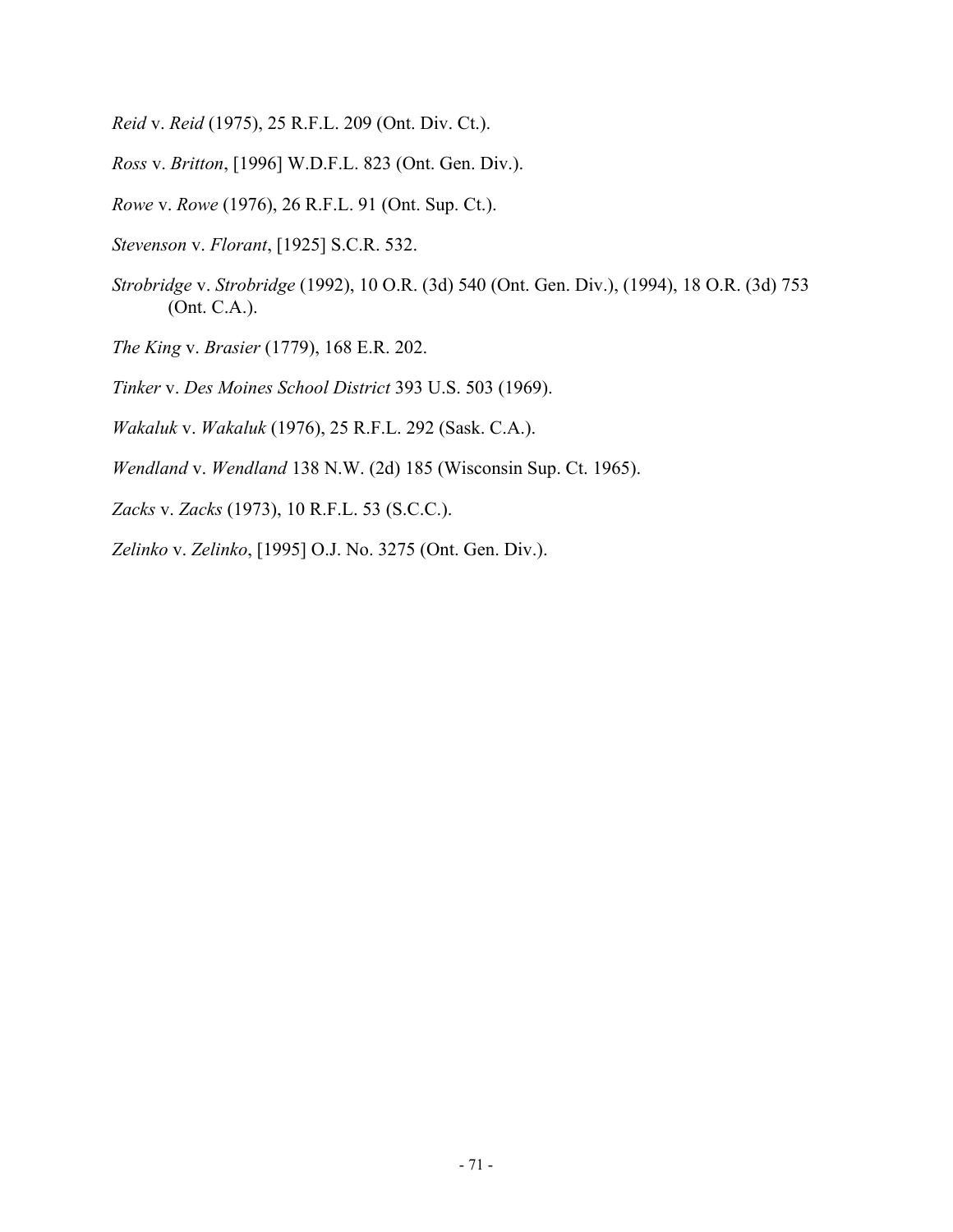*Reid* v. *Reid* (1975), 25 R.F.L. 209 (Ont. Div. Ct.).

*Ross* v. *Britton*, [1996] W.D.F.L. 823 (Ont. Gen. Div.).

*Rowe* v. *Rowe* (1976), 26 R.F.L. 91 (Ont. Sup. Ct.).

*Stevenson* v. *Florant*, [1925] S.C.R. 532.

*Strobridge* v. *Strobridge* (1992), 10 O.R. (3d) 540 (Ont. Gen. Div.), (1994), 18 O.R. (3d) 753 (Ont. C.A.).

*The King* v. *Brasier* (1779), 168 E.R. 202.

*Tinker* v. *Des Moines School District* 393 U.S. 503 (1969).

*Wakaluk* v. *Wakaluk* (1976), 25 R.F.L. 292 (Sask. C.A.).

*Wendland* v. *Wendland* 138 N.W. (2d) 185 (Wisconsin Sup. Ct. 1965).

*Zacks* v. *Zacks* (1973), 10 R.F.L. 53 (S.C.C.).

*Zelinko* v. *Zelinko*, [1995] O.J. No. 3275 (Ont Gen. Div.).